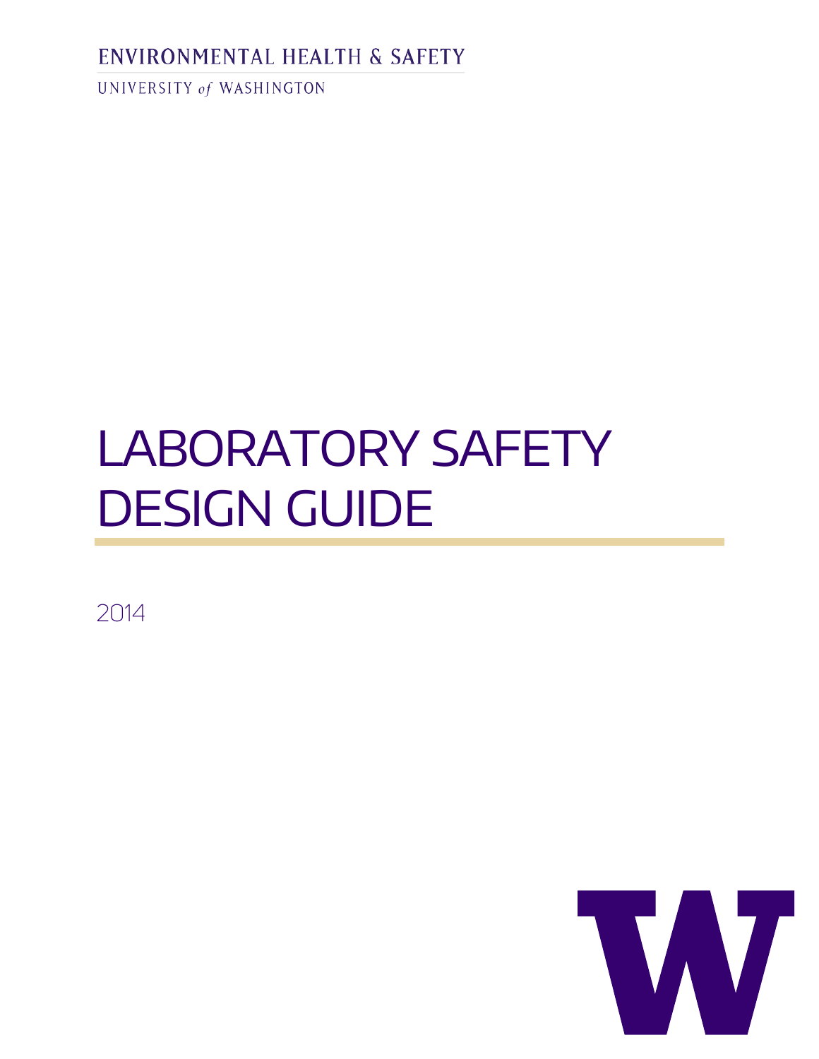ENVIRONMENTAL HEALTH & SAFETY

UNIVERSITY *of* WASHINGTON

# LABORATORY SAFETY DESIGN GUIDE

2014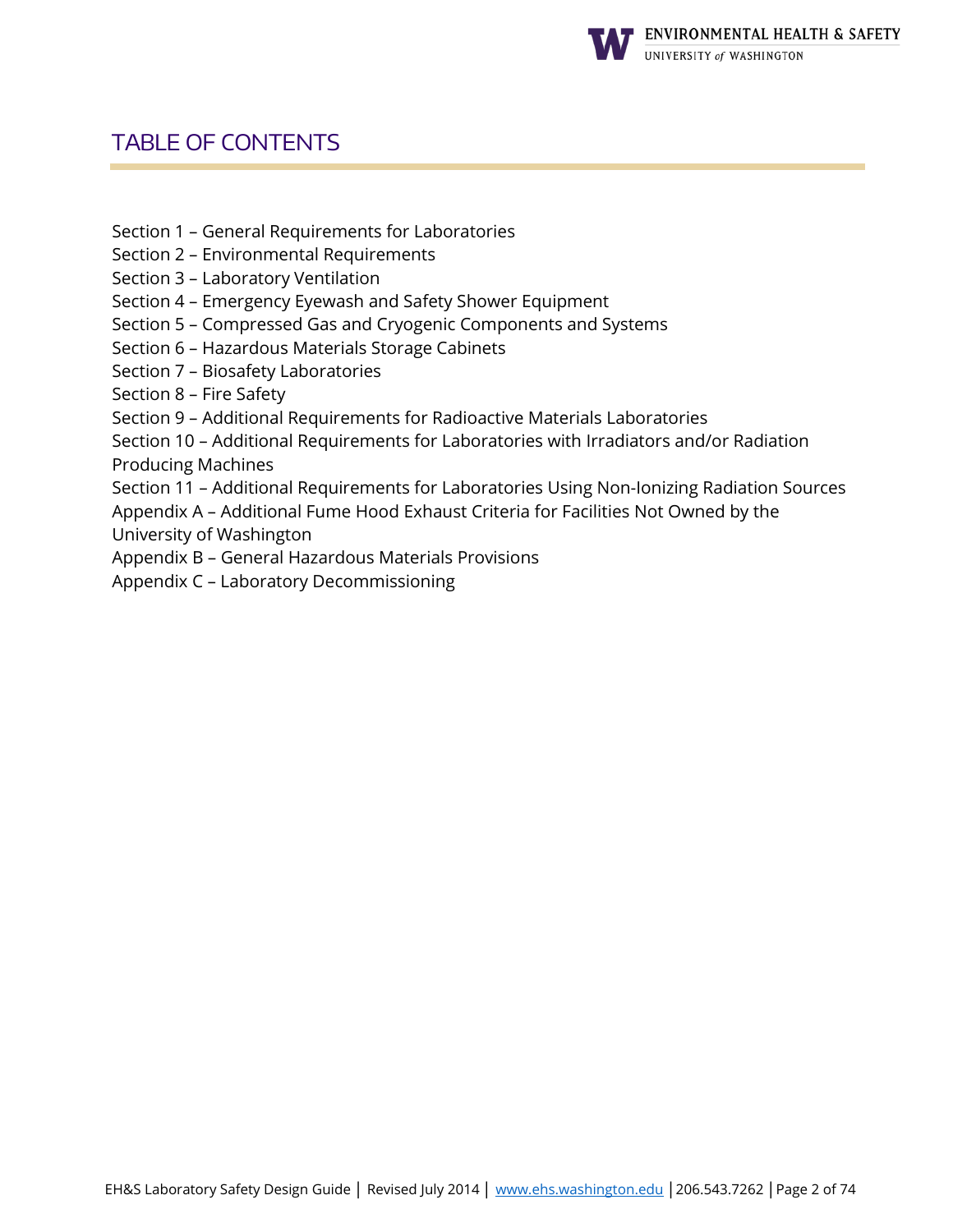# TABLE OF CONTENTS

Section 1 – General Requirements for Laboratories
Section 2 – Environmental Requirements
Section 3 – Laboratory Ventilation
Section 4 – Emergency Eyewash and Safety Shower Equipment
Section 5 – Compressed Gas and Cryogenic Components and Systems
Section 6 – Hazardous Materials Storage Cabinets
Section 7 – Biosafety Laboratories
Section 8 – Fire Safety
Section 9 – Additional Requirements for Radioactive Materials Laboratories
Section 10 – Additional Requirements for Laboratories with Irradiators and/or Radiation Producing Machines
Section 11 – Additional Requirements for Laboratories Using Non-Ionizing Radiation Sources
Appendix A – Additional Fume Hood Exhaust Criteria for Facilities Not Owned by the University of Washington
Appendix B – General Hazardous Materials Provisions
Appendix C – Laboratory Decommissioning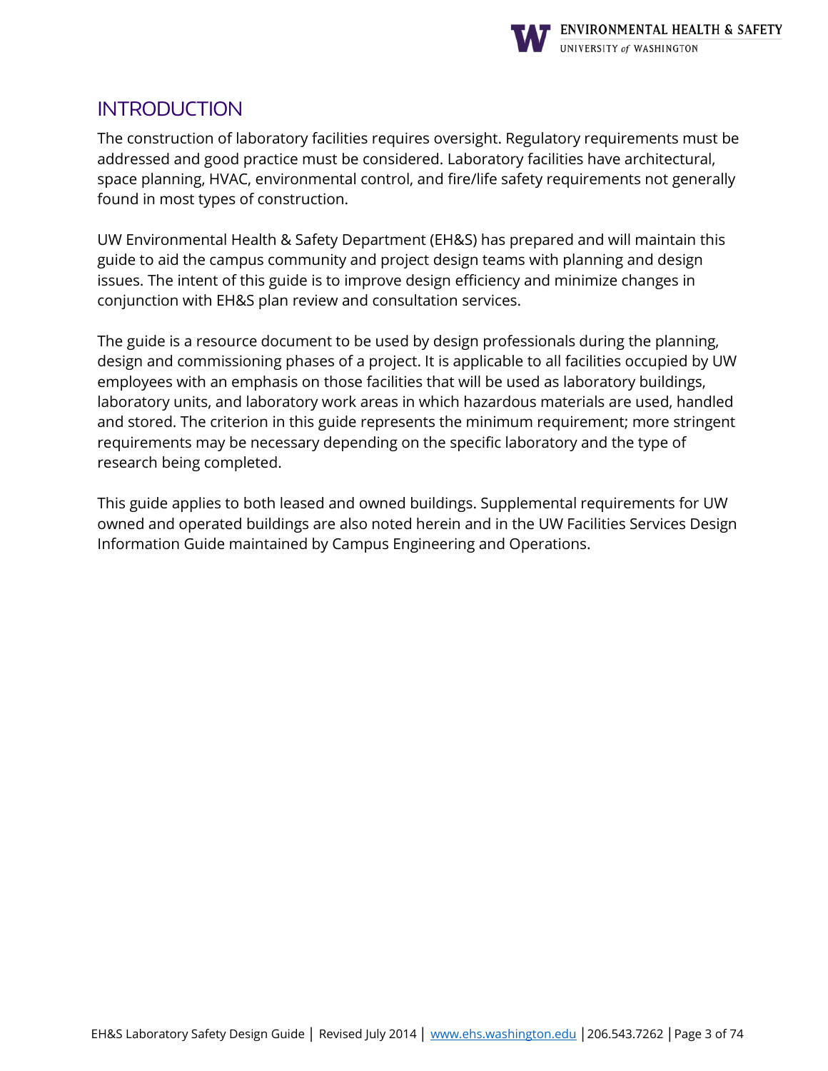## INTRODUCTION

The construction of laboratory facilities requires oversight. Regulatory requirements must be addressed and good practice must be considered. Laboratory facilities have architectural, space planning, HVAC, environmental control, and fire/life safety requirements not generally found in most types of construction.

UW Environmental Health & Safety Department (EH&S) has prepared and will maintain this guide to aid the campus community and project design teams with planning and design issues. The intent of this guide is to improve design efficiency and minimize changes in conjunction with EH&S plan review and consultation services.

The guide is a resource document to be used by design professionals during the planning, design and commissioning phases of a project. It is applicable to all facilities occupied by UW employees with an emphasis on those facilities that will be used as laboratory buildings, laboratory units, and laboratory work areas in which hazardous materials are used, handled and stored. The criterion in this guide represents the minimum requirement; more stringent requirements may be necessary depending on the specific laboratory and the type of research being completed.

This guide applies to both leased and owned buildings. Supplemental requirements for UW owned and operated buildings are also noted herein and in the UW Facilities Services Design Information Guide maintained by Campus Engineering and Operations.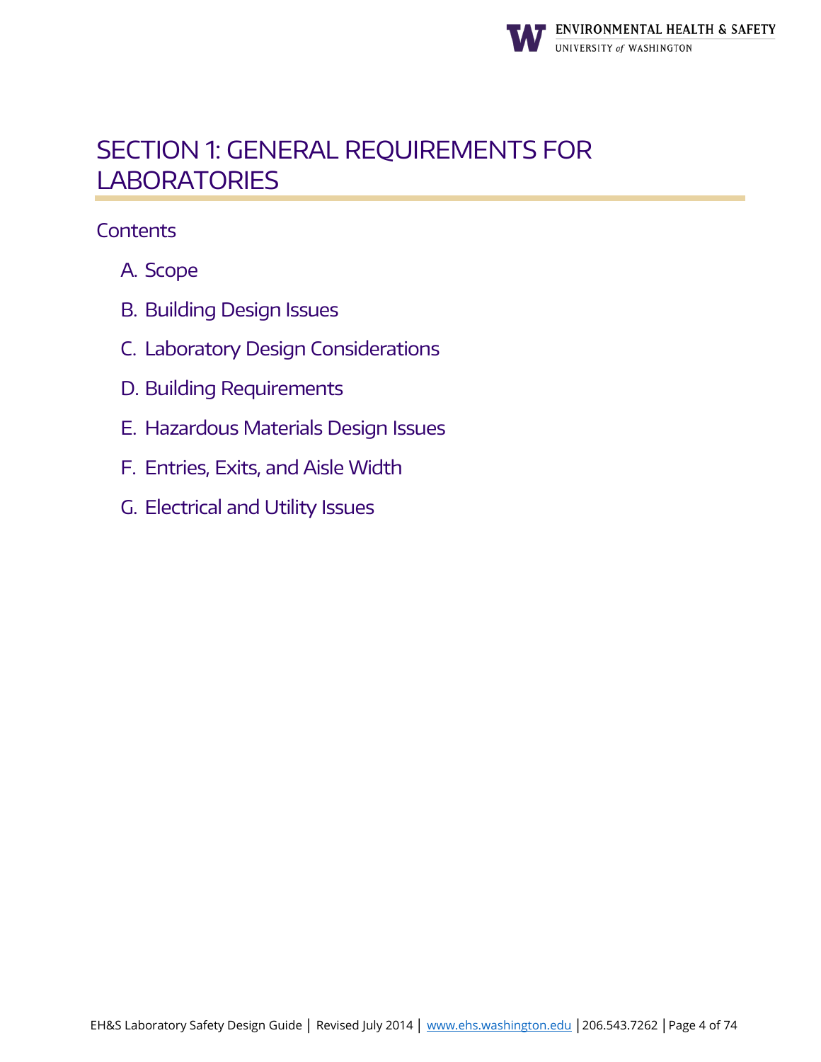# SECTION 1: GENERAL REQUIREMENTS FOR LABORATORIES

## Contents

A. Scope

B. Building Design Issues

C. Laboratory Design Considerations

D. Building Requirements

E. Hazardous Materials Design Issues

F. Entries, Exits, and Aisle Width

G. Electrical and Utility Issues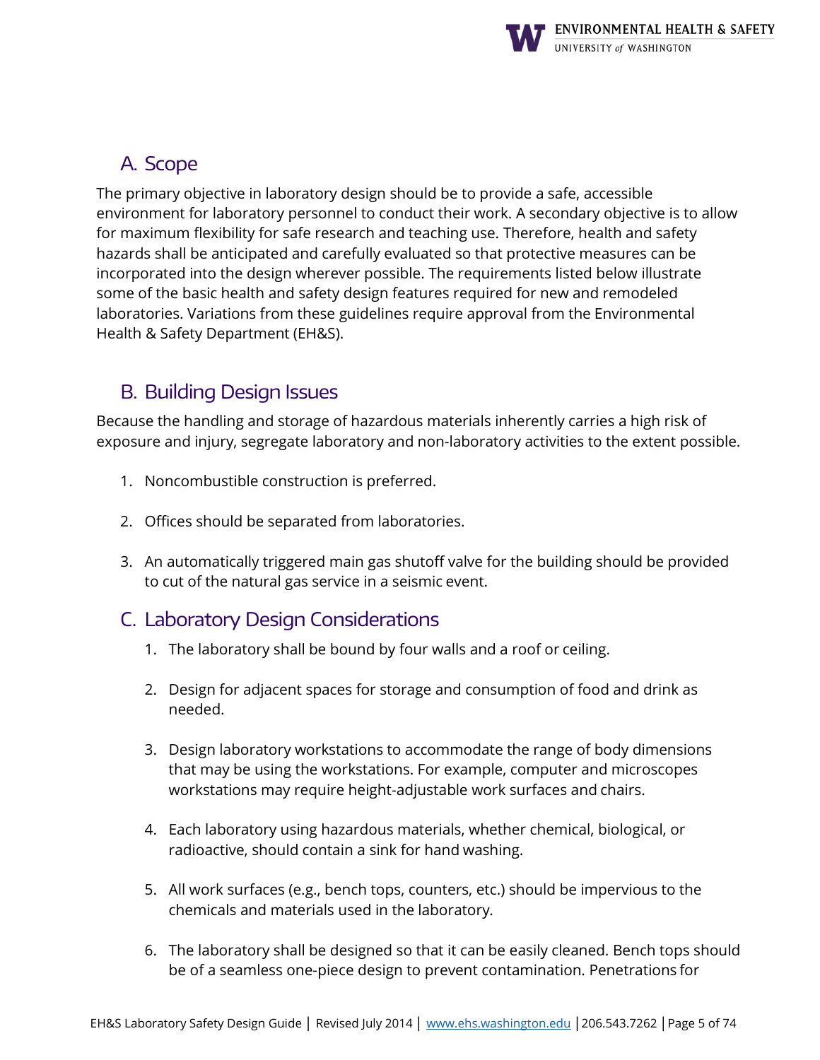## A. Scope

The primary objective in laboratory design should be to provide a safe, accessible environment for laboratory personnel to conduct their work. A secondary objective is to allow for maximum flexibility for safe research and teaching use. Therefore, health and safety hazards shall be anticipated and carefully evaluated so that protective measures can be incorporated into the design wherever possible. The requirements listed below illustrate some of the basic health and safety design features required for new and remodeled laboratories. Variations from these guidelines require approval from the Environmental Health & Safety Department (EH&S).

## B. Building Design Issues

Because the handling and storage of hazardous materials inherently carries a high risk of exposure and injury, segregate laboratory and non-laboratory activities to the extent possible.

1. Noncombustible construction is preferred.

2. Offices should be separated from laboratories.

3. An automatically triggered main gas shutoff valve for the building should be provided to cut of the natural gas service in a seismic event.

## C. Laboratory Design Considerations

1. The laboratory shall be bound by four walls and a roof or ceiling.

2. Design for adjacent spaces for storage and consumption of food and drink as needed.

3. Design laboratory workstations to accommodate the range of body dimensions that may be using the workstations. For example, computer and microscopes workstations may require height-adjustable work surfaces and chairs.

4. Each laboratory using hazardous materials, whether chemical, biological, or radioactive, should contain a sink for hand washing.

5. All work surfaces (e.g., bench tops, counters, etc.) should be impervious to the chemicals and materials used in the laboratory.

6. The laboratory shall be designed so that it can be easily cleaned. Bench tops should be of a seamless one-piece design to prevent contamination. Penetrations for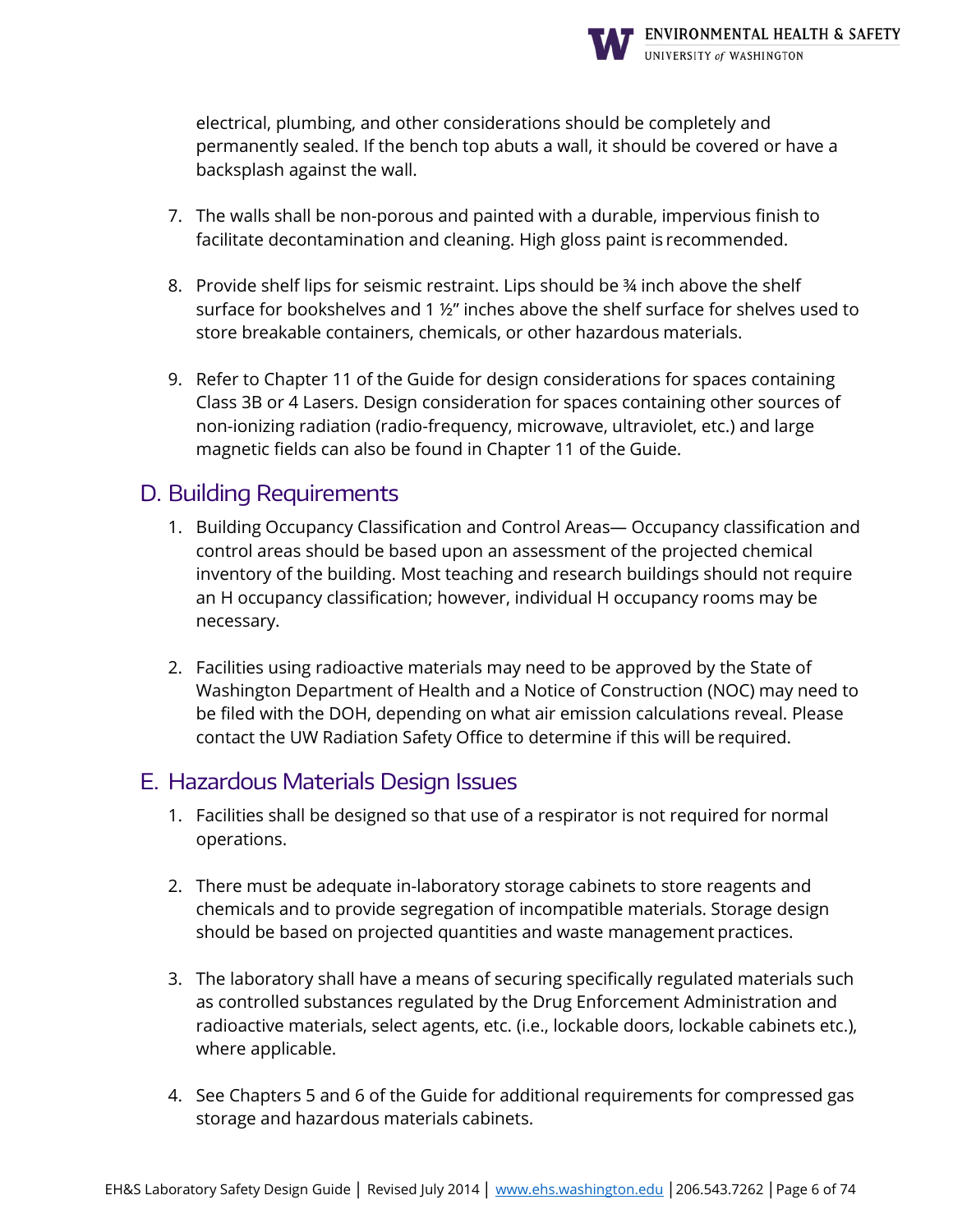electrical, plumbing, and other considerations should be completely and permanently sealed. If the bench top abuts a wall, it should be covered or have a backsplash against the wall.

7. The walls shall be non-porous and painted with a durable, impervious finish to facilitate decontamination and cleaning. High gloss paint is recommended.

8. Provide shelf lips for seismic restraint. Lips should be ¾ inch above the shelf surface for bookshelves and 1 ½" inches above the shelf surface for shelves used to store breakable containers, chemicals, or other hazardous materials.

9. Refer to Chapter 11 of the Guide for design considerations for spaces containing Class 3B or 4 Lasers. Design consideration for spaces containing other sources of non-ionizing radiation (radio-frequency, microwave, ultraviolet, etc.) and large magnetic fields can also be found in Chapter 11 of the Guide.

## D. Building Requirements

1. Building Occupancy Classification and Control Areas— Occupancy classification and control areas should be based upon an assessment of the projected chemical inventory of the building. Most teaching and research buildings should not require an H occupancy classification; however, individual H occupancy rooms may be necessary.

2. Facilities using radioactive materials may need to be approved by the State of Washington Department of Health and a Notice of Construction (NOC) may need to be filed with the DOH, depending on what air emission calculations reveal. Please contact the UW Radiation Safety Office to determine if this will be required.

## E. Hazardous Materials Design Issues

1. Facilities shall be designed so that use of a respirator is not required for normal operations.

2. There must be adequate in-laboratory storage cabinets to store reagents and chemicals and to provide segregation of incompatible materials. Storage design should be based on projected quantities and waste management practices.

3. The laboratory shall have a means of securing specifically regulated materials such as controlled substances regulated by the Drug Enforcement Administration and radioactive materials, select agents, etc. (i.e., lockable doors, lockable cabinets etc.), where applicable.

4. See Chapters 5 and 6 of the Guide for additional requirements for compressed gas storage and hazardous materials cabinets.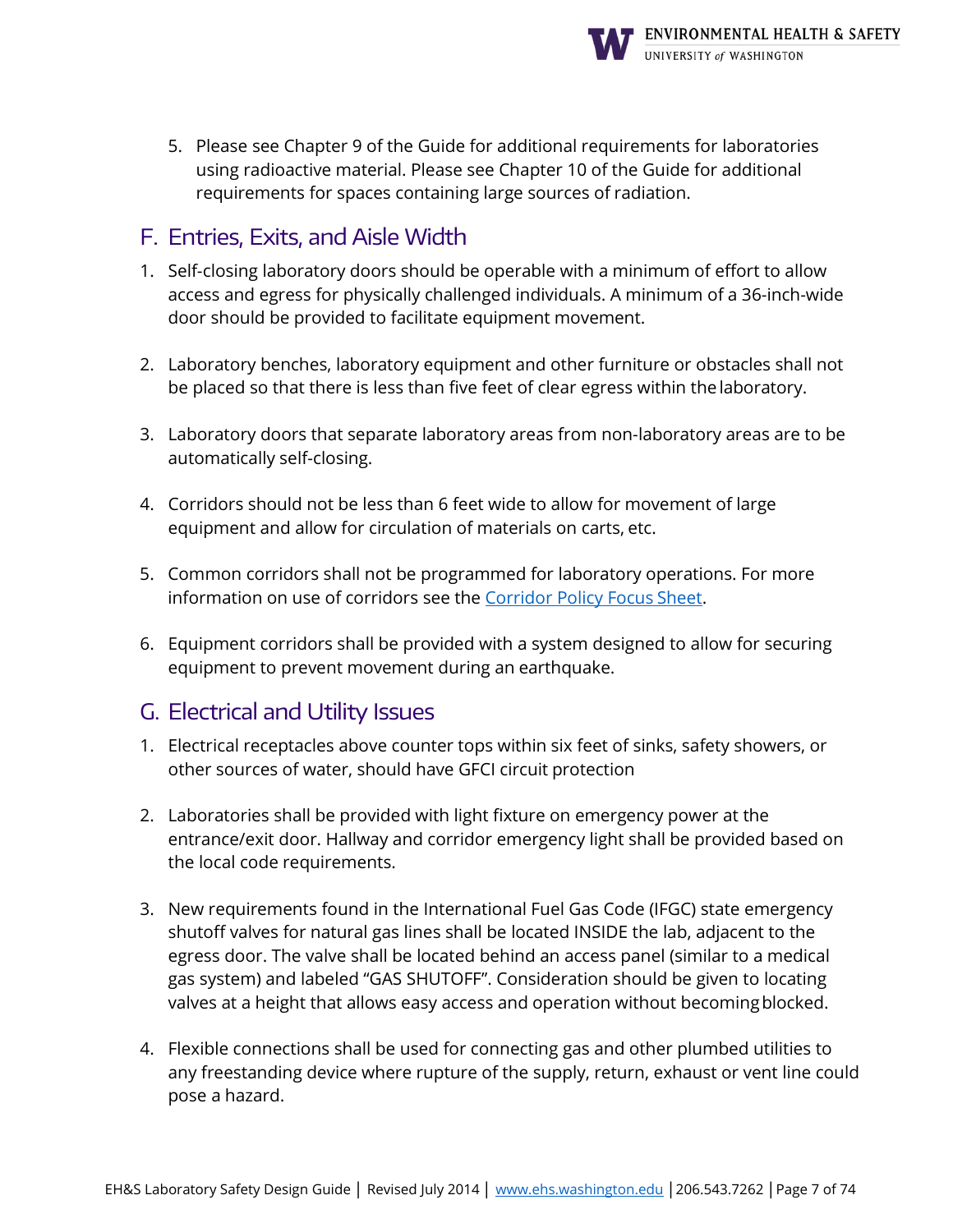5. Please see Chapter 9 of the Guide for additional requirements for laboratories using radioactive material. Please see Chapter 10 of the Guide for additional requirements for spaces containing large sources of radiation.

## F. Entries, Exits, and Aisle Width

1. Self-closing laboratory doors should be operable with a minimum of effort to allow access and egress for physically challenged individuals. A minimum of a 36-inch-wide door should be provided to facilitate equipment movement.

2. Laboratory benches, laboratory equipment and other furniture or obstacles shall not be placed so that there is less than five feet of clear egress within the laboratory.

3. Laboratory doors that separate laboratory areas from non-laboratory areas are to be automatically self-closing.

4. Corridors should not be less than 6 feet wide to allow for movement of large equipment and allow for circulation of materials on carts, etc.

5. Common corridors shall not be programmed for laboratory operations. For more information on use of corridors see the [Corridor Policy Focus Sheet](#).

6. Equipment corridors shall be provided with a system designed to allow for securing equipment to prevent movement during an earthquake.

## G. Electrical and Utility Issues

1. Electrical receptacles above counter tops within six feet of sinks, safety showers, or other sources of water, should have GFCI circuit protection

2. Laboratories shall be provided with light fixture on emergency power at the entrance/exit door. Hallway and corridor emergency light shall be provided based on the local code requirements.

3. New requirements found in the International Fuel Gas Code (IFGC) state emergency shutoff valves for natural gas lines shall be located INSIDE the lab, adjacent to the egress door. The valve shall be located behind an access panel (similar to a medical gas system) and labeled "GAS SHUTOFF". Consideration should be given to locating valves at a height that allows easy access and operation without becoming blocked.

4. Flexible connections shall be used for connecting gas and other plumbed utilities to any freestanding device where rupture of the supply, return, exhaust or vent line could pose a hazard.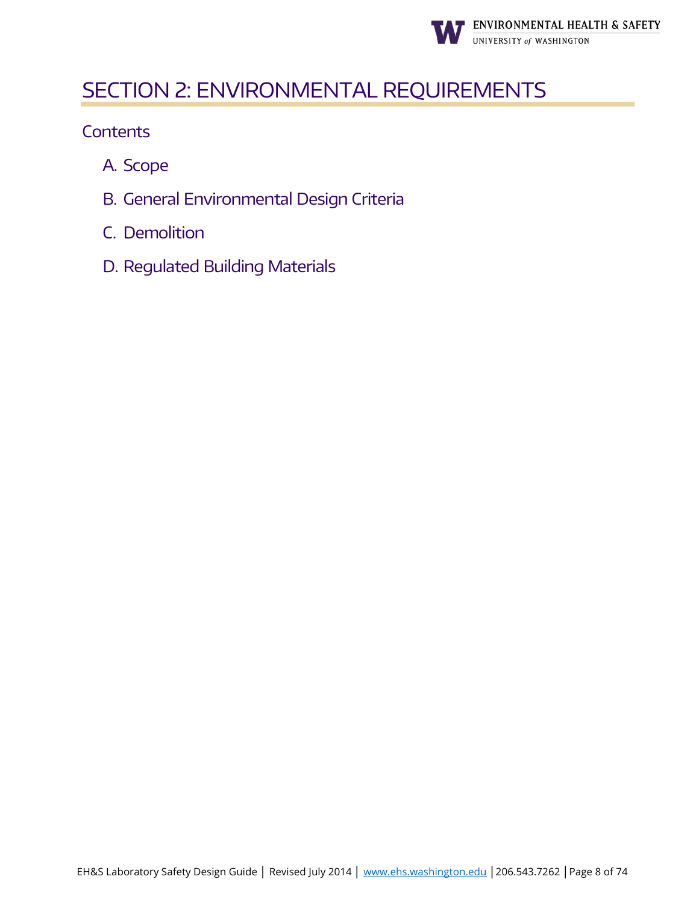# SECTION 2: ENVIRONMENTAL REQUIREMENTS

## Contents

A. Scope

B. General Environmental Design Criteria

C. Demolition

D. Regulated Building Materials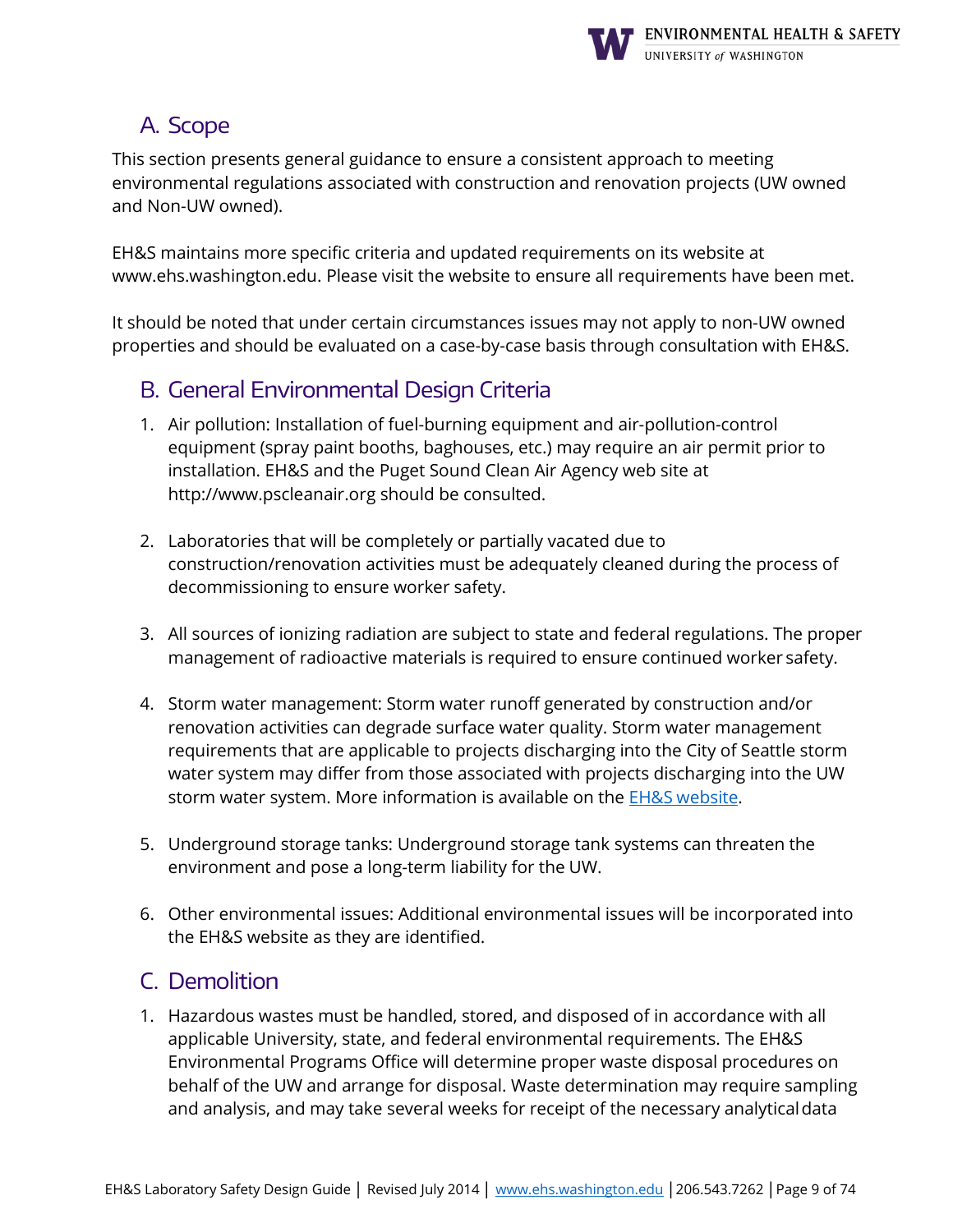## A. Scope

This section presents general guidance to ensure a consistent approach to meeting environmental regulations associated with construction and renovation projects (UW owned and Non-UW owned).

EH&S maintains more specific criteria and updated requirements on its website at www.ehs.washington.edu. Please visit the website to ensure all requirements have been met.

It should be noted that under certain circumstances issues may not apply to non-UW owned properties and should be evaluated on a case-by-case basis through consultation with EH&S.

## B. General Environmental Design Criteria

1. Air pollution: Installation of fuel-burning equipment and air-pollution-control equipment (spray paint booths, baghouses, etc.) may require an air permit prior to installation. EH&S and the Puget Sound Clean Air Agency web site at http://www.pscleanair.org should be consulted.

2. Laboratories that will be completely or partially vacated due to construction/renovation activities must be adequately cleaned during the process of decommissioning to ensure worker safety.

3. All sources of ionizing radiation are subject to state and federal regulations. The proper management of radioactive materials is required to ensure continued worker safety.

4. Storm water management: Storm water runoff generated by construction and/or renovation activities can degrade surface water quality. Storm water management requirements that are applicable to projects discharging into the City of Seattle storm water system may differ from those associated with projects discharging into the UW storm water system. More information is available on the EH&S website.

5. Underground storage tanks: Underground storage tank systems can threaten the environment and pose a long-term liability for the UW.

6. Other environmental issues: Additional environmental issues will be incorporated into the EH&S website as they are identified.

## C. Demolition

1. Hazardous wastes must be handled, stored, and disposed of in accordance with all applicable University, state, and federal environmental requirements. The EH&S Environmental Programs Office will determine proper waste disposal procedures on behalf of the UW and arrange for disposal. Waste determination may require sampling and analysis, and may take several weeks for receipt of the necessary analytical data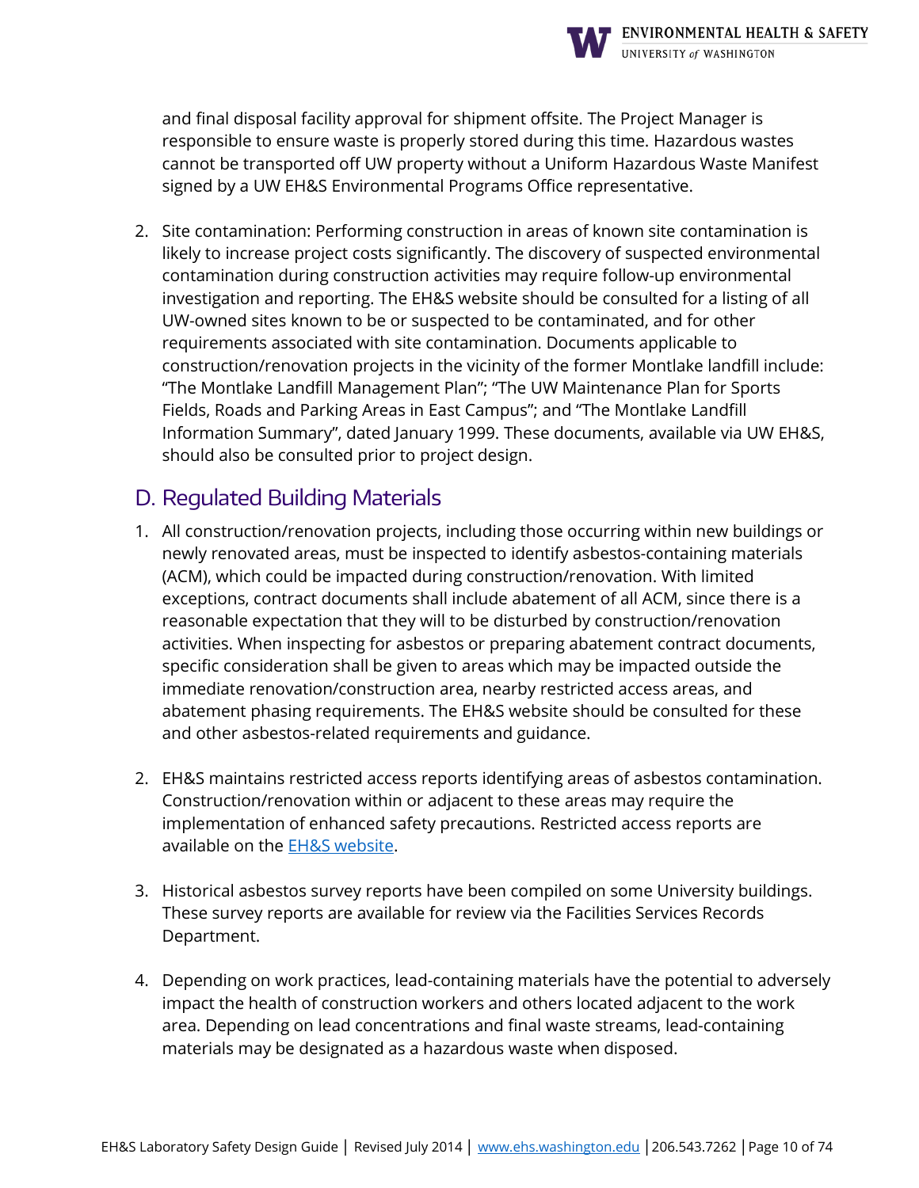and final disposal facility approval for shipment offsite. The Project Manager is responsible to ensure waste is properly stored during this time. Hazardous wastes cannot be transported off UW property without a Uniform Hazardous Waste Manifest signed by a UW EH&S Environmental Programs Office representative.

2. Site contamination: Performing construction in areas of known site contamination is likely to increase project costs significantly. The discovery of suspected environmental contamination during construction activities may require follow-up environmental investigation and reporting. The EH&S website should be consulted for a listing of all UW-owned sites known to be or suspected to be contaminated, and for other requirements associated with site contamination. Documents applicable to construction/renovation projects in the vicinity of the former Montlake landfill include: "The Montlake Landfill Management Plan"; "The UW Maintenance Plan for Sports Fields, Roads and Parking Areas in East Campus"; and "The Montlake Landfill Information Summary", dated January 1999. These documents, available via UW EH&S, should also be consulted prior to project design.

## D. Regulated Building Materials

1. All construction/renovation projects, including those occurring within new buildings or newly renovated areas, must be inspected to identify asbestos-containing materials (ACM), which could be impacted during construction/renovation. With limited exceptions, contract documents shall include abatement of all ACM, since there is a reasonable expectation that they will to be disturbed by construction/renovation activities. When inspecting for asbestos or preparing abatement contract documents, specific consideration shall be given to areas which may be impacted outside the immediate renovation/construction area, nearby restricted access areas, and abatement phasing requirements. The EH&S website should be consulted for these and other asbestos-related requirements and guidance.

2. EH&S maintains restricted access reports identifying areas of asbestos contamination. Construction/renovation within or adjacent to these areas may require the implementation of enhanced safety precautions. Restricted access reports are available on the EH&S website.

3. Historical asbestos survey reports have been compiled on some University buildings. These survey reports are available for review via the Facilities Services Records Department.

4. Depending on work practices, lead-containing materials have the potential to adversely impact the health of construction workers and others located adjacent to the work area. Depending on lead concentrations and final waste streams, lead-containing materials may be designated as a hazardous waste when disposed.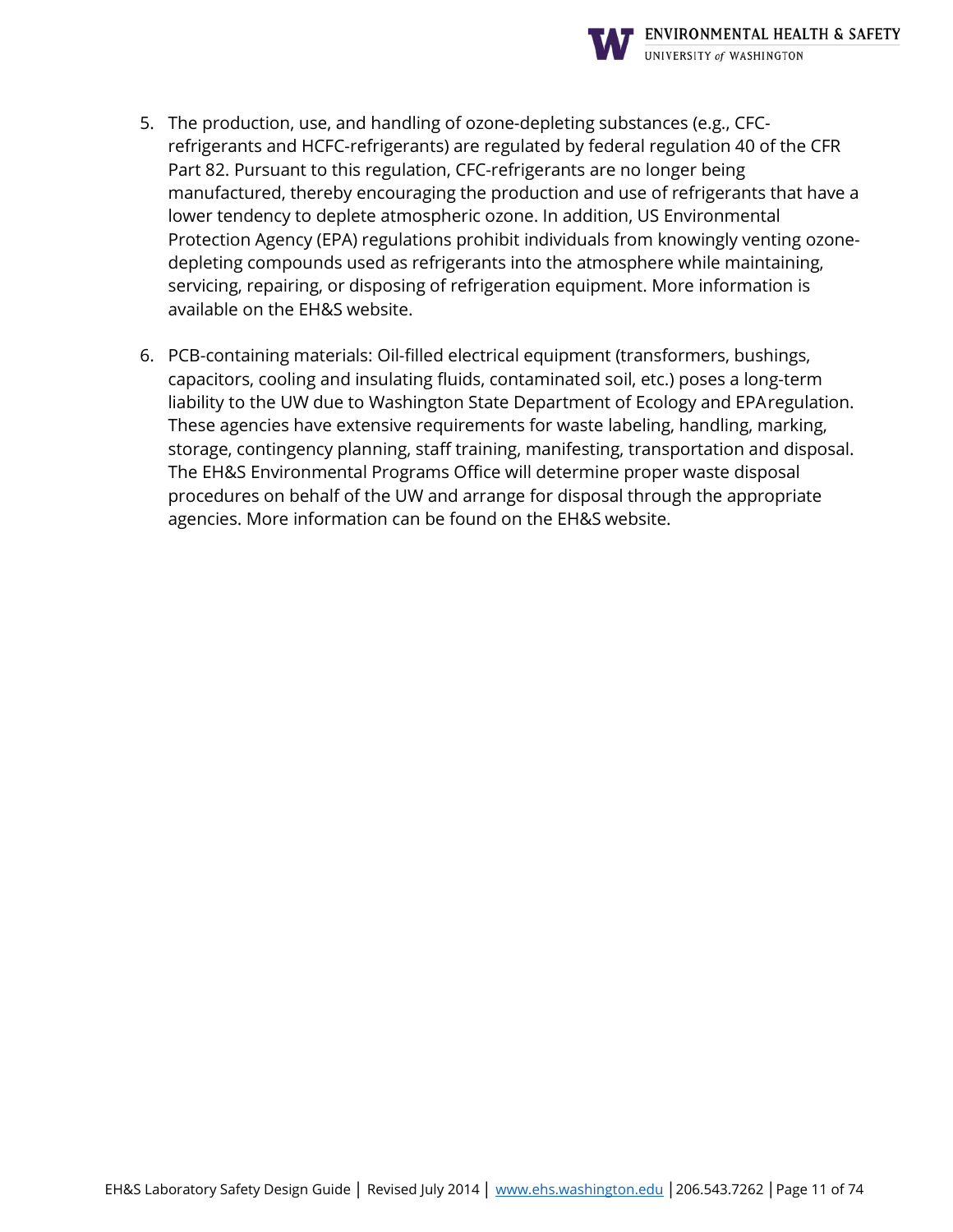5. The production, use, and handling of ozone-depleting substances (e.g., CFC-refrigerants and HCFC-refrigerants) are regulated by federal regulation 40 of the CFR Part 82. Pursuant to this regulation, CFC-refrigerants are no longer being manufactured, thereby encouraging the production and use of refrigerants that have a lower tendency to deplete atmospheric ozone. In addition, US Environmental Protection Agency (EPA) regulations prohibit individuals from knowingly venting ozone-depleting compounds used as refrigerants into the atmosphere while maintaining, servicing, repairing, or disposing of refrigeration equipment. More information is available on the EH&S website.

6. PCB-containing materials: Oil-filled electrical equipment (transformers, bushings, capacitors, cooling and insulating fluids, contaminated soil, etc.) poses a long-term liability to the UW due to Washington State Department of Ecology and EPA regulation. These agencies have extensive requirements for waste labeling, handling, marking, storage, contingency planning, staff training, manifesting, transportation and disposal. The EH&S Environmental Programs Office will determine proper waste disposal procedures on behalf of the UW and arrange for disposal through the appropriate agencies. More information can be found on the EH&S website.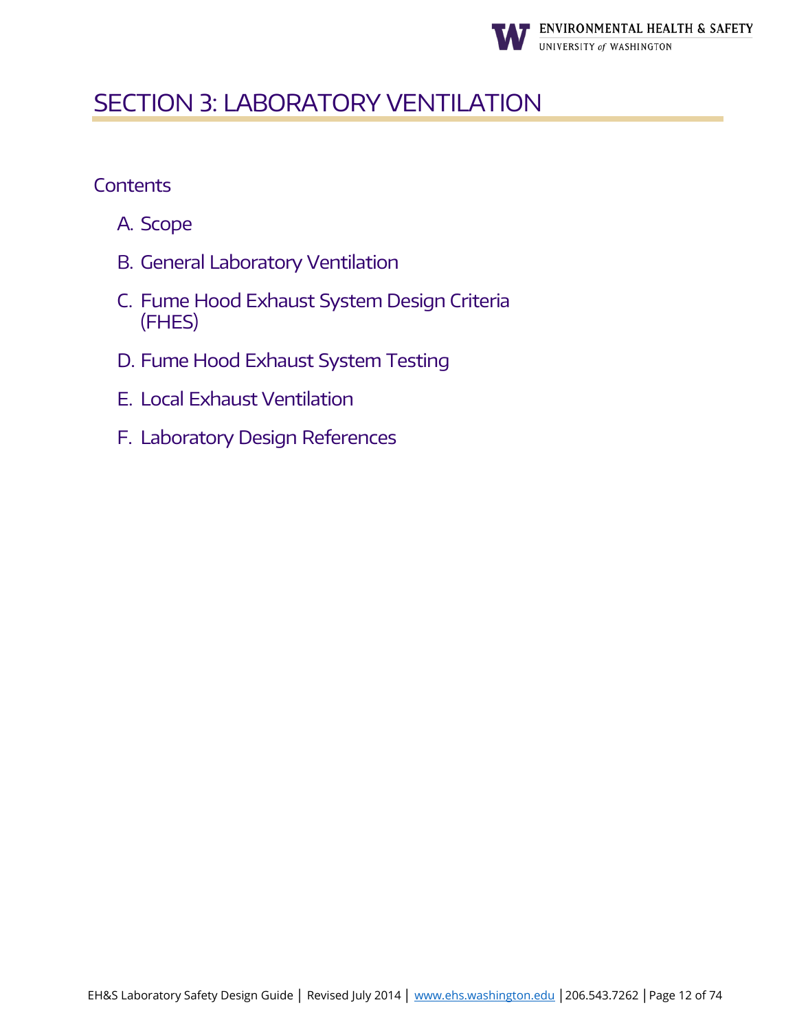# SECTION 3: LABORATORY VENTILATION

## Contents

A. Scope

B. General Laboratory Ventilation

C. Fume Hood Exhaust System Design Criteria (FHES)

D. Fume Hood Exhaust System Testing

E. Local Exhaust Ventilation

F. Laboratory Design References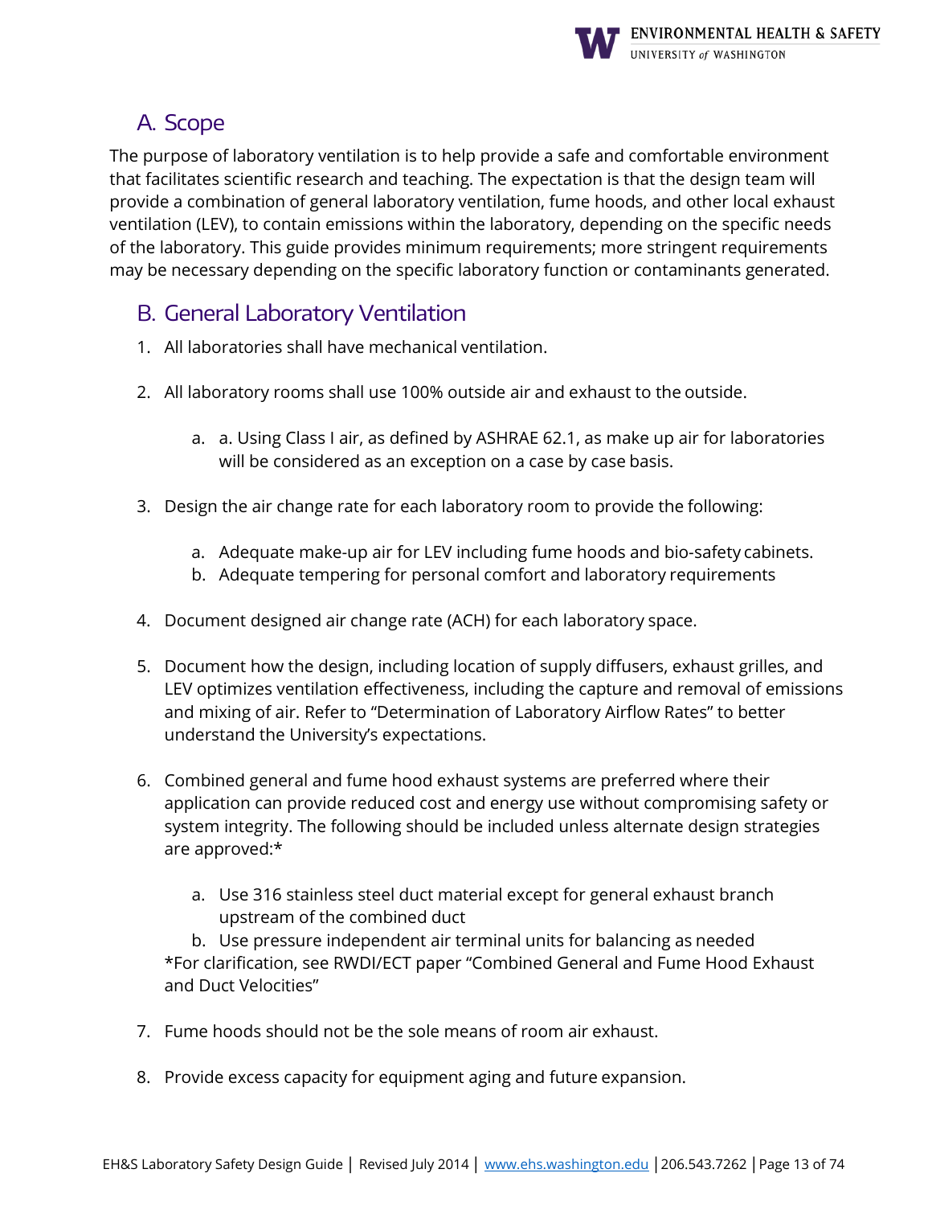## A. Scope

The purpose of laboratory ventilation is to help provide a safe and comfortable environment that facilitates scientific research and teaching. The expectation is that the design team will provide a combination of general laboratory ventilation, fume hoods, and other local exhaust ventilation (LEV), to contain emissions within the laboratory, depending on the specific needs of the laboratory. This guide provides minimum requirements; more stringent requirements may be necessary depending on the specific laboratory function or contaminants generated.

## B. General Laboratory Ventilation

1. All laboratories shall have mechanical ventilation.

2. All laboratory rooms shall use 100% outside air and exhaust to the outside.

   a. a. Using Class I air, as defined by ASHRAE 62.1, as make up air for laboratories will be considered as an exception on a case by case basis.

3. Design the air change rate for each laboratory room to provide the following:

   a. Adequate make-up air for LEV including fume hoods and bio-safety cabinets.
   b. Adequate tempering for personal comfort and laboratory requirements

4. Document designed air change rate (ACH) for each laboratory space.

5. Document how the design, including location of supply diffusers, exhaust grilles, and LEV optimizes ventilation effectiveness, including the capture and removal of emissions and mixing of air. Refer to "Determination of Laboratory Airflow Rates" to better understand the University's expectations.

6. Combined general and fume hood exhaust systems are preferred where their application can provide reduced cost and energy use without compromising safety or system integrity. The following should be included unless alternate design strategies are approved:*

   a. Use 316 stainless steel duct material except for general exhaust branch upstream of the combined duct
   b. Use pressure independent air terminal units for balancing as needed

   *For clarification, see RWDI/ECT paper "Combined General and Fume Hood Exhaust and Duct Velocities"

7. Fume hoods should not be the sole means of room air exhaust.

8. Provide excess capacity for equipment aging and future expansion.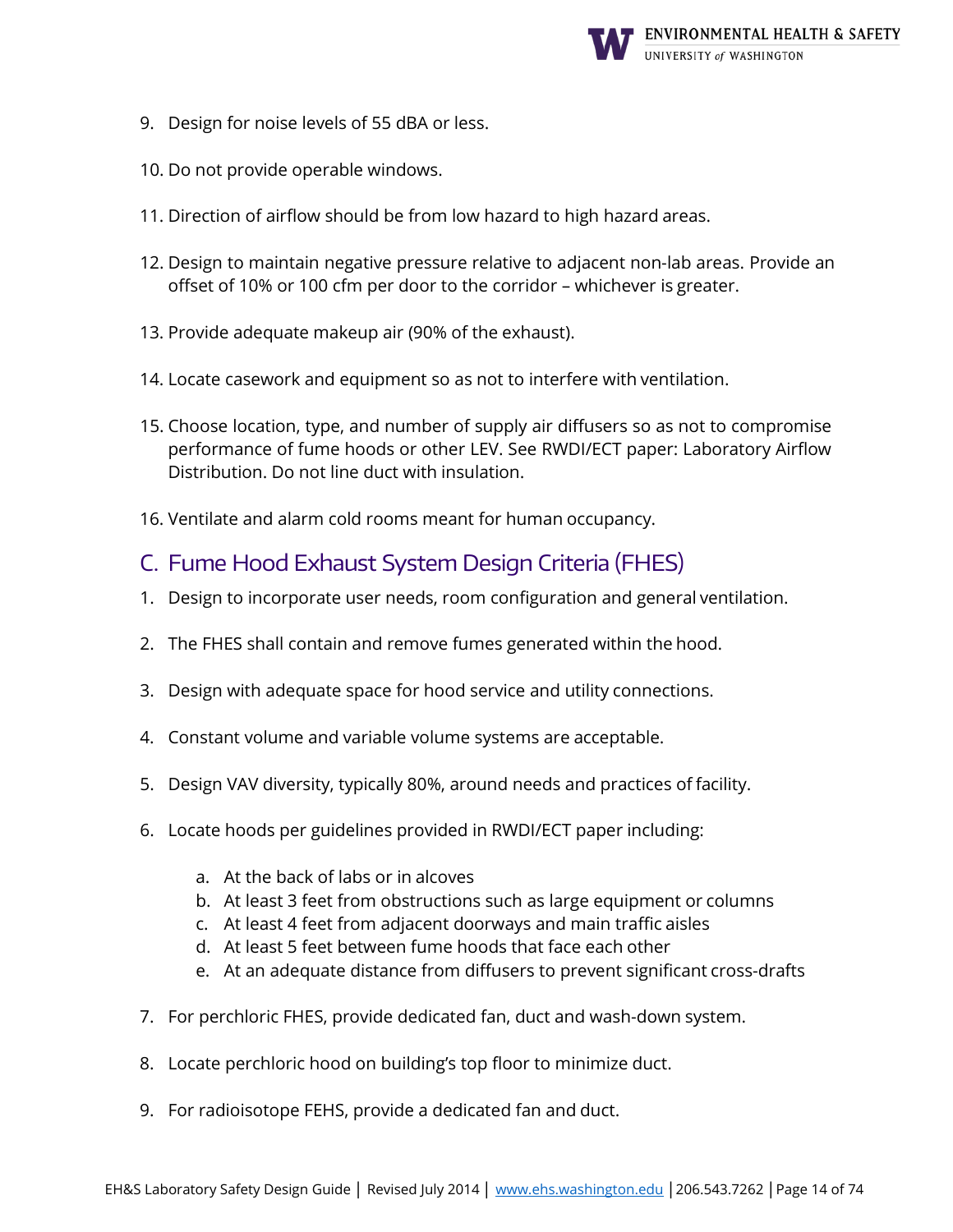9. Design for noise levels of 55 dBA or less.

10. Do not provide operable windows.

11. Direction of airflow should be from low hazard to high hazard areas.

12. Design to maintain negative pressure relative to adjacent non-lab areas. Provide an offset of 10% or 100 cfm per door to the corridor – whichever is greater.

13. Provide adequate makeup air (90% of the exhaust).

14. Locate casework and equipment so as not to interfere with ventilation.

15. Choose location, type, and number of supply air diffusers so as not to compromise performance of fume hoods or other LEV. See RWDI/ECT paper: Laboratory Airflow Distribution. Do not line duct with insulation.

16. Ventilate and alarm cold rooms meant for human occupancy.

## C. Fume Hood Exhaust System Design Criteria (FHES)

1. Design to incorporate user needs, room configuration and general ventilation.

2. The FHES shall contain and remove fumes generated within the hood.

3. Design with adequate space for hood service and utility connections.

4. Constant volume and variable volume systems are acceptable.

5. Design VAV diversity, typically 80%, around needs and practices of facility.

6. Locate hoods per guidelines provided in RWDI/ECT paper including:

    a. At the back of labs or in alcoves
    b. At least 3 feet from obstructions such as large equipment or columns
    c. At least 4 feet from adjacent doorways and main traffic aisles
    d. At least 5 feet between fume hoods that face each other
    e. At an adequate distance from diffusers to prevent significant cross-drafts

7. For perchloric FHES, provide dedicated fan, duct and wash-down system.

8. Locate perchloric hood on building's top floor to minimize duct.

9. For radioisotope FEHS, provide a dedicated fan and duct.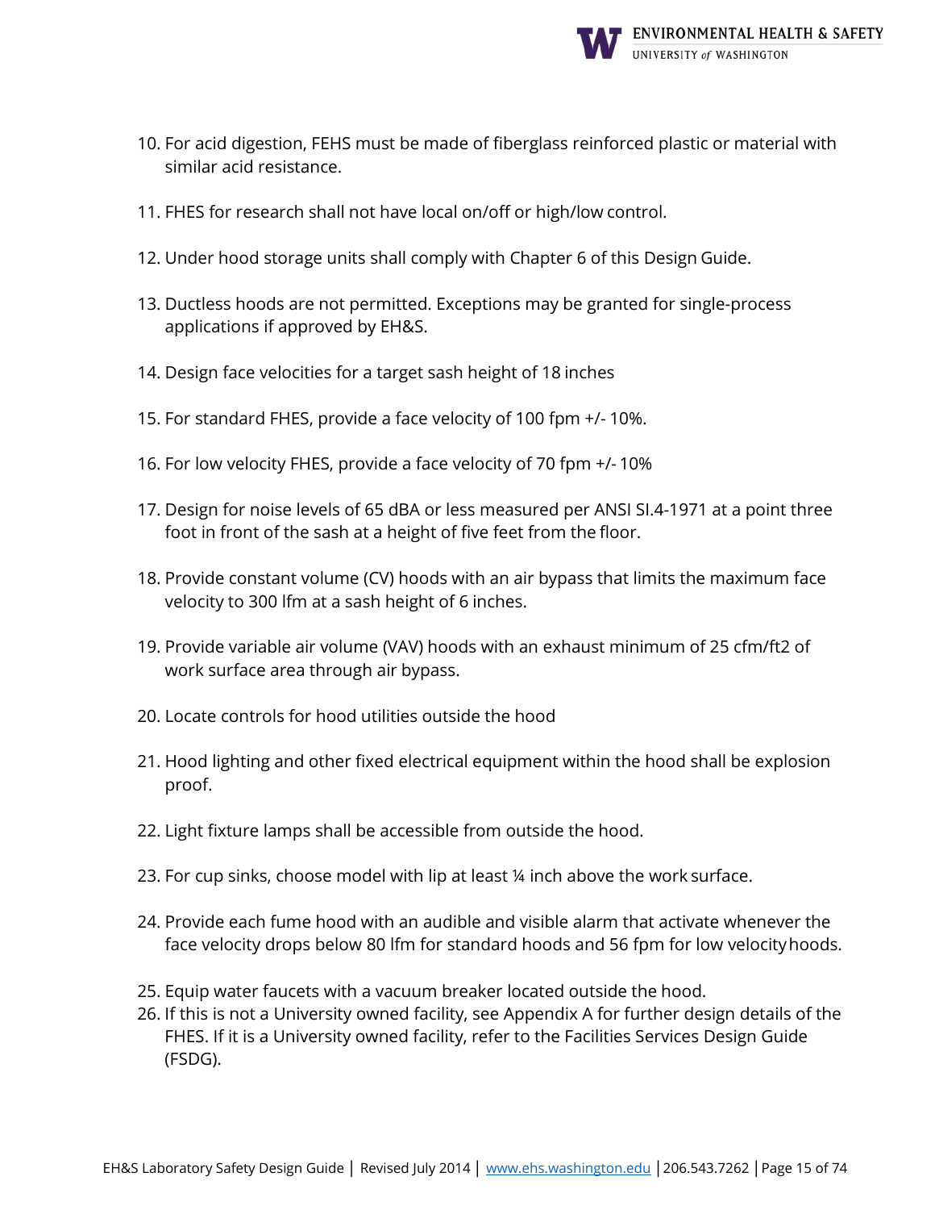10. For acid digestion, FEHS must be made of fiberglass reinforced plastic or material with similar acid resistance.

11. FHES for research shall not have local on/off or high/low control.

12. Under hood storage units shall comply with Chapter 6 of this Design Guide.

13. Ductless hoods are not permitted. Exceptions may be granted for single-process applications if approved by EH&S.

14. Design face velocities for a target sash height of 18 inches

15. For standard FHES, provide a face velocity of 100 fpm +/- 10%.

16. For low velocity FHES, provide a face velocity of 70 fpm +/- 10%

17. Design for noise levels of 65 dBA or less measured per ANSI SI.4-1971 at a point three foot in front of the sash at a height of five feet from the floor.

18. Provide constant volume (CV) hoods with an air bypass that limits the maximum face velocity to 300 lfm at a sash height of 6 inches.

19. Provide variable air volume (VAV) hoods with an exhaust minimum of 25 cfm/ft2 of work surface area through air bypass.

20. Locate controls for hood utilities outside the hood

21. Hood lighting and other fixed electrical equipment within the hood shall be explosion proof.

22. Light fixture lamps shall be accessible from outside the hood.

23. For cup sinks, choose model with lip at least ¼ inch above the work surface.

24. Provide each fume hood with an audible and visible alarm that activate whenever the face velocity drops below 80 lfm for standard hoods and 56 fpm for low velocity hoods.

25. Equip water faucets with a vacuum breaker located outside the hood.
26. If this is not a University owned facility, see Appendix A for further design details of the FHES. If it is a University owned facility, refer to the Facilities Services Design Guide (FSDG).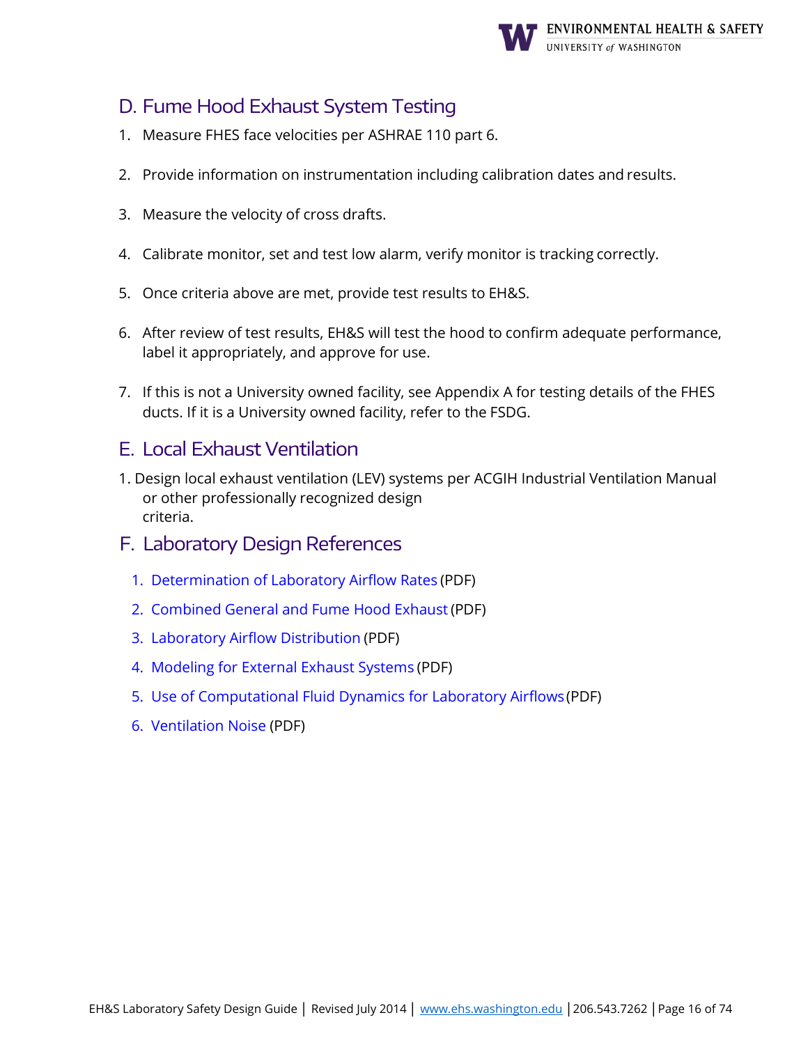## D. Fume Hood Exhaust System Testing

1. Measure FHES face velocities per ASHRAE 110 part 6.

2. Provide information on instrumentation including calibration dates and results.

3. Measure the velocity of cross drafts.

4. Calibrate monitor, set and test low alarm, verify monitor is tracking correctly.

5. Once criteria above are met, provide test results to EH&S.

6. After review of test results, EH&S will test the hood to confirm adequate performance, label it appropriately, and approve for use.

7. If this is not a University owned facility, see Appendix A for testing details of the FHES ducts. If it is a University owned facility, refer to the FSDG.

## E. Local Exhaust Ventilation

1. Design local exhaust ventilation (LEV) systems per ACGIH Industrial Ventilation Manual or other professionally recognized design criteria.

## F. Laboratory Design References

1. Determination of Laboratory Airflow Rates (PDF)
2. Combined General and Fume Hood Exhaust (PDF)
3. Laboratory Airflow Distribution (PDF)
4. Modeling for External Exhaust Systems (PDF)
5. Use of Computational Fluid Dynamics for Laboratory Airflows (PDF)
6. Ventilation Noise (PDF)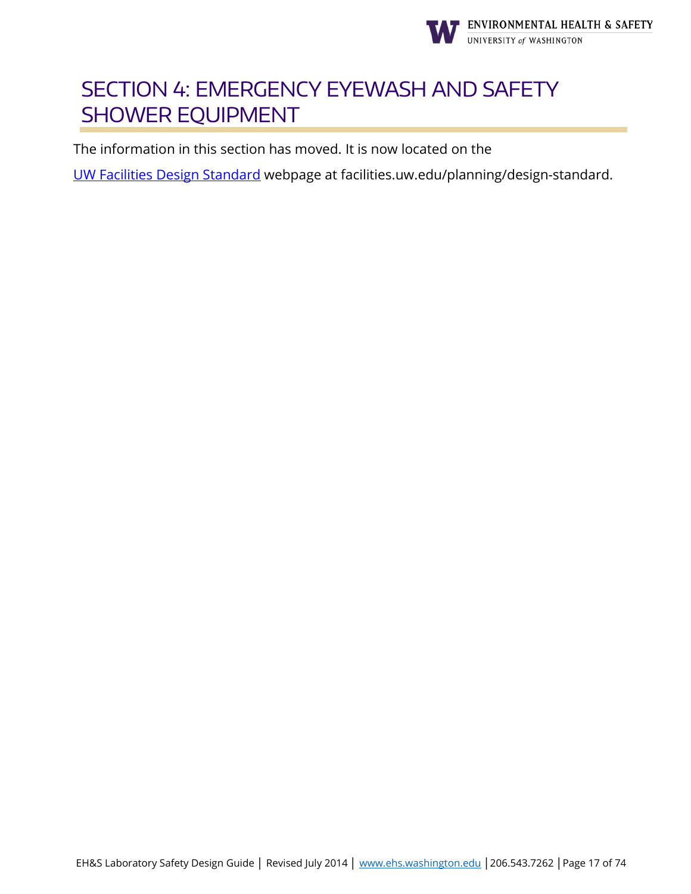# SECTION 4: EMERGENCY EYEWASH AND SAFETY SHOWER EQUIPMENT

The information in this section has moved. It is now located on the

UW Facilities Design Standard webpage at facilities.uw.edu/planning/design-standard.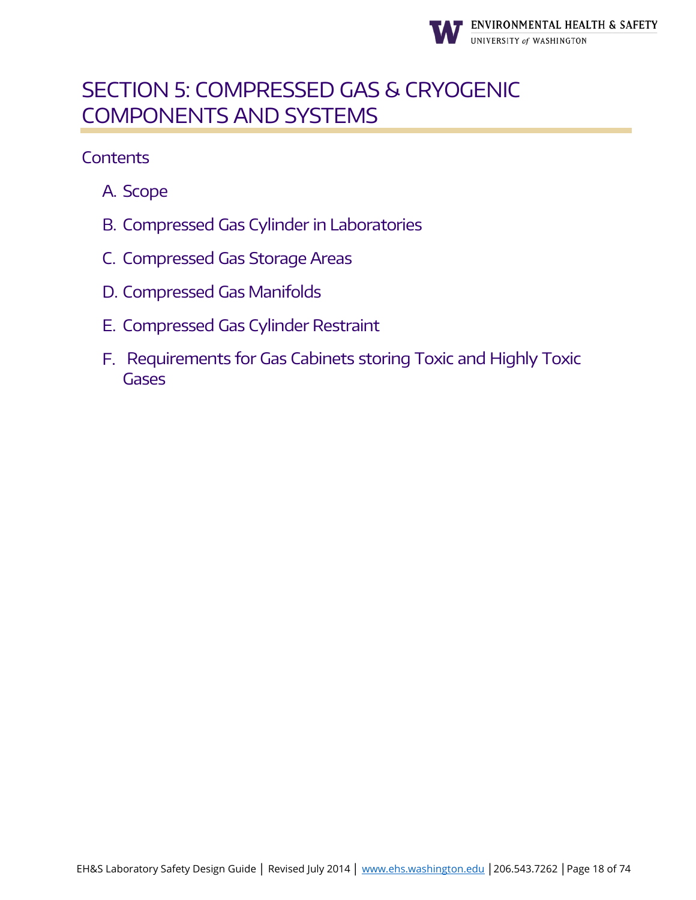# SECTION 5: COMPRESSED GAS & CRYOGENIC COMPONENTS AND SYSTEMS

## Contents

A. Scope

B. Compressed Gas Cylinder in Laboratories

C. Compressed Gas Storage Areas

D. Compressed Gas Manifolds

E. Compressed Gas Cylinder Restraint

F. Requirements for Gas Cabinets storing Toxic and Highly Toxic Gases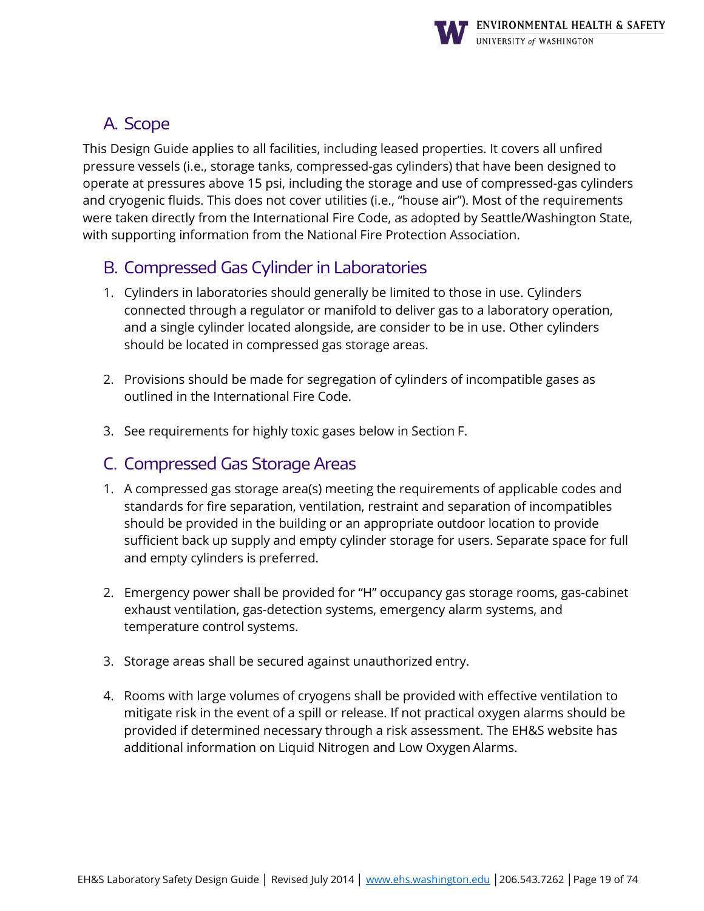## A. Scope

This Design Guide applies to all facilities, including leased properties. It covers all unfired pressure vessels (i.e., storage tanks, compressed-gas cylinders) that have been designed to operate at pressures above 15 psi, including the storage and use of compressed-gas cylinders and cryogenic fluids. This does not cover utilities (i.e., "house air"). Most of the requirements were taken directly from the International Fire Code, as adopted by Seattle/Washington State, with supporting information from the National Fire Protection Association.

## B. Compressed Gas Cylinder in Laboratories

1. Cylinders in laboratories should generally be limited to those in use. Cylinders connected through a regulator or manifold to deliver gas to a laboratory operation, and a single cylinder located alongside, are consider to be in use. Other cylinders should be located in compressed gas storage areas.

2. Provisions should be made for segregation of cylinders of incompatible gases as outlined in the International Fire Code.

3. See requirements for highly toxic gases below in Section F.

## C. Compressed Gas Storage Areas

1. A compressed gas storage area(s) meeting the requirements of applicable codes and standards for fire separation, ventilation, restraint and separation of incompatibles should be provided in the building or an appropriate outdoor location to provide sufficient back up supply and empty cylinder storage for users. Separate space for full and empty cylinders is preferred.

2. Emergency power shall be provided for "H" occupancy gas storage rooms, gas-cabinet exhaust ventilation, gas-detection systems, emergency alarm systems, and temperature control systems.

3. Storage areas shall be secured against unauthorized entry.

4. Rooms with large volumes of cryogens shall be provided with effective ventilation to mitigate risk in the event of a spill or release. If not practical oxygen alarms should be provided if determined necessary through a risk assessment. The EH&S website has additional information on Liquid Nitrogen and Low Oxygen Alarms.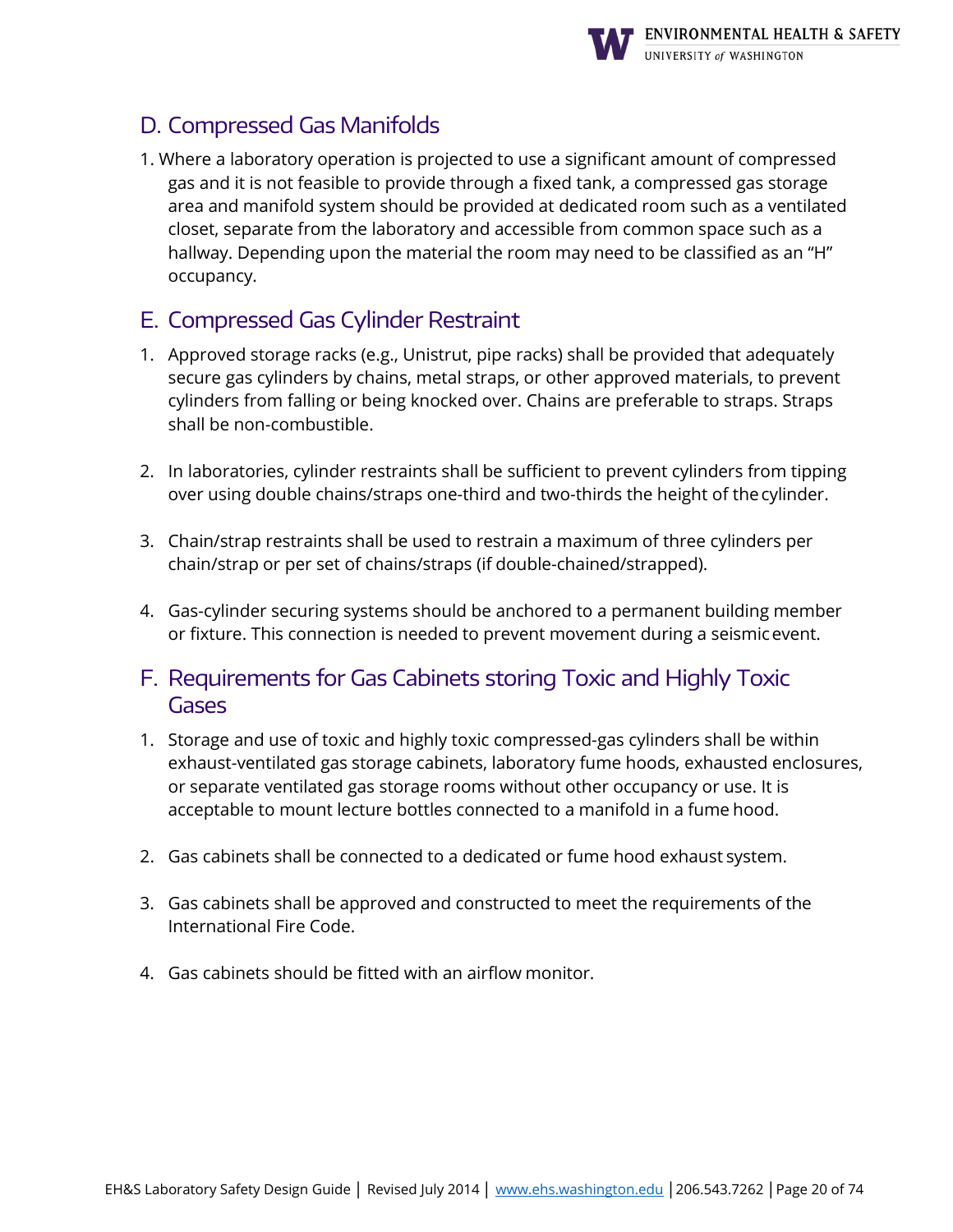## D. Compressed Gas Manifolds

1. Where a laboratory operation is projected to use a significant amount of compressed gas and it is not feasible to provide through a fixed tank, a compressed gas storage area and manifold system should be provided at dedicated room such as a ventilated closet, separate from the laboratory and accessible from common space such as a hallway. Depending upon the material the room may need to be classified as an "H" occupancy.

## E. Compressed Gas Cylinder Restraint

1. Approved storage racks (e.g., Unistrut, pipe racks) shall be provided that adequately secure gas cylinders by chains, metal straps, or other approved materials, to prevent cylinders from falling or being knocked over. Chains are preferable to straps. Straps shall be non-combustible.

2. In laboratories, cylinder restraints shall be sufficient to prevent cylinders from tipping over using double chains/straps one-third and two-thirds the height of the cylinder.

3. Chain/strap restraints shall be used to restrain a maximum of three cylinders per chain/strap or per set of chains/straps (if double-chained/strapped).

4. Gas-cylinder securing systems should be anchored to a permanent building member or fixture. This connection is needed to prevent movement during a seismic event.

## F. Requirements for Gas Cabinets storing Toxic and Highly Toxic Gases

1. Storage and use of toxic and highly toxic compressed-gas cylinders shall be within exhaust-ventilated gas storage cabinets, laboratory fume hoods, exhausted enclosures, or separate ventilated gas storage rooms without other occupancy or use. It is acceptable to mount lecture bottles connected to a manifold in a fume hood.

2. Gas cabinets shall be connected to a dedicated or fume hood exhaust system.

3. Gas cabinets shall be approved and constructed to meet the requirements of the International Fire Code.

4. Gas cabinets should be fitted with an airflow monitor.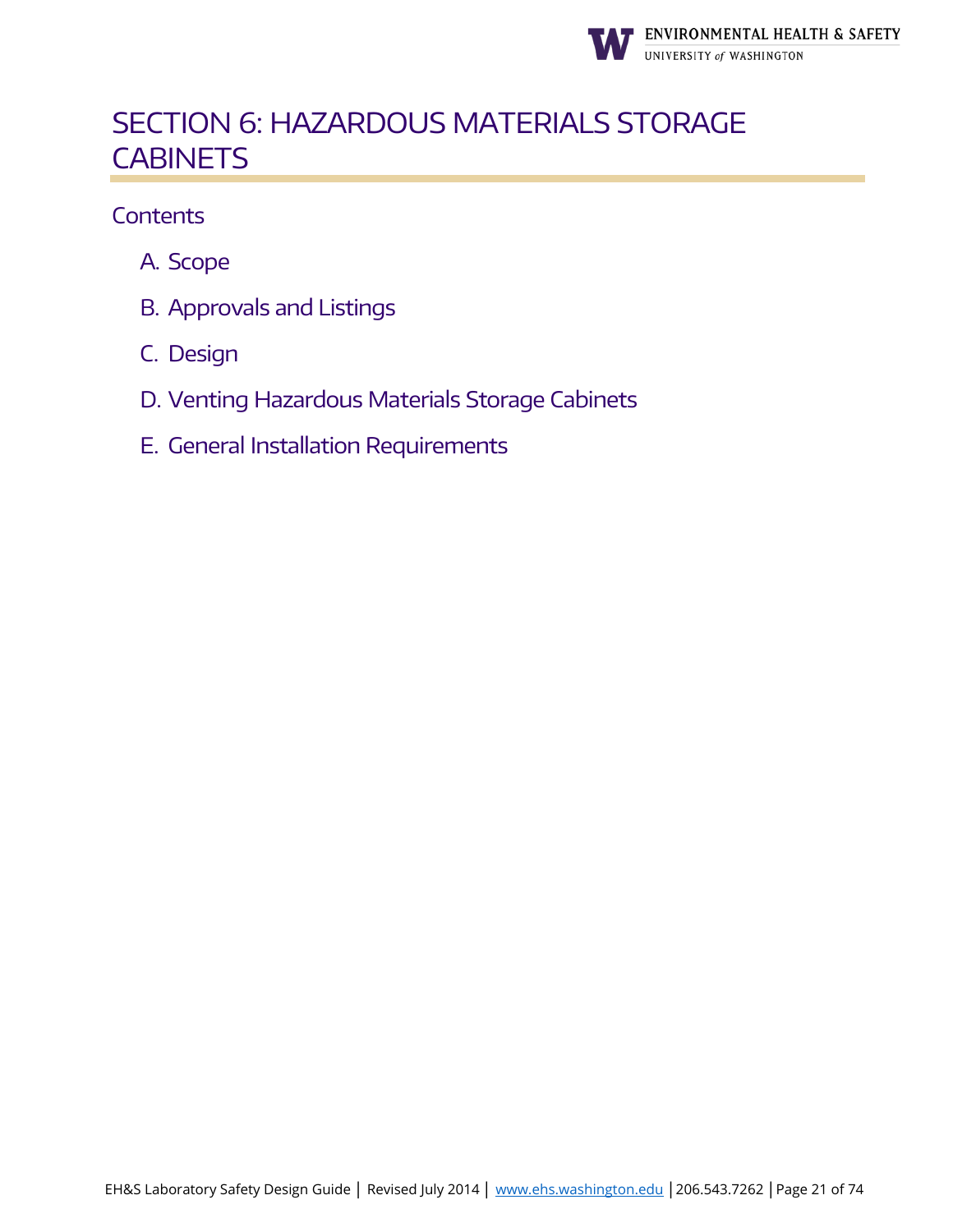# SECTION 6: HAZARDOUS MATERIALS STORAGE CABINETS

## Contents

A. Scope

B. Approvals and Listings

C. Design

D. Venting Hazardous Materials Storage Cabinets

E. General Installation Requirements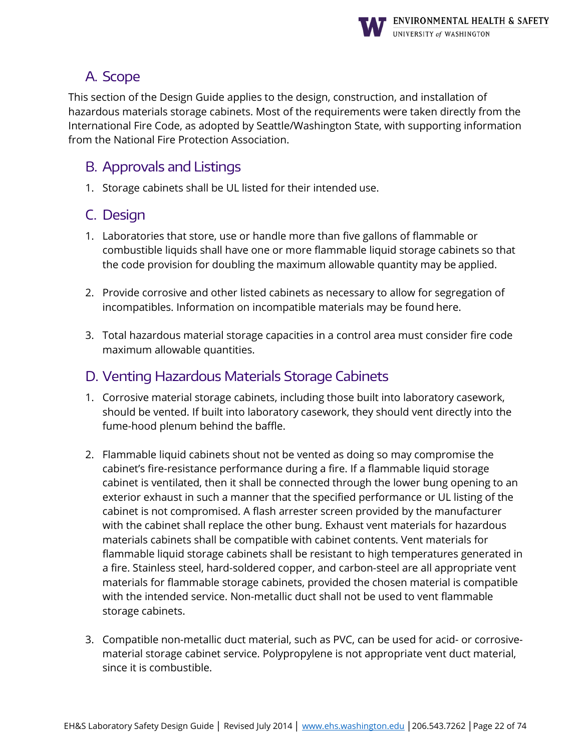## A. Scope

This section of the Design Guide applies to the design, construction, and installation of hazardous materials storage cabinets. Most of the requirements were taken directly from the International Fire Code, as adopted by Seattle/Washington State, with supporting information from the National Fire Protection Association.

## B. Approvals and Listings

1. Storage cabinets shall be UL listed for their intended use.

## C. Design

1. Laboratories that store, use or handle more than five gallons of flammable or combustible liquids shall have one or more flammable liquid storage cabinets so that the code provision for doubling the maximum allowable quantity may be applied.

2. Provide corrosive and other listed cabinets as necessary to allow for segregation of incompatibles. Information on incompatible materials may be found here.

3. Total hazardous material storage capacities in a control area must consider fire code maximum allowable quantities.

## D. Venting Hazardous Materials Storage Cabinets

1. Corrosive material storage cabinets, including those built into laboratory casework, should be vented. If built into laboratory casework, they should vent directly into the fume-hood plenum behind the baffle.

2. Flammable liquid cabinets shout not be vented as doing so may compromise the cabinet's fire-resistance performance during a fire. If a flammable liquid storage cabinet is ventilated, then it shall be connected through the lower bung opening to an exterior exhaust in such a manner that the specified performance or UL listing of the cabinet is not compromised. A flash arrester screen provided by the manufacturer with the cabinet shall replace the other bung. Exhaust vent materials for hazardous materials cabinets shall be compatible with cabinet contents. Vent materials for flammable liquid storage cabinets shall be resistant to high temperatures generated in a fire. Stainless steel, hard-soldered copper, and carbon-steel are all appropriate vent materials for flammable storage cabinets, provided the chosen material is compatible with the intended service. Non-metallic duct shall not be used to vent flammable storage cabinets.

3. Compatible non-metallic duct material, such as PVC, can be used for acid- or corrosive-material storage cabinet service. Polypropylene is not appropriate vent duct material, since it is combustible.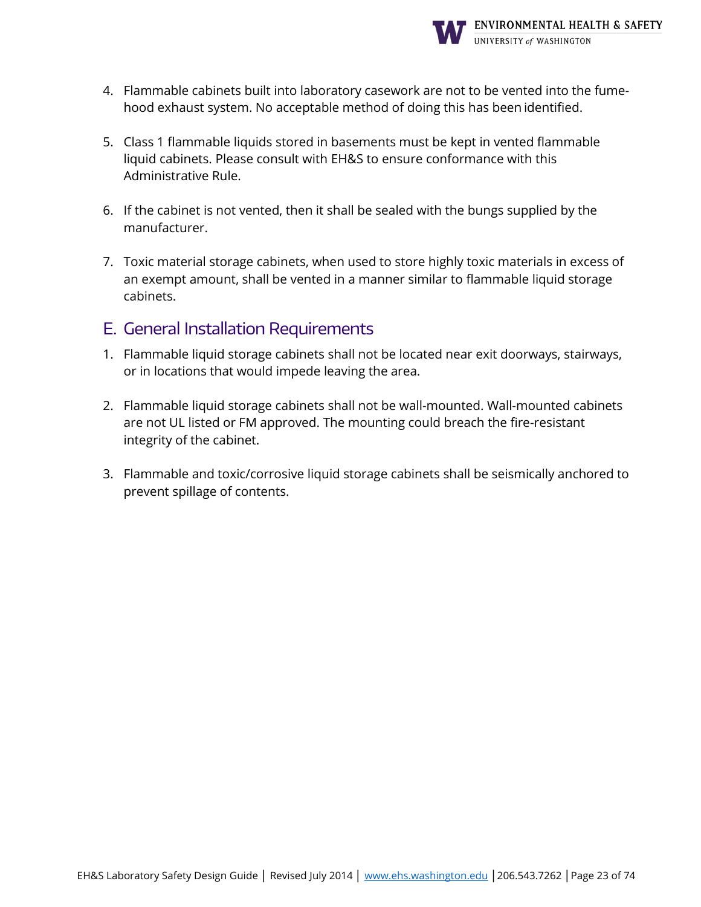4. Flammable cabinets built into laboratory casework are not to be vented into the fume-hood exhaust system. No acceptable method of doing this has been identified.

5. Class 1 flammable liquids stored in basements must be kept in vented flammable liquid cabinets. Please consult with EH&S to ensure conformance with this Administrative Rule.

6. If the cabinet is not vented, then it shall be sealed with the bungs supplied by the manufacturer.

7. Toxic material storage cabinets, when used to store highly toxic materials in excess of an exempt amount, shall be vented in a manner similar to flammable liquid storage cabinets.

## E. General Installation Requirements

1. Flammable liquid storage cabinets shall not be located near exit doorways, stairways, or in locations that would impede leaving the area.

2. Flammable liquid storage cabinets shall not be wall-mounted. Wall-mounted cabinets are not UL listed or FM approved. The mounting could breach the fire-resistant integrity of the cabinet.

3. Flammable and toxic/corrosive liquid storage cabinets shall be seismically anchored to prevent spillage of contents.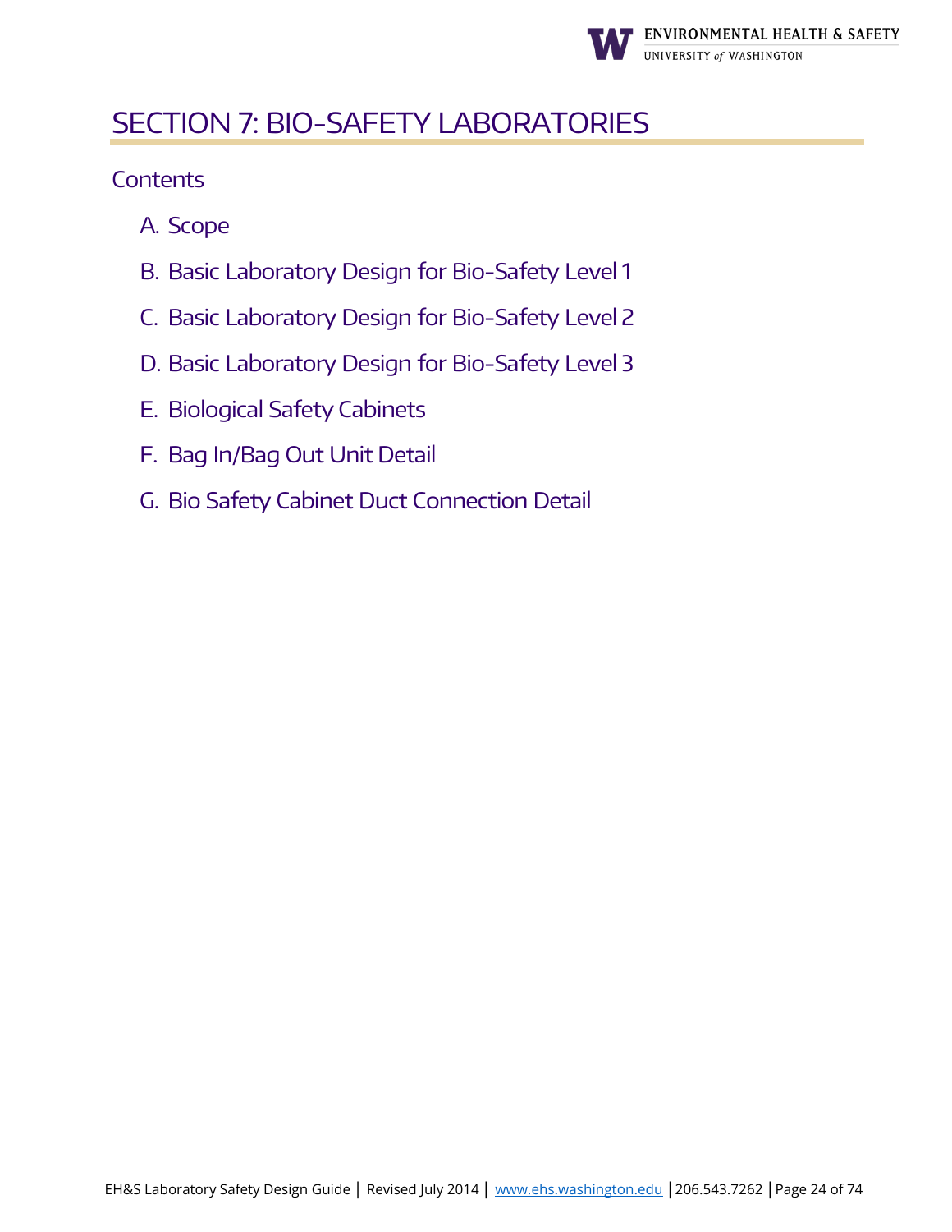# SECTION 7: BIO-SAFETY LABORATORIES

## Contents

A. Scope

B. Basic Laboratory Design for Bio-Safety Level 1

C. Basic Laboratory Design for Bio-Safety Level 2

D. Basic Laboratory Design for Bio-Safety Level 3

E. Biological Safety Cabinets

F. Bag In/Bag Out Unit Detail

G. Bio Safety Cabinet Duct Connection Detail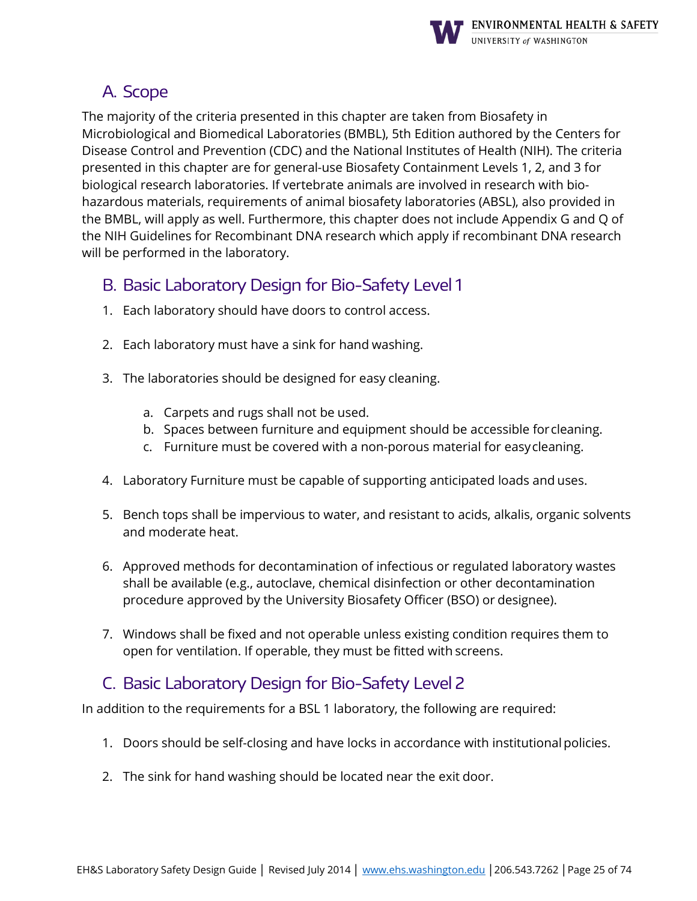## A. Scope

The majority of the criteria presented in this chapter are taken from Biosafety in Microbiological and Biomedical Laboratories (BMBL), 5th Edition authored by the Centers for Disease Control and Prevention (CDC) and the National Institutes of Health (NIH). The criteria presented in this chapter are for general-use Biosafety Containment Levels 1, 2, and 3 for biological research laboratories. If vertebrate animals are involved in research with bio-hazardous materials, requirements of animal biosafety laboratories (ABSL), also provided in the BMBL, will apply as well. Furthermore, this chapter does not include Appendix G and Q of the NIH Guidelines for Recombinant DNA research which apply if recombinant DNA research will be performed in the laboratory.

## B. Basic Laboratory Design for Bio-Safety Level 1

1. Each laboratory should have doors to control access.

2. Each laboratory must have a sink for hand washing.

3. The laboratories should be designed for easy cleaning.

    a. Carpets and rugs shall not be used.
    b. Spaces between furniture and equipment should be accessible for cleaning.
    c. Furniture must be covered with a non-porous material for easy cleaning.

4. Laboratory Furniture must be capable of supporting anticipated loads and uses.

5. Bench tops shall be impervious to water, and resistant to acids, alkalis, organic solvents and moderate heat.

6. Approved methods for decontamination of infectious or regulated laboratory wastes shall be available (e.g., autoclave, chemical disinfection or other decontamination procedure approved by the University Biosafety Officer (BSO) or designee).

7. Windows shall be fixed and not operable unless existing condition requires them to open for ventilation. If operable, they must be fitted with screens.

## C. Basic Laboratory Design for Bio-Safety Level 2

In addition to the requirements for a BSL 1 laboratory, the following are required:

1. Doors should be self-closing and have locks in accordance with institutional policies.

2. The sink for hand washing should be located near the exit door.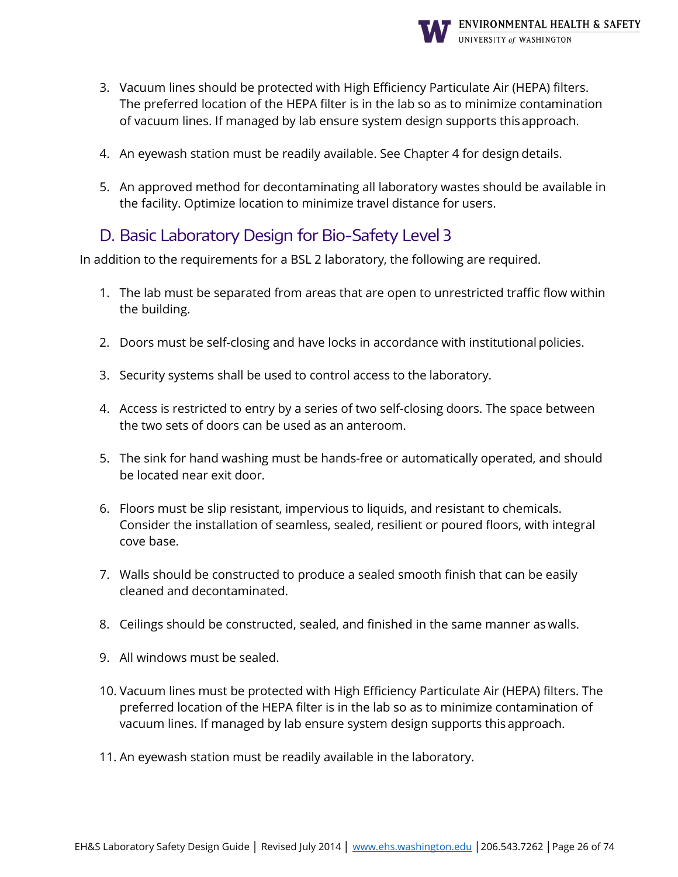3. Vacuum lines should be protected with High Efficiency Particulate Air (HEPA) filters. The preferred location of the HEPA filter is in the lab so as to minimize contamination of vacuum lines. If managed by lab ensure system design supports this approach.

4. An eyewash station must be readily available. See Chapter 4 for design details.

5. An approved method for decontaminating all laboratory wastes should be available in the facility. Optimize location to minimize travel distance for users.

## D. Basic Laboratory Design for Bio-Safety Level 3

In addition to the requirements for a BSL 2 laboratory, the following are required.

1. The lab must be separated from areas that are open to unrestricted traffic flow within the building.

2. Doors must be self-closing and have locks in accordance with institutional policies.

3. Security systems shall be used to control access to the laboratory.

4. Access is restricted to entry by a series of two self-closing doors. The space between the two sets of doors can be used as an anteroom.

5. The sink for hand washing must be hands-free or automatically operated, and should be located near exit door.

6. Floors must be slip resistant, impervious to liquids, and resistant to chemicals. Consider the installation of seamless, sealed, resilient or poured floors, with integral cove base.

7. Walls should be constructed to produce a sealed smooth finish that can be easily cleaned and decontaminated.

8. Ceilings should be constructed, sealed, and finished in the same manner as walls.

9. All windows must be sealed.

10. Vacuum lines must be protected with High Efficiency Particulate Air (HEPA) filters. The preferred location of the HEPA filter is in the lab so as to minimize contamination of vacuum lines. If managed by lab ensure system design supports this approach.

11. An eyewash station must be readily available in the laboratory.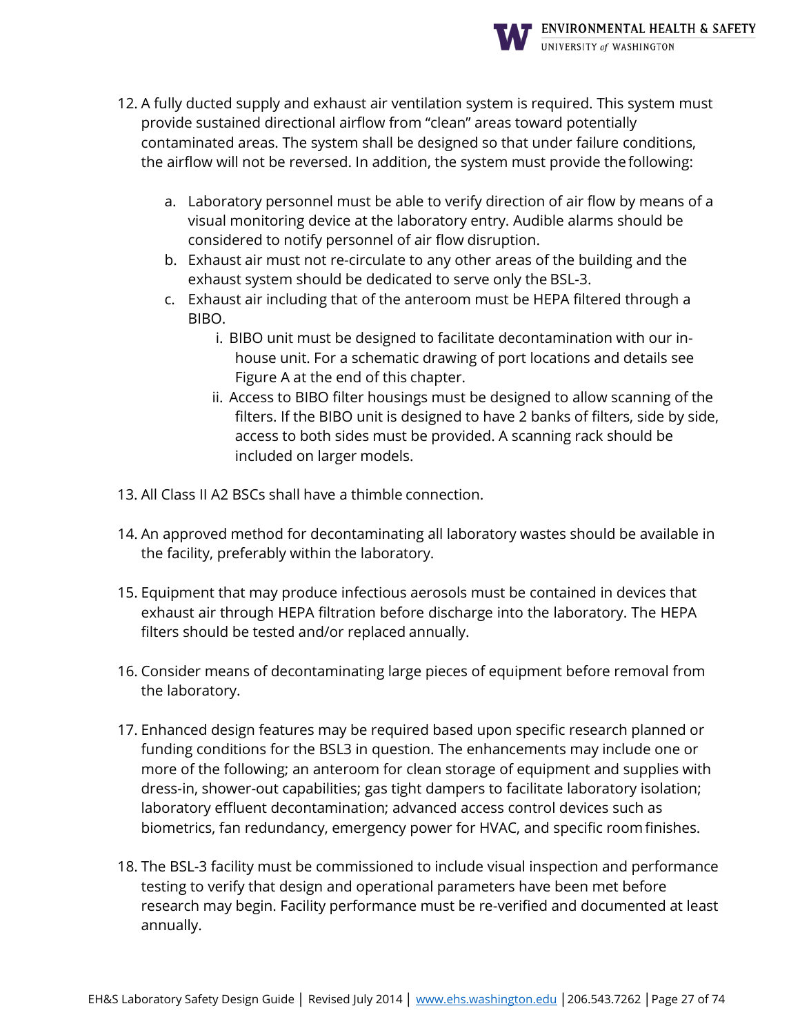12. A fully ducted supply and exhaust air ventilation system is required. This system must provide sustained directional airflow from "clean" areas toward potentially contaminated areas. The system shall be designed so that under failure conditions, the airflow will not be reversed. In addition, the system must provide the following:

    a. Laboratory personnel must be able to verify direction of air flow by means of a visual monitoring device at the laboratory entry. Audible alarms should be considered to notify personnel of air flow disruption.
    b. Exhaust air must not re-circulate to any other areas of the building and the exhaust system should be dedicated to serve only the BSL-3.
    c. Exhaust air including that of the anteroom must be HEPA filtered through a BIBO.
        i. BIBO unit must be designed to facilitate decontamination with our in-house unit. For a schematic drawing of port locations and details see Figure A at the end of this chapter.
        ii. Access to BIBO filter housings must be designed to allow scanning of the filters. If the BIBO unit is designed to have 2 banks of filters, side by side, access to both sides must be provided. A scanning rack should be included on larger models.

13. All Class II A2 BSCs shall have a thimble connection.

14. An approved method for decontaminating all laboratory wastes should be available in the facility, preferably within the laboratory.

15. Equipment that may produce infectious aerosols must be contained in devices that exhaust air through HEPA filtration before discharge into the laboratory. The HEPA filters should be tested and/or replaced annually.

16. Consider means of decontaminating large pieces of equipment before removal from the laboratory.

17. Enhanced design features may be required based upon specific research planned or funding conditions for the BSL3 in question. The enhancements may include one or more of the following; an anteroom for clean storage of equipment and supplies with dress-in, shower-out capabilities; gas tight dampers to facilitate laboratory isolation; laboratory effluent decontamination; advanced access control devices such as biometrics, fan redundancy, emergency power for HVAC, and specific room finishes.

18. The BSL-3 facility must be commissioned to include visual inspection and performance testing to verify that design and operational parameters have been met before research may begin. Facility performance must be re-verified and documented at least annually.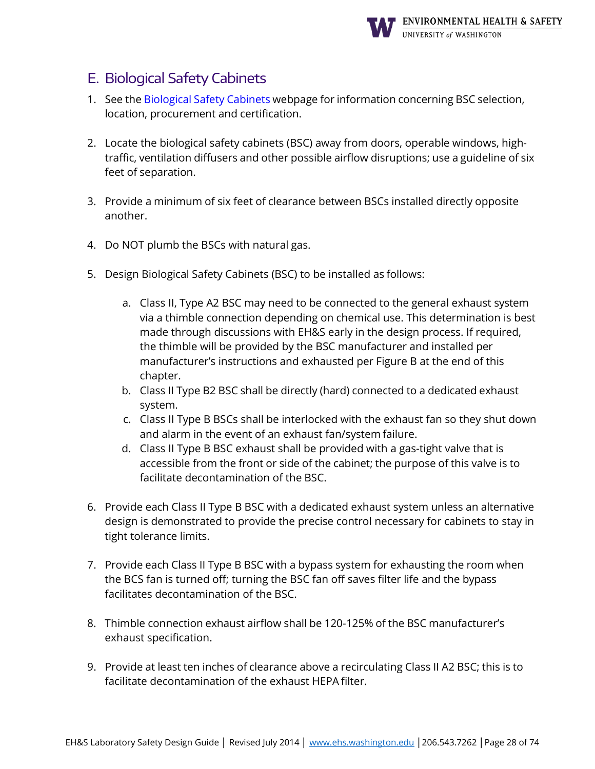## E. Biological Safety Cabinets

1. See the Biological Safety Cabinets webpage for information concerning BSC selection, location, procurement and certification.

2. Locate the biological safety cabinets (BSC) away from doors, operable windows, high-traffic, ventilation diffusers and other possible airflow disruptions; use a guideline of six feet of separation.

3. Provide a minimum of six feet of clearance between BSCs installed directly opposite another.

4. Do NOT plumb the BSCs with natural gas.

5. Design Biological Safety Cabinets (BSC) to be installed as follows:

    a. Class II, Type A2 BSC may need to be connected to the general exhaust system via a thimble connection depending on chemical use. This determination is best made through discussions with EH&S early in the design process. If required, the thimble will be provided by the BSC manufacturer and installed per manufacturer's instructions and exhausted per Figure B at the end of this chapter.
    b. Class II Type B2 BSC shall be directly (hard) connected to a dedicated exhaust system.
    c. Class II Type B BSCs shall be interlocked with the exhaust fan so they shut down and alarm in the event of an exhaust fan/system failure.
    d. Class II Type B BSC exhaust shall be provided with a gas-tight valve that is accessible from the front or side of the cabinet; the purpose of this valve is to facilitate decontamination of the BSC.

6. Provide each Class II Type B BSC with a dedicated exhaust system unless an alternative design is demonstrated to provide the precise control necessary for cabinets to stay in tight tolerance limits.

7. Provide each Class II Type B BSC with a bypass system for exhausting the room when the BCS fan is turned off; turning the BSC fan off saves filter life and the bypass facilitates decontamination of the BSC.

8. Thimble connection exhaust airflow shall be 120-125% of the BSC manufacturer's exhaust specification.

9. Provide at least ten inches of clearance above a recirculating Class II A2 BSC; this is to facilitate decontamination of the exhaust HEPA filter.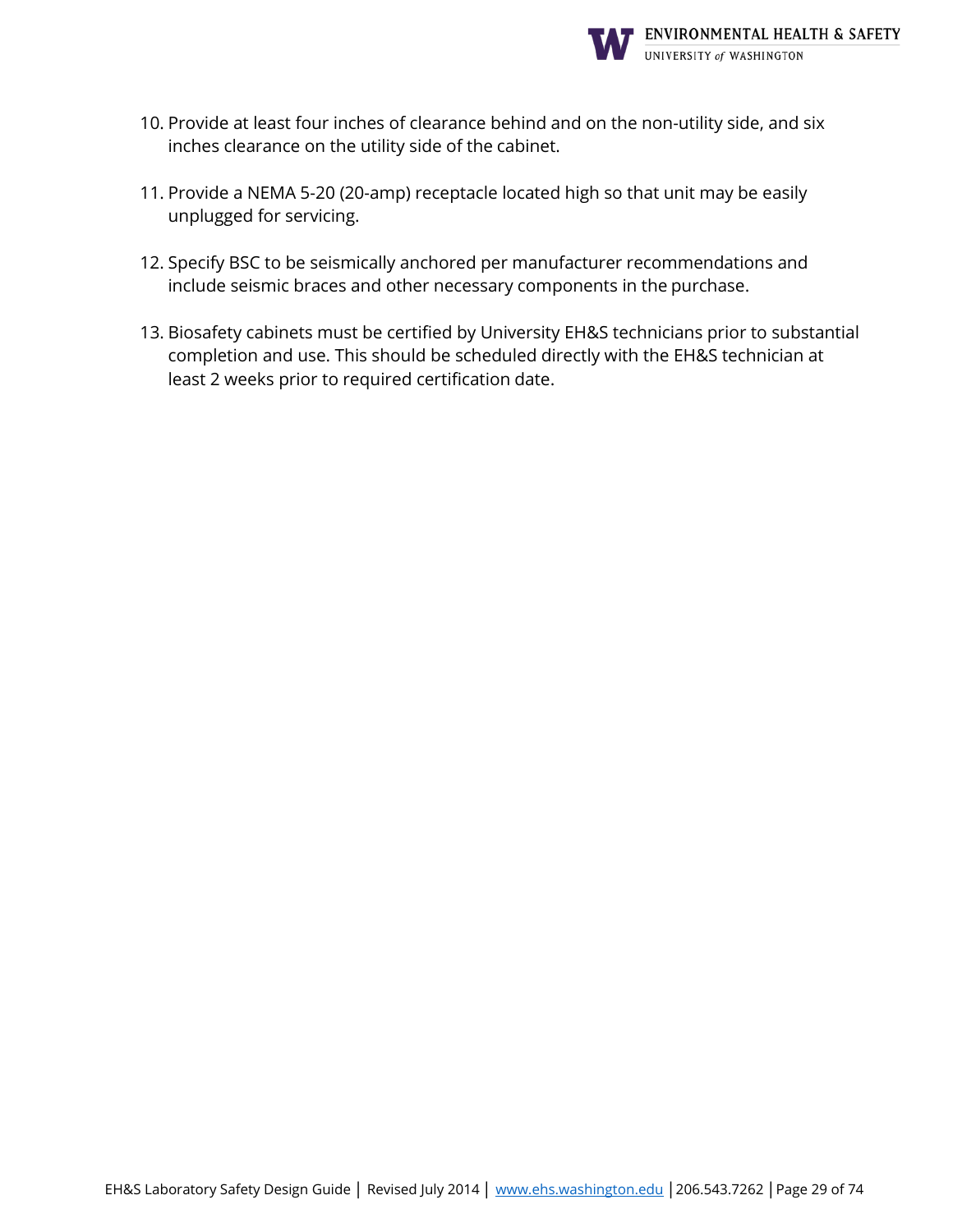10. Provide at least four inches of clearance behind and on the non-utility side, and six inches clearance on the utility side of the cabinet.

11. Provide a NEMA 5-20 (20-amp) receptacle located high so that unit may be easily unplugged for servicing.

12. Specify BSC to be seismically anchored per manufacturer recommendations and include seismic braces and other necessary components in the purchase.

13. Biosafety cabinets must be certified by University EH&S technicians prior to substantial completion and use. This should be scheduled directly with the EH&S technician at least 2 weeks prior to required certification date.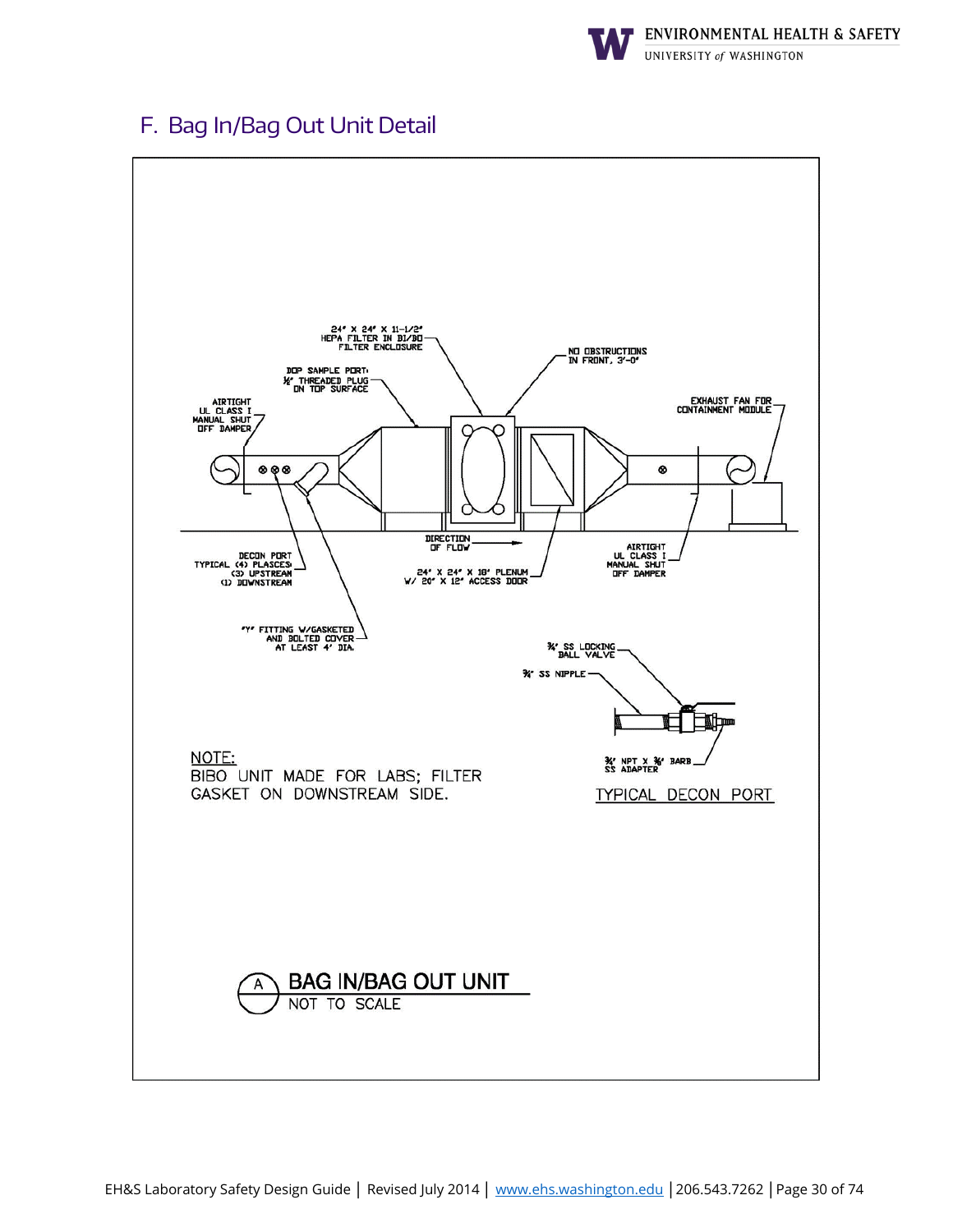## F. Bag In/Bag Out Unit Detail

24" X 24" X 11-1/2" HEPA FILTER IN BI/BO FILTER ENCLOSURE

NO OBSTRUCTIONS IN FRONT, 3'-0"

DOP SAMPLE PORT: ½" THREADED PLUG ON TOP SURFACE

AIRTIGHT UL CLASS I MANUAL SHUT OFF DAMPER

EXHAUST FAN FOR CONTAINMENT MODULE

DECON PORT TYPICAL (4) PLASCES: (3) UPSTREAM (1) DOWNSTREAM

DIRECTION OF FLOW

24" X 24" X 18" PLENUM W/ 20" X 12" ACCESS DOOR

AIRTIGHT UL CLASS I MANUAL SHUT OFF DAMPER

"Y" FITTING W/GASKETED AND BOLTED COVER AT LEAST 4" DIA.

¾" SS LOCKING BALL VALVE

¾" SS NIPPLE

¾" NPT X ⅜" BARB SS ADAPTER

TYPICAL DECON PORT

NOTE:
BIBO UNIT MADE FOR LABS; FILTER GASKET ON DOWNSTREAM SIDE.

(A) BAG IN/BAG OUT UNIT
NOT TO SCALE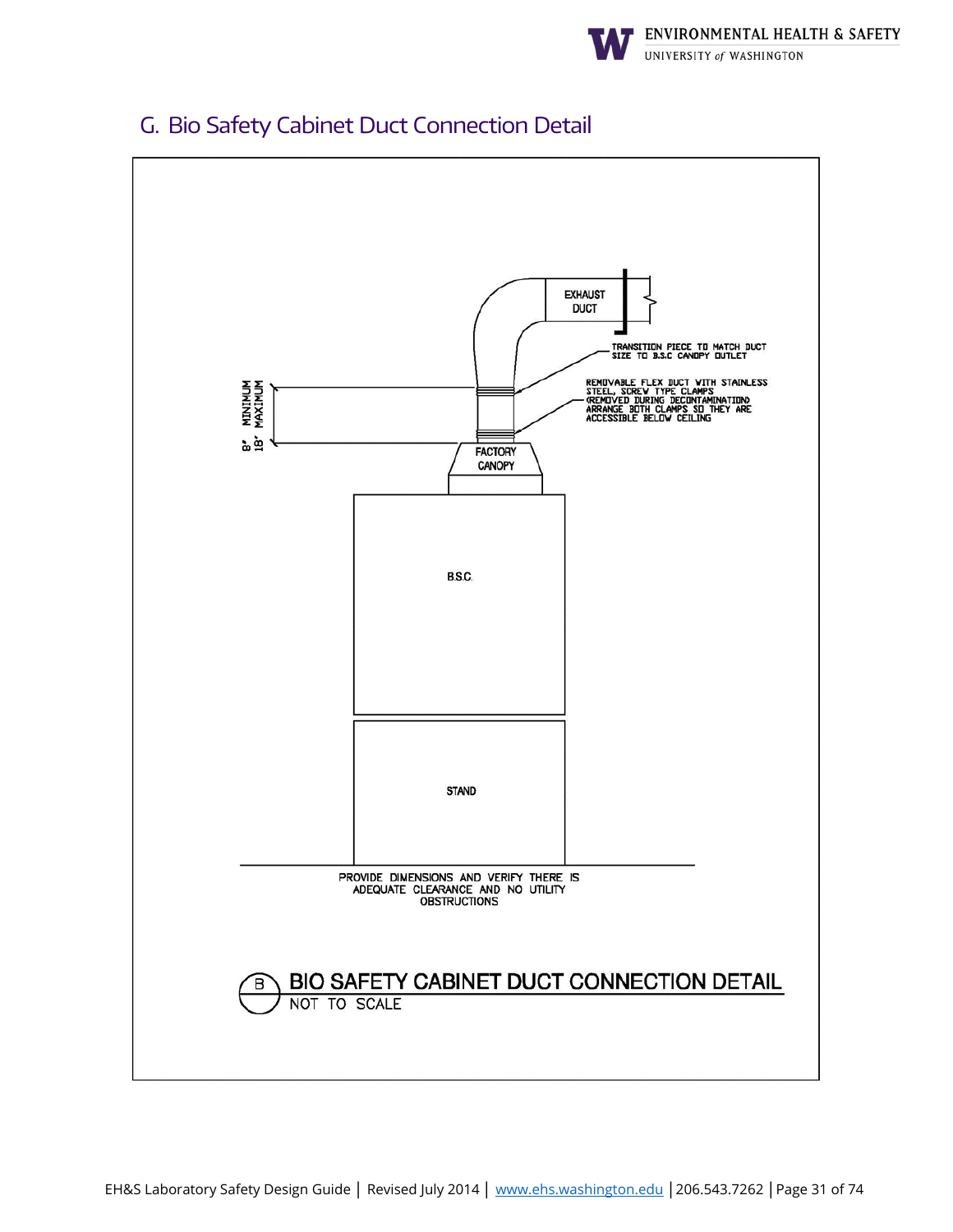## G. Bio Safety Cabinet Duct Connection Detail

EXHAUST DUCT

TRANSITION PIECE TO MATCH DUCT SIZE TO B.S.C CANOPY OUTLET

REMOVABLE FLEX DUCT WITH STAINLESS STEEL, SCREW TYPE CLAMPS (REMOVED DURING DECONTAMINATION) ARRANGE BOTH CLAMPS SO THEY ARE ACCESSIBLE BELOW CEILING

8" MINIMUM
18" MAXIMUM

FACTORY CANOPY

B.S.C.

STAND

PROVIDE DIMENSIONS AND VERIFY THERE IS ADEQUATE CLEARANCE AND NO UTILITY OBSTRUCTIONS

B BIO SAFETY CABINET DUCT CONNECTION DETAIL
NOT TO SCALE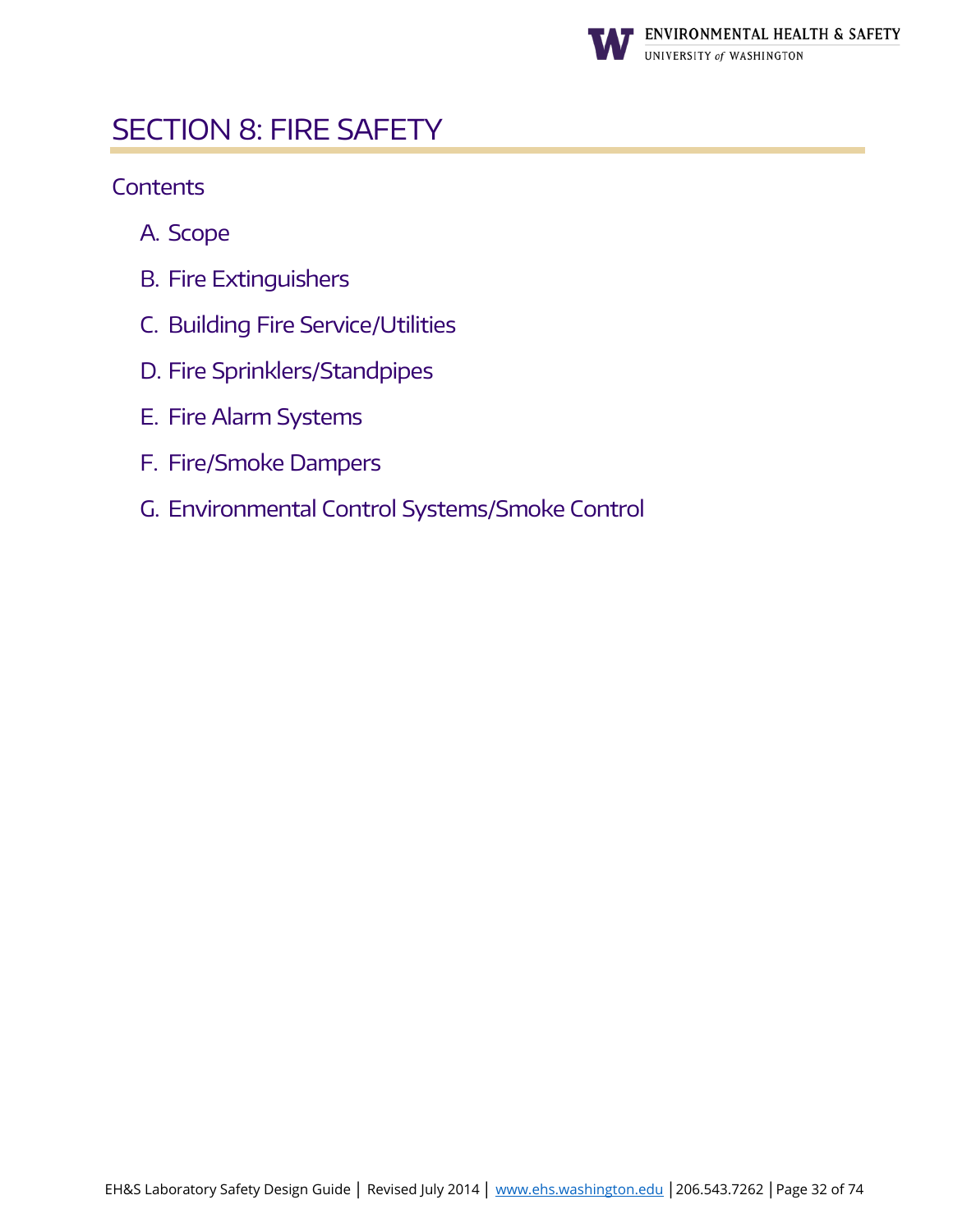# SECTION 8: FIRE SAFETY

## Contents

A. Scope

B. Fire Extinguishers

C. Building Fire Service/Utilities

D. Fire Sprinklers/Standpipes

E. Fire Alarm Systems

F. Fire/Smoke Dampers

G. Environmental Control Systems/Smoke Control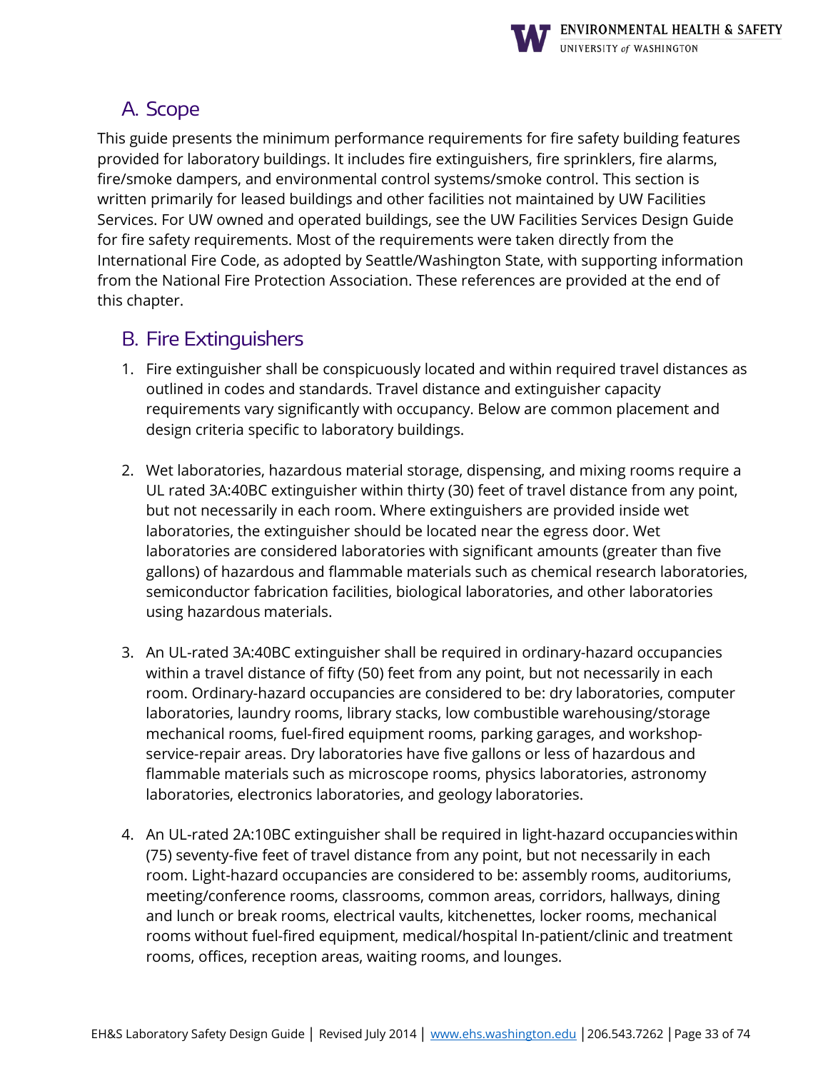## A. Scope

This guide presents the minimum performance requirements for fire safety building features provided for laboratory buildings. It includes fire extinguishers, fire sprinklers, fire alarms, fire/smoke dampers, and environmental control systems/smoke control. This section is written primarily for leased buildings and other facilities not maintained by UW Facilities Services. For UW owned and operated buildings, see the UW Facilities Services Design Guide for fire safety requirements. Most of the requirements were taken directly from the International Fire Code, as adopted by Seattle/Washington State, with supporting information from the National Fire Protection Association. These references are provided at the end of this chapter.

## B. Fire Extinguishers

1. Fire extinguisher shall be conspicuously located and within required travel distances as outlined in codes and standards. Travel distance and extinguisher capacity requirements vary significantly with occupancy. Below are common placement and design criteria specific to laboratory buildings.

2. Wet laboratories, hazardous material storage, dispensing, and mixing rooms require a UL rated 3A:40BC extinguisher within thirty (30) feet of travel distance from any point, but not necessarily in each room. Where extinguishers are provided inside wet laboratories, the extinguisher should be located near the egress door. Wet laboratories are considered laboratories with significant amounts (greater than five gallons) of hazardous and flammable materials such as chemical research laboratories, semiconductor fabrication facilities, biological laboratories, and other laboratories using hazardous materials.

3. An UL-rated 3A:40BC extinguisher shall be required in ordinary-hazard occupancies within a travel distance of fifty (50) feet from any point, but not necessarily in each room. Ordinary-hazard occupancies are considered to be: dry laboratories, computer laboratories, laundry rooms, library stacks, low combustible warehousing/storage mechanical rooms, fuel-fired equipment rooms, parking garages, and workshop-service-repair areas. Dry laboratories have five gallons or less of hazardous and flammable materials such as microscope rooms, physics laboratories, astronomy laboratories, electronics laboratories, and geology laboratories.

4. An UL-rated 2A:10BC extinguisher shall be required in light-hazard occupancies within (75) seventy-five feet of travel distance from any point, but not necessarily in each room. Light-hazard occupancies are considered to be: assembly rooms, auditoriums, meeting/conference rooms, classrooms, common areas, corridors, hallways, dining and lunch or break rooms, electrical vaults, kitchenettes, locker rooms, mechanical rooms without fuel-fired equipment, medical/hospital In-patient/clinic and treatment rooms, offices, reception areas, waiting rooms, and lounges.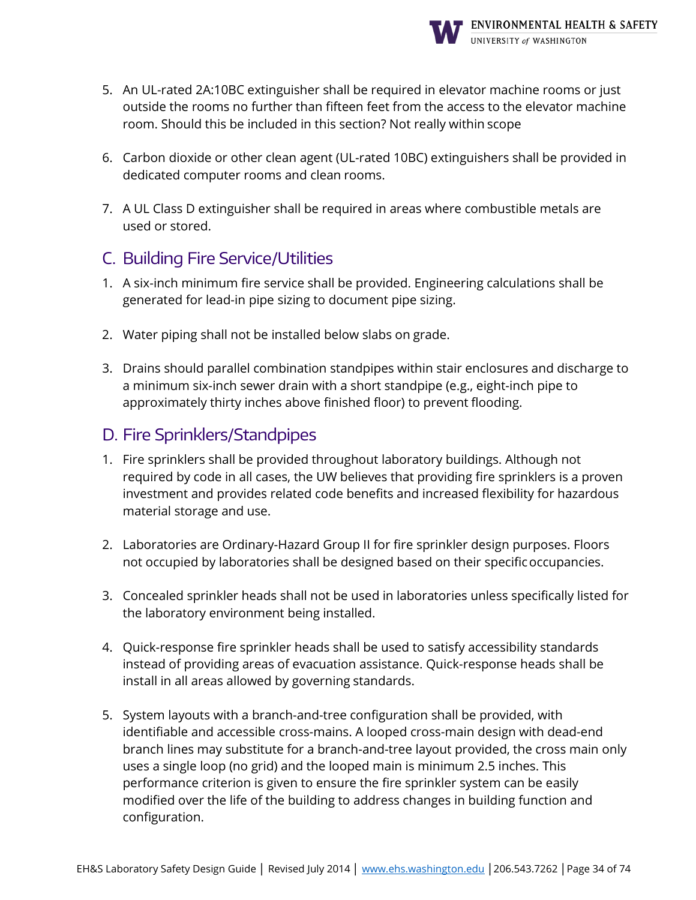5. An UL-rated 2A:10BC extinguisher shall be required in elevator machine rooms or just outside the rooms no further than fifteen feet from the access to the elevator machine room. Should this be included in this section? Not really within scope

6. Carbon dioxide or other clean agent (UL-rated 10BC) extinguishers shall be provided in dedicated computer rooms and clean rooms.

7. A UL Class D extinguisher shall be required in areas where combustible metals are used or stored.

## C. Building Fire Service/Utilities

1. A six-inch minimum fire service shall be provided. Engineering calculations shall be generated for lead-in pipe sizing to document pipe sizing.

2. Water piping shall not be installed below slabs on grade.

3. Drains should parallel combination standpipes within stair enclosures and discharge to a minimum six-inch sewer drain with a short standpipe (e.g., eight-inch pipe to approximately thirty inches above finished floor) to prevent flooding.

## D. Fire Sprinklers/Standpipes

1. Fire sprinklers shall be provided throughout laboratory buildings. Although not required by code in all cases, the UW believes that providing fire sprinklers is a proven investment and provides related code benefits and increased flexibility for hazardous material storage and use.

2. Laboratories are Ordinary-Hazard Group II for fire sprinkler design purposes. Floors not occupied by laboratories shall be designed based on their specific occupancies.

3. Concealed sprinkler heads shall not be used in laboratories unless specifically listed for the laboratory environment being installed.

4. Quick-response fire sprinkler heads shall be used to satisfy accessibility standards instead of providing areas of evacuation assistance. Quick-response heads shall be install in all areas allowed by governing standards.

5. System layouts with a branch-and-tree configuration shall be provided, with identifiable and accessible cross-mains. A looped cross-main design with dead-end branch lines may substitute for a branch-and-tree layout provided, the cross main only uses a single loop (no grid) and the looped main is minimum 2.5 inches. This performance criterion is given to ensure the fire sprinkler system can be easily modified over the life of the building to address changes in building function and configuration.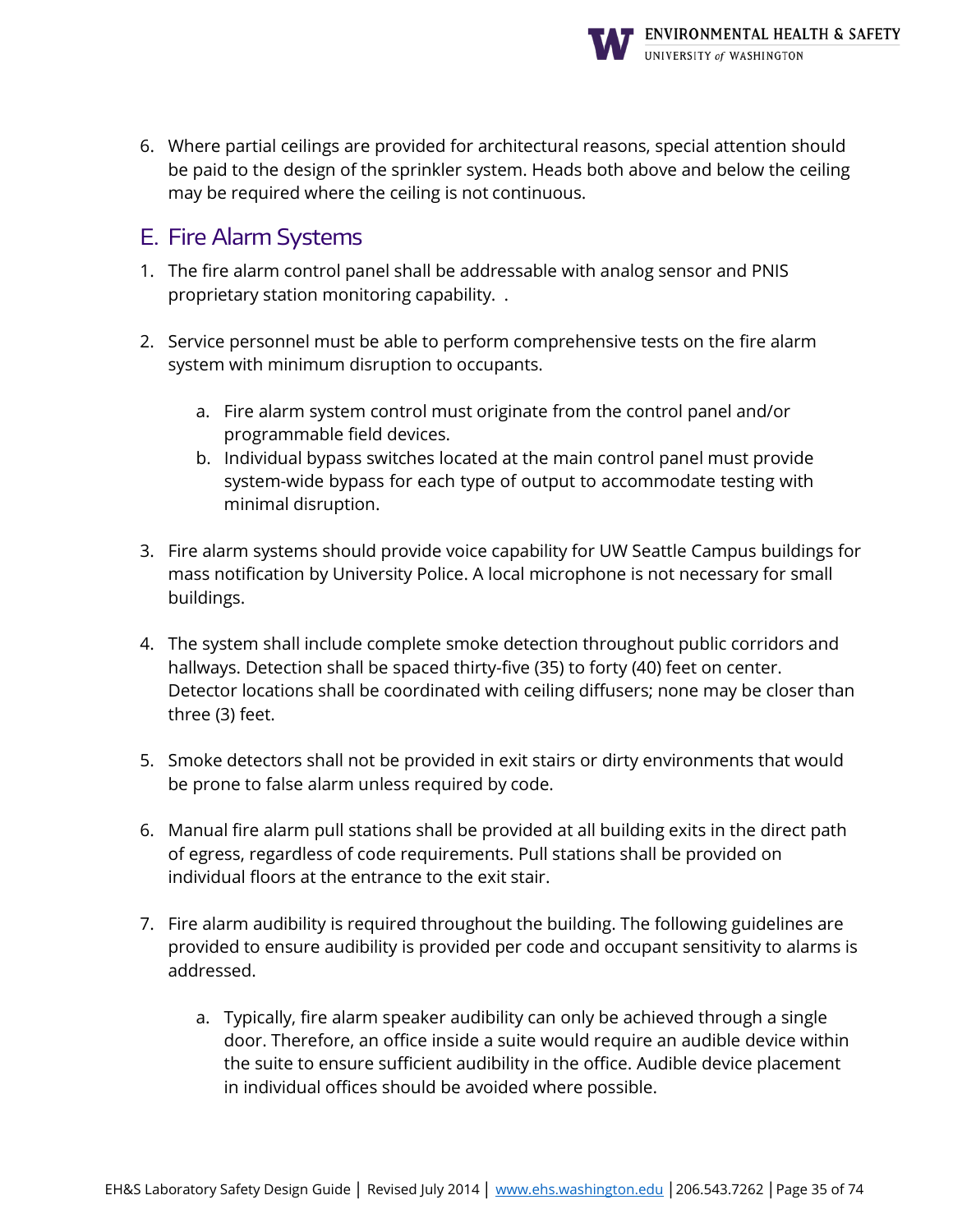6. Where partial ceilings are provided for architectural reasons, special attention should be paid to the design of the sprinkler system. Heads both above and below the ceiling may be required where the ceiling is not continuous.

## E. Fire Alarm Systems

1. The fire alarm control panel shall be addressable with analog sensor and PNIS proprietary station monitoring capability.  .

2. Service personnel must be able to perform comprehensive tests on the fire alarm system with minimum disruption to occupants.

    a. Fire alarm system control must originate from the control panel and/or programmable field devices.
    b. Individual bypass switches located at the main control panel must provide system-wide bypass for each type of output to accommodate testing with minimal disruption.

3. Fire alarm systems should provide voice capability for UW Seattle Campus buildings for mass notification by University Police. A local microphone is not necessary for small buildings.

4. The system shall include complete smoke detection throughout public corridors and hallways. Detection shall be spaced thirty-five (35) to forty (40) feet on center. Detector locations shall be coordinated with ceiling diffusers; none may be closer than three (3) feet.

5. Smoke detectors shall not be provided in exit stairs or dirty environments that would be prone to false alarm unless required by code.

6. Manual fire alarm pull stations shall be provided at all building exits in the direct path of egress, regardless of code requirements. Pull stations shall be provided on individual floors at the entrance to the exit stair.

7. Fire alarm audibility is required throughout the building. The following guidelines are provided to ensure audibility is provided per code and occupant sensitivity to alarms is addressed.

    a. Typically, fire alarm speaker audibility can only be achieved through a single door. Therefore, an office inside a suite would require an audible device within the suite to ensure sufficient audibility in the office. Audible device placement in individual offices should be avoided where possible.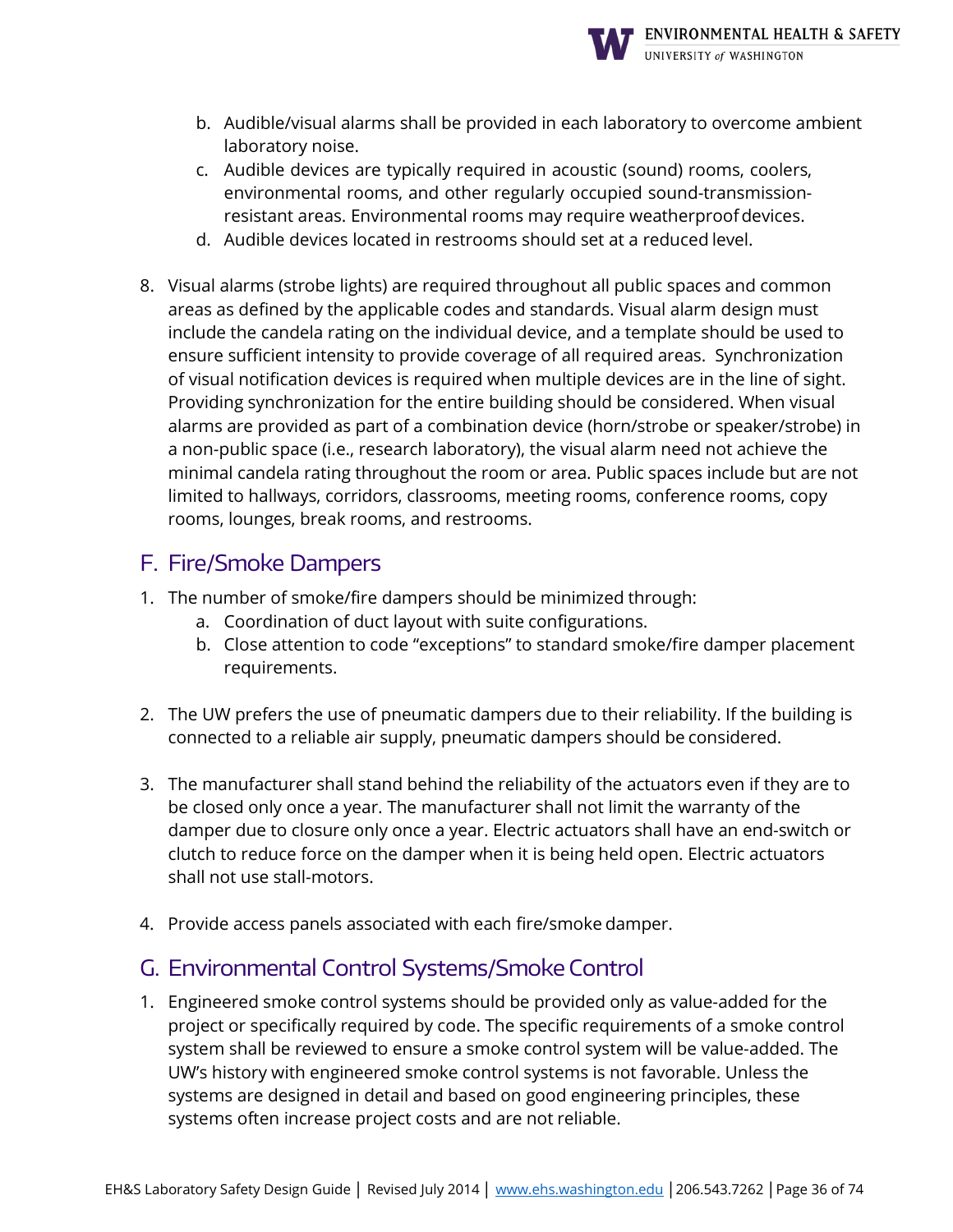b. Audible/visual alarms shall be provided in each laboratory to overcome ambient laboratory noise.
   c. Audible devices are typically required in acoustic (sound) rooms, coolers, environmental rooms, and other regularly occupied sound-transmission-resistant areas. Environmental rooms may require weatherproof devices.
   d. Audible devices located in restrooms should set at a reduced level.

8. Visual alarms (strobe lights) are required throughout all public spaces and common areas as defined by the applicable codes and standards. Visual alarm design must include the candela rating on the individual device, and a template should be used to ensure sufficient intensity to provide coverage of all required areas. Synchronization of visual notification devices is required when multiple devices are in the line of sight. Providing synchronization for the entire building should be considered. When visual alarms are provided as part of a combination device (horn/strobe or speaker/strobe) in a non-public space (i.e., research laboratory), the visual alarm need not achieve the minimal candela rating throughout the room or area. Public spaces include but are not limited to hallways, corridors, classrooms, meeting rooms, conference rooms, copy rooms, lounges, break rooms, and restrooms.

## F. Fire/Smoke Dampers

1. The number of smoke/fire dampers should be minimized through:
   a. Coordination of duct layout with suite configurations.
   b. Close attention to code "exceptions" to standard smoke/fire damper placement requirements.

2. The UW prefers the use of pneumatic dampers due to their reliability. If the building is connected to a reliable air supply, pneumatic dampers should be considered.

3. The manufacturer shall stand behind the reliability of the actuators even if they are to be closed only once a year. The manufacturer shall not limit the warranty of the damper due to closure only once a year. Electric actuators shall have an end-switch or clutch to reduce force on the damper when it is being held open. Electric actuators shall not use stall-motors.

4. Provide access panels associated with each fire/smoke damper.

## G. Environmental Control Systems/Smoke Control

1. Engineered smoke control systems should be provided only as value-added for the project or specifically required by code. The specific requirements of a smoke control system shall be reviewed to ensure a smoke control system will be value-added. The UW's history with engineered smoke control systems is not favorable. Unless the systems are designed in detail and based on good engineering principles, these systems often increase project costs and are not reliable.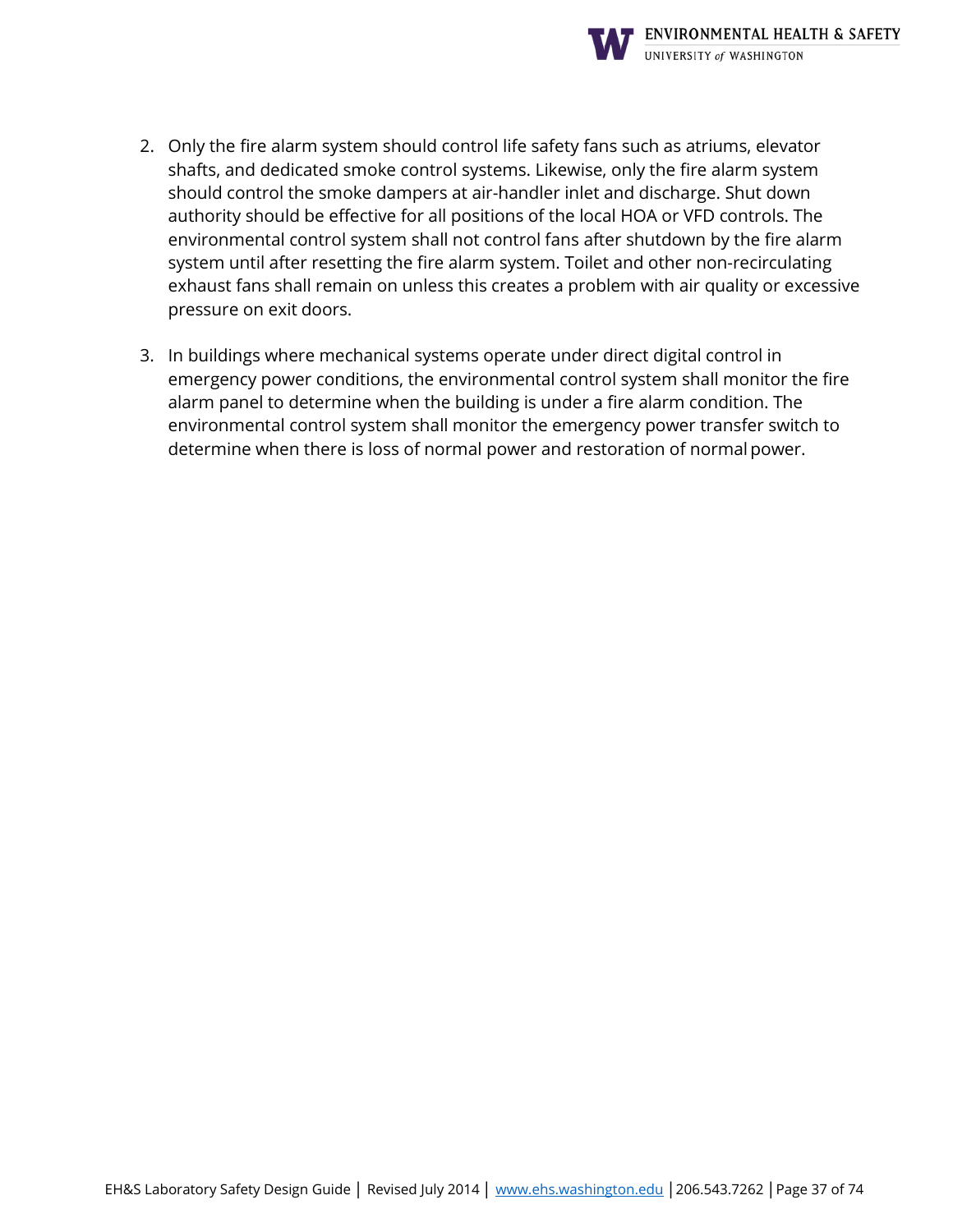2. Only the fire alarm system should control life safety fans such as atriums, elevator shafts, and dedicated smoke control systems. Likewise, only the fire alarm system should control the smoke dampers at air-handler inlet and discharge. Shut down authority should be effective for all positions of the local HOA or VFD controls. The environmental control system shall not control fans after shutdown by the fire alarm system until after resetting the fire alarm system. Toilet and other non-recirculating exhaust fans shall remain on unless this creates a problem with air quality or excessive pressure on exit doors.

3. In buildings where mechanical systems operate under direct digital control in emergency power conditions, the environmental control system shall monitor the fire alarm panel to determine when the building is under a fire alarm condition. The environmental control system shall monitor the emergency power transfer switch to determine when there is loss of normal power and restoration of normal power.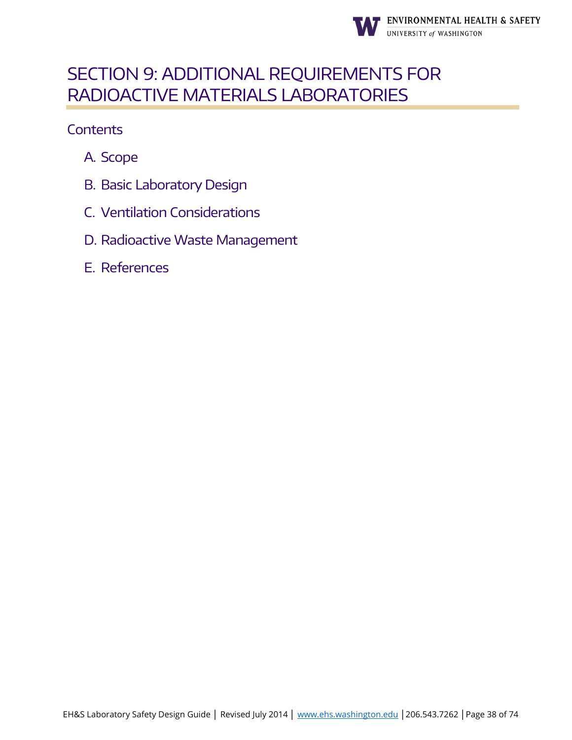# SECTION 9: ADDITIONAL REQUIREMENTS FOR RADIOACTIVE MATERIALS LABORATORIES

## Contents

A. Scope

B. Basic Laboratory Design

C. Ventilation Considerations

D. Radioactive Waste Management

E. References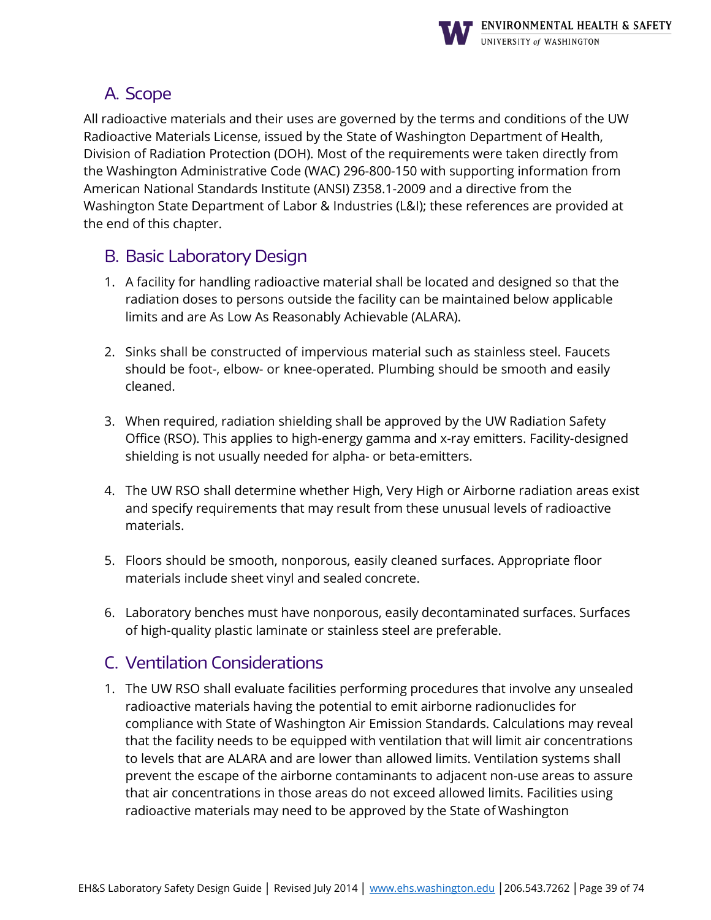## A. Scope

All radioactive materials and their uses are governed by the terms and conditions of the UW Radioactive Materials License, issued by the State of Washington Department of Health, Division of Radiation Protection (DOH). Most of the requirements were taken directly from the Washington Administrative Code (WAC) 296-800-150 with supporting information from American National Standards Institute (ANSI) Z358.1-2009 and a directive from the Washington State Department of Labor & Industries (L&I); these references are provided at the end of this chapter.

## B. Basic Laboratory Design

1. A facility for handling radioactive material shall be located and designed so that the radiation doses to persons outside the facility can be maintained below applicable limits and are As Low As Reasonably Achievable (ALARA).

2. Sinks shall be constructed of impervious material such as stainless steel. Faucets should be foot-, elbow- or knee-operated. Plumbing should be smooth and easily cleaned.

3. When required, radiation shielding shall be approved by the UW Radiation Safety Office (RSO). This applies to high-energy gamma and x-ray emitters. Facility-designed shielding is not usually needed for alpha- or beta-emitters.

4. The UW RSO shall determine whether High, Very High or Airborne radiation areas exist and specify requirements that may result from these unusual levels of radioactive materials.

5. Floors should be smooth, nonporous, easily cleaned surfaces. Appropriate floor materials include sheet vinyl and sealed concrete.

6. Laboratory benches must have nonporous, easily decontaminated surfaces. Surfaces of high-quality plastic laminate or stainless steel are preferable.

## C. Ventilation Considerations

1. The UW RSO shall evaluate facilities performing procedures that involve any unsealed radioactive materials having the potential to emit airborne radionuclides for compliance with State of Washington Air Emission Standards. Calculations may reveal that the facility needs to be equipped with ventilation that will limit air concentrations to levels that are ALARA and are lower than allowed limits. Ventilation systems shall prevent the escape of the airborne contaminants to adjacent non-use areas to assure that air concentrations in those areas do not exceed allowed limits. Facilities using radioactive materials may need to be approved by the State of Washington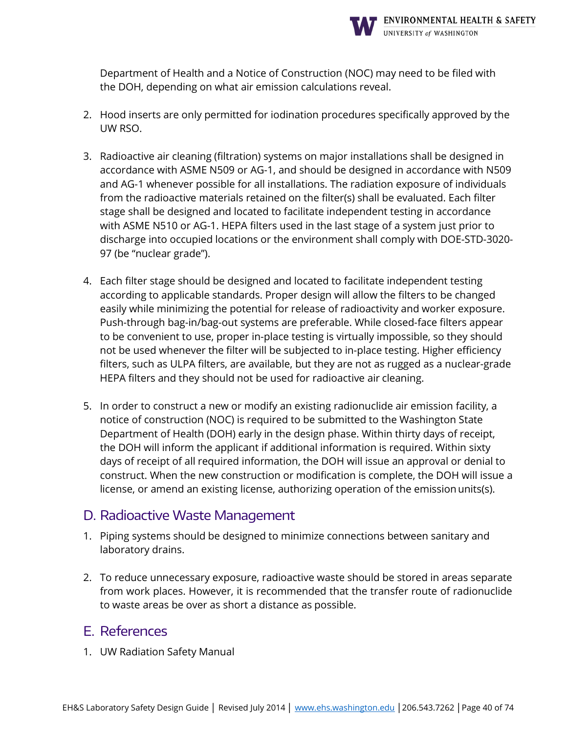Department of Health and a Notice of Construction (NOC) may need to be filed with the DOH, depending on what air emission calculations reveal.

2. Hood inserts are only permitted for iodination procedures specifically approved by the UW RSO.

3. Radioactive air cleaning (filtration) systems on major installations shall be designed in accordance with ASME N509 or AG-1, and should be designed in accordance with N509 and AG-1 whenever possible for all installations. The radiation exposure of individuals from the radioactive materials retained on the filter(s) shall be evaluated. Each filter stage shall be designed and located to facilitate independent testing in accordance with ASME N510 or AG-1. HEPA filters used in the last stage of a system just prior to discharge into occupied locations or the environment shall comply with DOE-STD-3020-97 (be "nuclear grade").

4. Each filter stage should be designed and located to facilitate independent testing according to applicable standards. Proper design will allow the filters to be changed easily while minimizing the potential for release of radioactivity and worker exposure. Push-through bag-in/bag-out systems are preferable. While closed-face filters appear to be convenient to use, proper in-place testing is virtually impossible, so they should not be used whenever the filter will be subjected to in-place testing. Higher efficiency filters, such as ULPA filters, are available, but they are not as rugged as a nuclear-grade HEPA filters and they should not be used for radioactive air cleaning.

5. In order to construct a new or modify an existing radionuclide air emission facility, a notice of construction (NOC) is required to be submitted to the Washington State Department of Health (DOH) early in the design phase. Within thirty days of receipt, the DOH will inform the applicant if additional information is required. Within sixty days of receipt of all required information, the DOH will issue an approval or denial to construct. When the new construction or modification is complete, the DOH will issue a license, or amend an existing license, authorizing operation of the emission units(s).

## D. Radioactive Waste Management

1. Piping systems should be designed to minimize connections between sanitary and laboratory drains.

2. To reduce unnecessary exposure, radioactive waste should be stored in areas separate from work places. However, it is recommended that the transfer route of radionuclide to waste areas be over as short a distance as possible.

## E. References

1. UW Radiation Safety Manual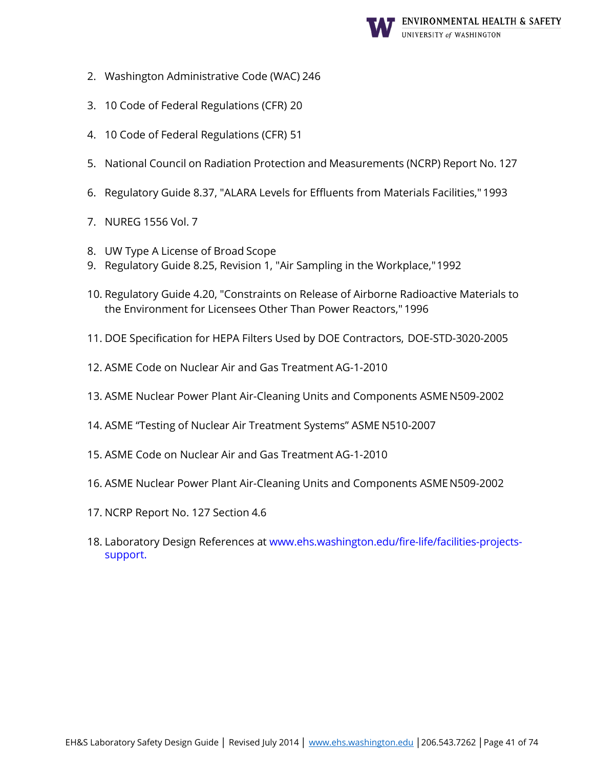2. Washington Administrative Code (WAC) 246

3. 10 Code of Federal Regulations (CFR) 20

4. 10 Code of Federal Regulations (CFR) 51

5. National Council on Radiation Protection and Measurements (NCRP) Report No. 127

6. Regulatory Guide 8.37, "ALARA Levels for Effluents from Materials Facilities," 1993

7. NUREG 1556 Vol. 7

8. UW Type A License of Broad Scope
9. Regulatory Guide 8.25, Revision 1, "Air Sampling in the Workplace," 1992

10. Regulatory Guide 4.20, "Constraints on Release of Airborne Radioactive Materials to the Environment for Licensees Other Than Power Reactors," 1996

11. DOE Specification for HEPA Filters Used by DOE Contractors, DOE-STD-3020-2005

12. ASME Code on Nuclear Air and Gas Treatment AG-1-2010

13. ASME Nuclear Power Plant Air-Cleaning Units and Components ASME N509-2002

14. ASME "Testing of Nuclear Air Treatment Systems" ASME N510-2007

15. ASME Code on Nuclear Air and Gas Treatment AG-1-2010

16. ASME Nuclear Power Plant Air-Cleaning Units and Components ASME N509-2002

17. NCRP Report No. 127 Section 4.6

18. Laboratory Design References at www.ehs.washington.edu/fire-life/facilities-projects-support.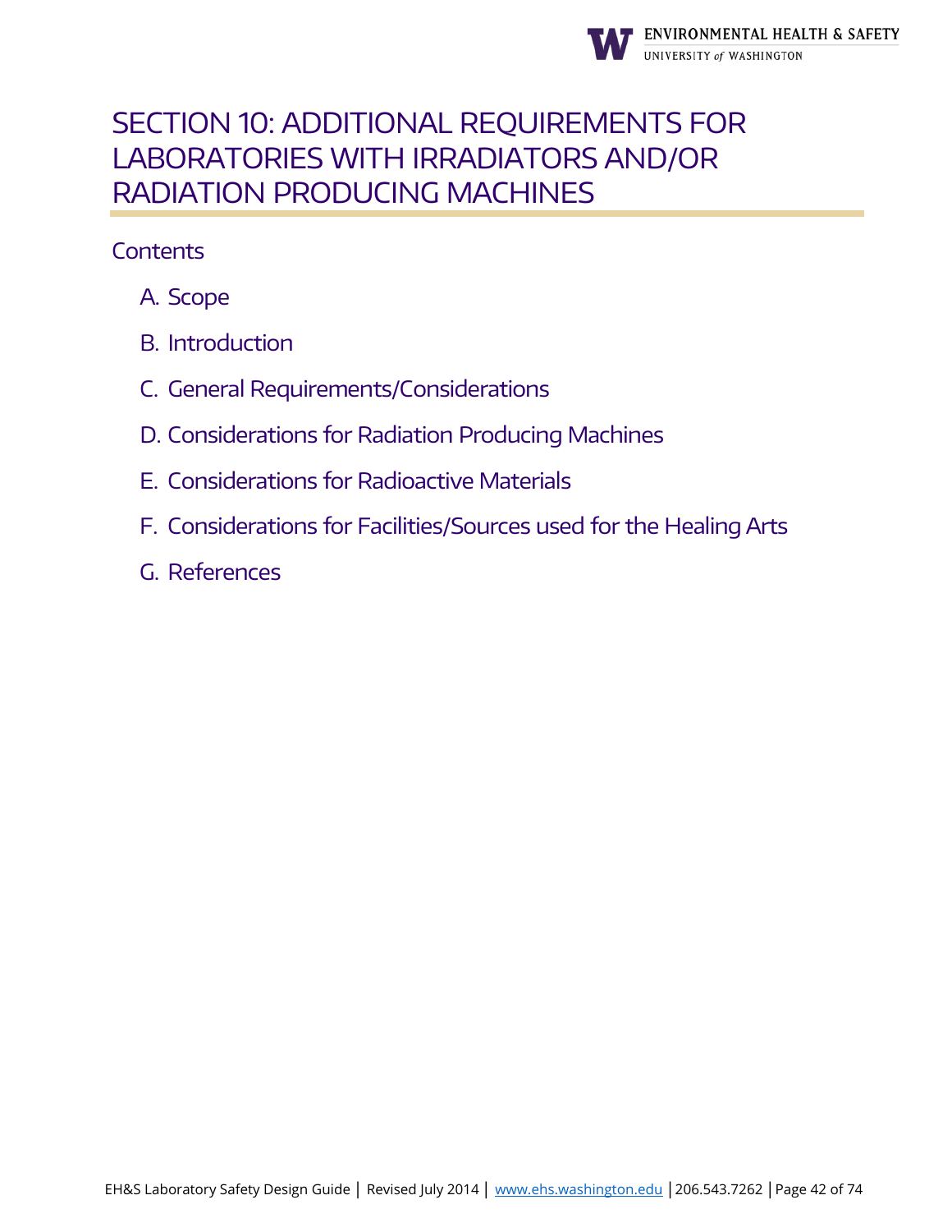# SECTION 10: ADDITIONAL REQUIREMENTS FOR LABORATORIES WITH IRRADIATORS AND/OR RADIATION PRODUCING MACHINES

## Contents

A. Scope

B. Introduction

C. General Requirements/Considerations

D. Considerations for Radiation Producing Machines

E. Considerations for Radioactive Materials

F. Considerations for Facilities/Sources used for the Healing Arts

G. References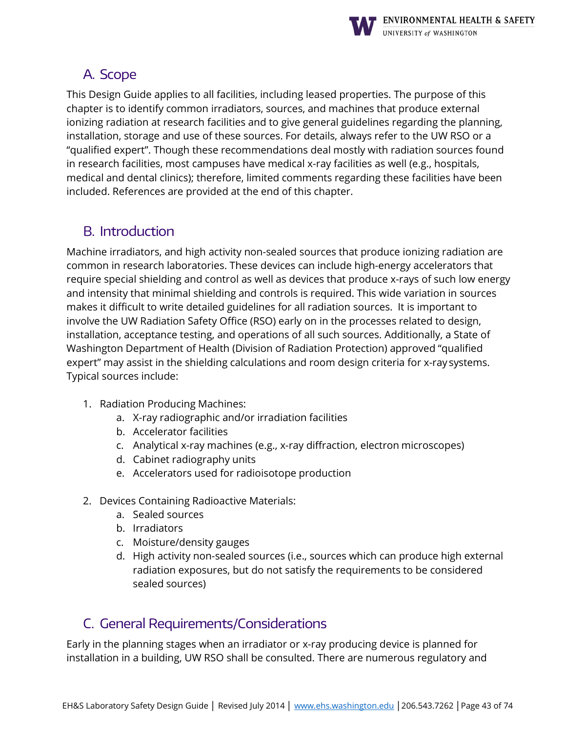## A. Scope

This Design Guide applies to all facilities, including leased properties. The purpose of this chapter is to identify common irradiators, sources, and machines that produce external ionizing radiation at research facilities and to give general guidelines regarding the planning, installation, storage and use of these sources. For details, always refer to the UW RSO or a "qualified expert". Though these recommendations deal mostly with radiation sources found in research facilities, most campuses have medical x-ray facilities as well (e.g., hospitals, medical and dental clinics); therefore, limited comments regarding these facilities have been included. References are provided at the end of this chapter.

## B. Introduction

Machine irradiators, and high activity non-sealed sources that produce ionizing radiation are common in research laboratories. These devices can include high-energy accelerators that require special shielding and control as well as devices that produce x-rays of such low energy and intensity that minimal shielding and controls is required. This wide variation in sources makes it difficult to write detailed guidelines for all radiation sources. It is important to involve the UW Radiation Safety Office (RSO) early on in the processes related to design, installation, acceptance testing, and operations of all such sources. Additionally, a State of Washington Department of Health (Division of Radiation Protection) approved "qualified expert" may assist in the shielding calculations and room design criteria for x-ray systems. Typical sources include:

1. Radiation Producing Machines:
    a. X-ray radiographic and/or irradiation facilities
    b. Accelerator facilities
    c. Analytical x-ray machines (e.g., x-ray diffraction, electron microscopes)
    d. Cabinet radiography units
    e. Accelerators used for radioisotope production

2. Devices Containing Radioactive Materials:
    a. Sealed sources
    b. Irradiators
    c. Moisture/density gauges
    d. High activity non-sealed sources (i.e., sources which can produce high external radiation exposures, but do not satisfy the requirements to be considered sealed sources)

## C. General Requirements/Considerations

Early in the planning stages when an irradiator or x-ray producing device is planned for installation in a building, UW RSO shall be consulted. There are numerous regulatory and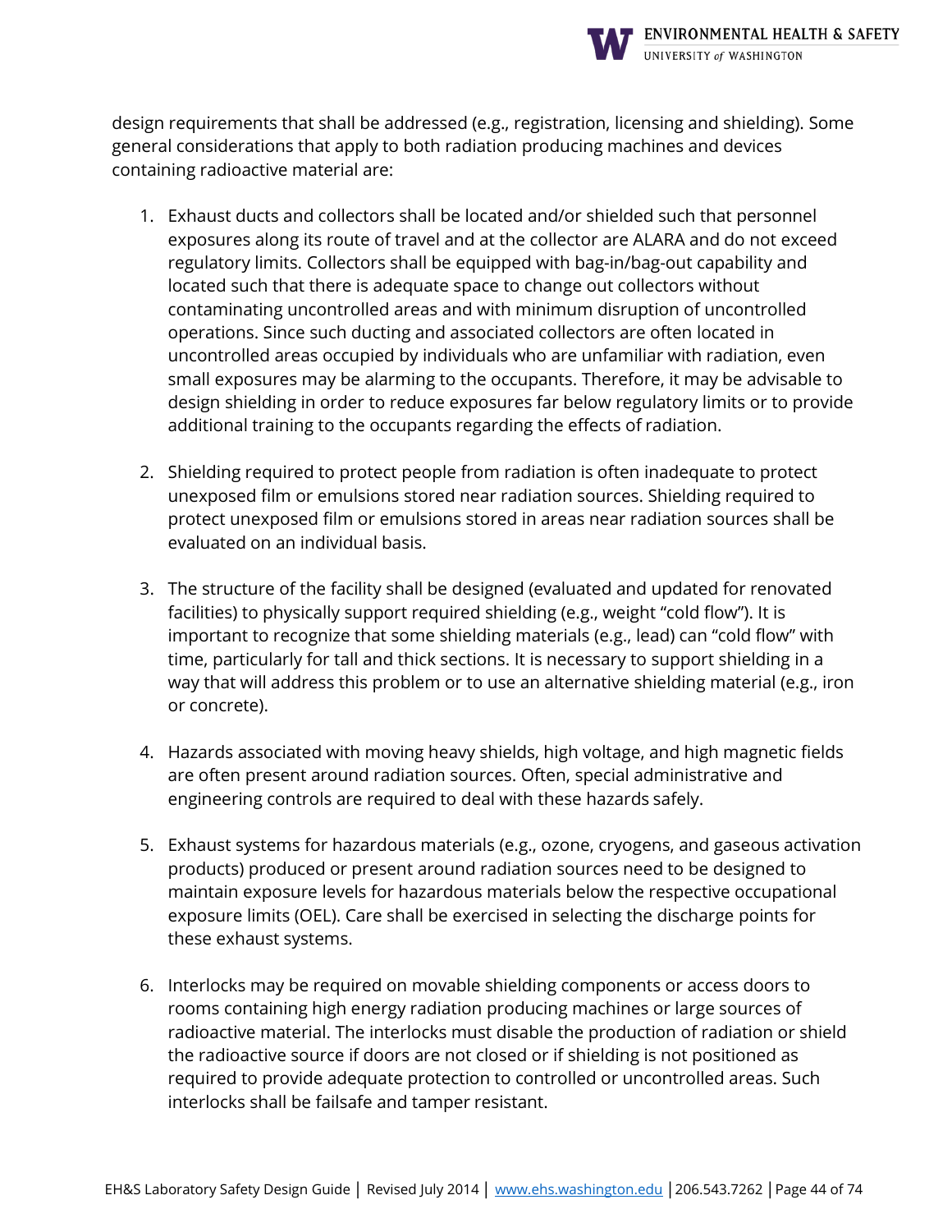design requirements that shall be addressed (e.g., registration, licensing and shielding). Some general considerations that apply to both radiation producing machines and devices containing radioactive material are:

1. Exhaust ducts and collectors shall be located and/or shielded such that personnel exposures along its route of travel and at the collector are ALARA and do not exceed regulatory limits. Collectors shall be equipped with bag-in/bag-out capability and located such that there is adequate space to change out collectors without contaminating uncontrolled areas and with minimum disruption of uncontrolled operations. Since such ducting and associated collectors are often located in uncontrolled areas occupied by individuals who are unfamiliar with radiation, even small exposures may be alarming to the occupants. Therefore, it may be advisable to design shielding in order to reduce exposures far below regulatory limits or to provide additional training to the occupants regarding the effects of radiation.

2. Shielding required to protect people from radiation is often inadequate to protect unexposed film or emulsions stored near radiation sources. Shielding required to protect unexposed film or emulsions stored in areas near radiation sources shall be evaluated on an individual basis.

3. The structure of the facility shall be designed (evaluated and updated for renovated facilities) to physically support required shielding (e.g., weight "cold flow"). It is important to recognize that some shielding materials (e.g., lead) can "cold flow" with time, particularly for tall and thick sections. It is necessary to support shielding in a way that will address this problem or to use an alternative shielding material (e.g., iron or concrete).

4. Hazards associated with moving heavy shields, high voltage, and high magnetic fields are often present around radiation sources. Often, special administrative and engineering controls are required to deal with these hazards safely.

5. Exhaust systems for hazardous materials (e.g., ozone, cryogens, and gaseous activation products) produced or present around radiation sources need to be designed to maintain exposure levels for hazardous materials below the respective occupational exposure limits (OEL). Care shall be exercised in selecting the discharge points for these exhaust systems.

6. Interlocks may be required on movable shielding components or access doors to rooms containing high energy radiation producing machines or large sources of radioactive material. The interlocks must disable the production of radiation or shield the radioactive source if doors are not closed or if shielding is not positioned as required to provide adequate protection to controlled or uncontrolled areas. Such interlocks shall be failsafe and tamper resistant.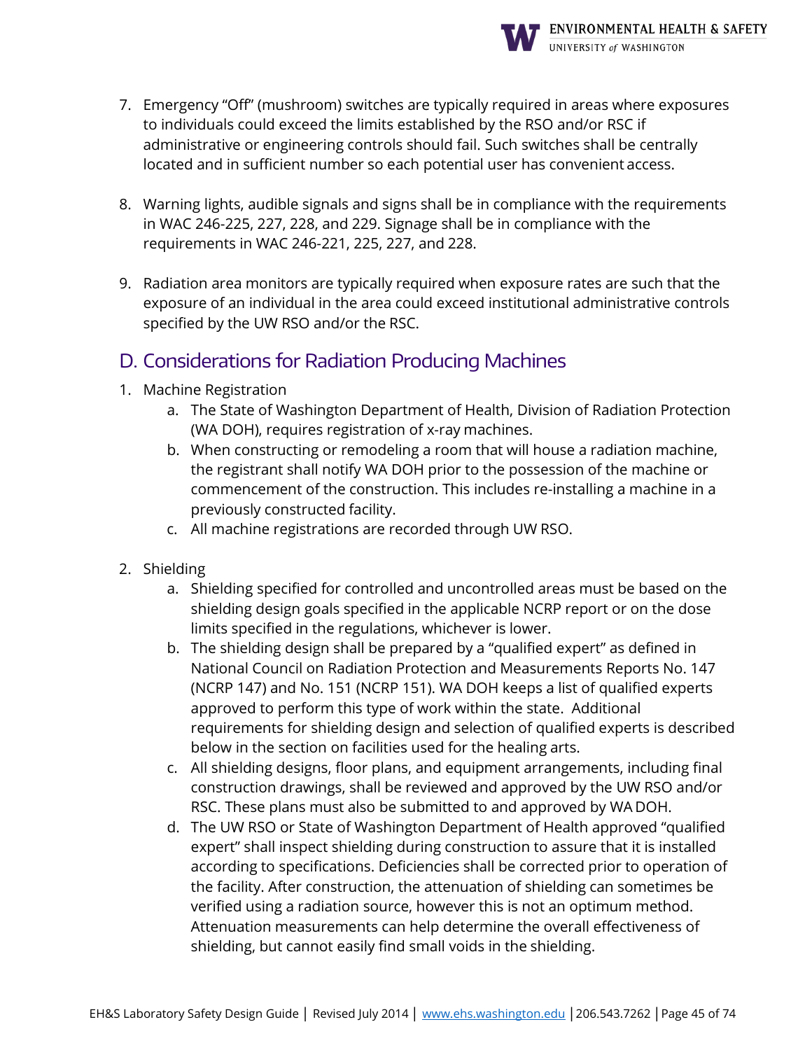7. Emergency "Off" (mushroom) switches are typically required in areas where exposures to individuals could exceed the limits established by the RSO and/or RSC if administrative or engineering controls should fail. Such switches shall be centrally located and in sufficient number so each potential user has convenient access.

8. Warning lights, audible signals and signs shall be in compliance with the requirements in WAC 246-225, 227, 228, and 229. Signage shall be in compliance with the requirements in WAC 246-221, 225, 227, and 228.

9. Radiation area monitors are typically required when exposure rates are such that the exposure of an individual in the area could exceed institutional administrative controls specified by the UW RSO and/or the RSC.

## D. Considerations for Radiation Producing Machines

1. Machine Registration
   a. The State of Washington Department of Health, Division of Radiation Protection (WA DOH), requires registration of x-ray machines.
   b. When constructing or remodeling a room that will house a radiation machine, the registrant shall notify WA DOH prior to the possession of the machine or commencement of the construction. This includes re-installing a machine in a previously constructed facility.
   c. All machine registrations are recorded through UW RSO.

2. Shielding
   a. Shielding specified for controlled and uncontrolled areas must be based on the shielding design goals specified in the applicable NCRP report or on the dose limits specified in the regulations, whichever is lower.
   b. The shielding design shall be prepared by a "qualified expert" as defined in National Council on Radiation Protection and Measurements Reports No. 147 (NCRP 147) and No. 151 (NCRP 151). WA DOH keeps a list of qualified experts approved to perform this type of work within the state. Additional requirements for shielding design and selection of qualified experts is described below in the section on facilities used for the healing arts.
   c. All shielding designs, floor plans, and equipment arrangements, including final construction drawings, shall be reviewed and approved by the UW RSO and/or RSC. These plans must also be submitted to and approved by WA DOH.
   d. The UW RSO or State of Washington Department of Health approved "qualified expert" shall inspect shielding during construction to assure that it is installed according to specifications. Deficiencies shall be corrected prior to operation of the facility. After construction, the attenuation of shielding can sometimes be verified using a radiation source, however this is not an optimum method. Attenuation measurements can help determine the overall effectiveness of shielding, but cannot easily find small voids in the shielding.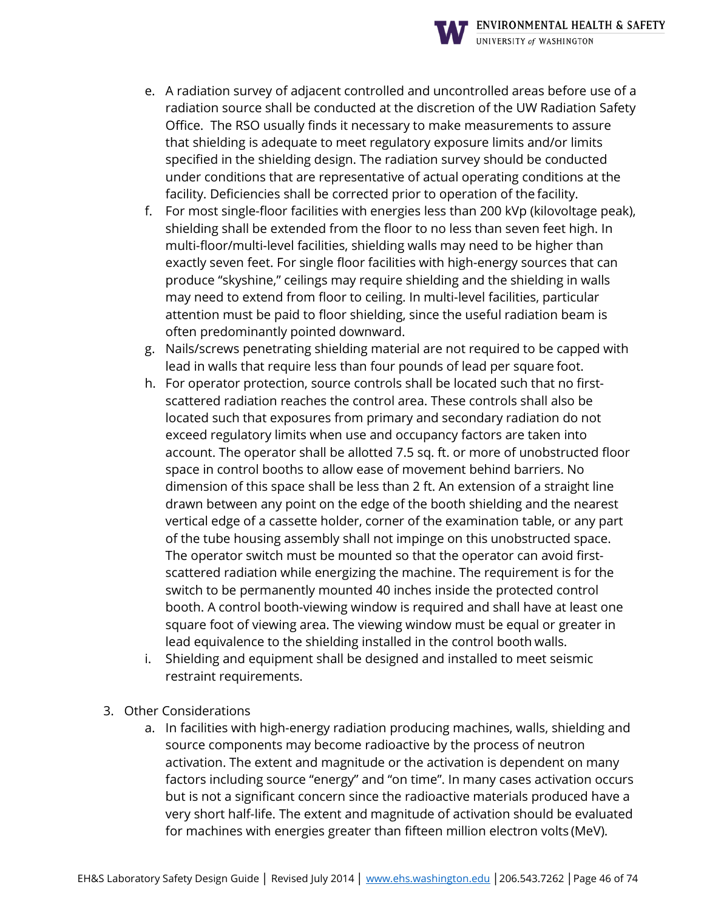e. A radiation survey of adjacent controlled and uncontrolled areas before use of a radiation source shall be conducted at the discretion of the UW Radiation Safety Office. The RSO usually finds it necessary to make measurements to assure that shielding is adequate to meet regulatory exposure limits and/or limits specified in the shielding design. The radiation survey should be conducted under conditions that are representative of actual operating conditions at the facility. Deficiencies shall be corrected prior to operation of the facility.

f. For most single-floor facilities with energies less than 200 kVp (kilovoltage peak), shielding shall be extended from the floor to no less than seven feet high. In multi-floor/multi-level facilities, shielding walls may need to be higher than exactly seven feet. For single floor facilities with high-energy sources that can produce "skyshine," ceilings may require shielding and the shielding in walls may need to extend from floor to ceiling. In multi-level facilities, particular attention must be paid to floor shielding, since the useful radiation beam is often predominantly pointed downward.

g. Nails/screws penetrating shielding material are not required to be capped with lead in walls that require less than four pounds of lead per square foot.

h. For operator protection, source controls shall be located such that no first-scattered radiation reaches the control area. These controls shall also be located such that exposures from primary and secondary radiation do not exceed regulatory limits when use and occupancy factors are taken into account. The operator shall be allotted 7.5 sq. ft. or more of unobstructed floor space in control booths to allow ease of movement behind barriers. No dimension of this space shall be less than 2 ft. An extension of a straight line drawn between any point on the edge of the booth shielding and the nearest vertical edge of a cassette holder, corner of the examination table, or any part of the tube housing assembly shall not impinge on this unobstructed space. The operator switch must be mounted so that the operator can avoid first-scattered radiation while energizing the machine. The requirement is for the switch to be permanently mounted 40 inches inside the protected control booth. A control booth-viewing window is required and shall have at least one square foot of viewing area. The viewing window must be equal or greater in lead equivalence to the shielding installed in the control booth walls.

i. Shielding and equipment shall be designed and installed to meet seismic restraint requirements.

3. Other Considerations

   a. In facilities with high-energy radiation producing machines, walls, shielding and source components may become radioactive by the process of neutron activation. The extent and magnitude or the activation is dependent on many factors including source "energy" and "on time". In many cases activation occurs but is not a significant concern since the radioactive materials produced have a very short half-life. The extent and magnitude of activation should be evaluated for machines with energies greater than fifteen million electron volts (MeV).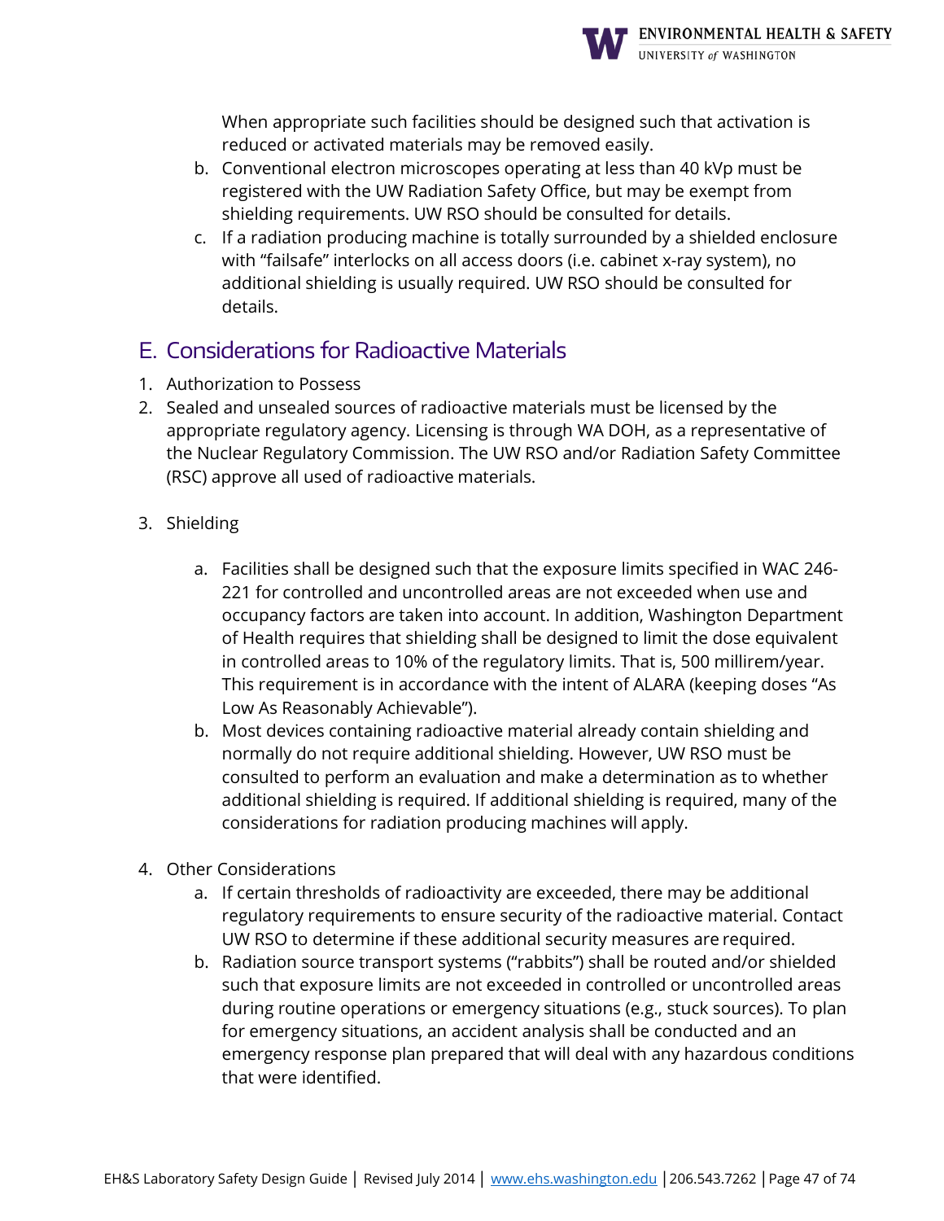When appropriate such facilities should be designed such that activation is reduced or activated materials may be removed easily.

b. Conventional electron microscopes operating at less than 40 kVp must be registered with the UW Radiation Safety Office, but may be exempt from shielding requirements. UW RSO should be consulted for details.
c. If a radiation producing machine is totally surrounded by a shielded enclosure with "failsafe" interlocks on all access doors (i.e. cabinet x-ray system), no additional shielding is usually required. UW RSO should be consulted for details.

## E. Considerations for Radioactive Materials

1. Authorization to Possess
2. Sealed and unsealed sources of radioactive materials must be licensed by the appropriate regulatory agency. Licensing is through WA DOH, as a representative of the Nuclear Regulatory Commission. The UW RSO and/or Radiation Safety Committee (RSC) approve all used of radioactive materials.
3. Shielding
   a. Facilities shall be designed such that the exposure limits specified in WAC 246-221 for controlled and uncontrolled areas are not exceeded when use and occupancy factors are taken into account. In addition, Washington Department of Health requires that shielding shall be designed to limit the dose equivalent in controlled areas to 10% of the regulatory limits. That is, 500 millirem/year. This requirement is in accordance with the intent of ALARA (keeping doses "As Low As Reasonably Achievable").
   b. Most devices containing radioactive material already contain shielding and normally do not require additional shielding. However, UW RSO must be consulted to perform an evaluation and make a determination as to whether additional shielding is required. If additional shielding is required, many of the considerations for radiation producing machines will apply.
4. Other Considerations
   a. If certain thresholds of radioactivity are exceeded, there may be additional regulatory requirements to ensure security of the radioactive material. Contact UW RSO to determine if these additional security measures are required.
   b. Radiation source transport systems ("rabbits") shall be routed and/or shielded such that exposure limits are not exceeded in controlled or uncontrolled areas during routine operations or emergency situations (e.g., stuck sources). To plan for emergency situations, an accident analysis shall be conducted and an emergency response plan prepared that will deal with any hazardous conditions that were identified.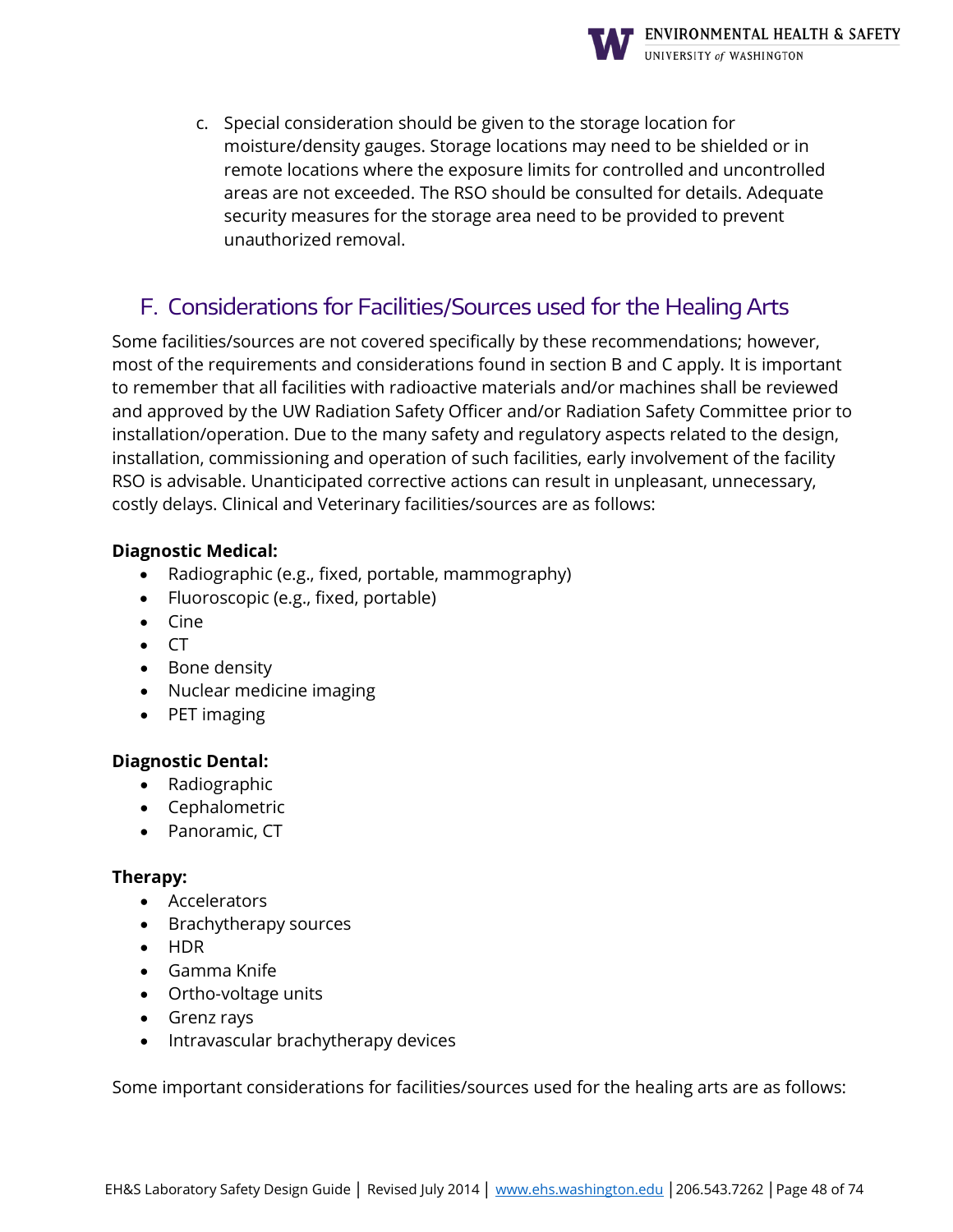c. Special consideration should be given to the storage location for moisture/density gauges. Storage locations may need to be shielded or in remote locations where the exposure limits for controlled and uncontrolled areas are not exceeded. The RSO should be consulted for details. Adequate security measures for the storage area need to be provided to prevent unauthorized removal.

## F. Considerations for Facilities/Sources used for the Healing Arts

Some facilities/sources are not covered specifically by these recommendations; however, most of the requirements and considerations found in section B and C apply. It is important to remember that all facilities with radioactive materials and/or machines shall be reviewed and approved by the UW Radiation Safety Officer and/or Radiation Safety Committee prior to installation/operation. Due to the many safety and regulatory aspects related to the design, installation, commissioning and operation of such facilities, early involvement of the facility RSO is advisable. Unanticipated corrective actions can result in unpleasant, unnecessary, costly delays. Clinical and Veterinary facilities/sources are as follows:

**Diagnostic Medical:**

- Radiographic (e.g., fixed, portable, mammography)
- Fluoroscopic (e.g., fixed, portable)
- Cine
- CT
- Bone density
- Nuclear medicine imaging
- PET imaging

**Diagnostic Dental:**

- Radiographic
- Cephalometric
- Panoramic, CT

**Therapy:**

- Accelerators
- Brachytherapy sources
- HDR
- Gamma Knife
- Ortho-voltage units
- Grenz rays
- Intravascular brachytherapy devices

Some important considerations for facilities/sources used for the healing arts are as follows: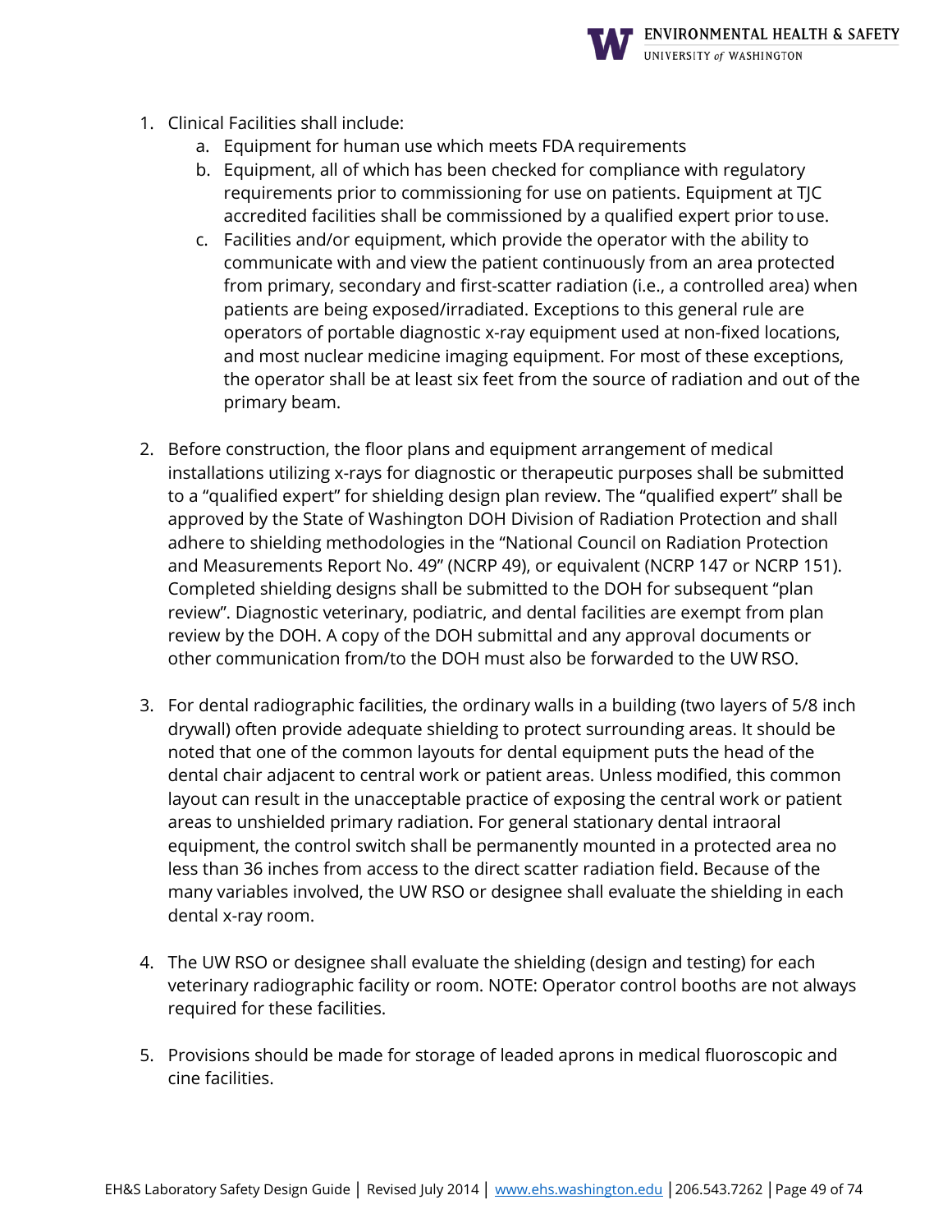1. Clinical Facilities shall include:
   a. Equipment for human use which meets FDA requirements
   b. Equipment, all of which has been checked for compliance with regulatory requirements prior to commissioning for use on patients. Equipment at TJC accredited facilities shall be commissioned by a qualified expert prior to use.
   c. Facilities and/or equipment, which provide the operator with the ability to communicate with and view the patient continuously from an area protected from primary, secondary and first-scatter radiation (i.e., a controlled area) when patients are being exposed/irradiated. Exceptions to this general rule are operators of portable diagnostic x-ray equipment used at non-fixed locations, and most nuclear medicine imaging equipment. For most of these exceptions, the operator shall be at least six feet from the source of radiation and out of the primary beam.

2. Before construction, the floor plans and equipment arrangement of medical installations utilizing x-rays for diagnostic or therapeutic purposes shall be submitted to a "qualified expert" for shielding design plan review. The "qualified expert" shall be approved by the State of Washington DOH Division of Radiation Protection and shall adhere to shielding methodologies in the "National Council on Radiation Protection and Measurements Report No. 49" (NCRP 49), or equivalent (NCRP 147 or NCRP 151). Completed shielding designs shall be submitted to the DOH for subsequent "plan review". Diagnostic veterinary, podiatric, and dental facilities are exempt from plan review by the DOH. A copy of the DOH submittal and any approval documents or other communication from/to the DOH must also be forwarded to the UW RSO.

3. For dental radiographic facilities, the ordinary walls in a building (two layers of 5/8 inch drywall) often provide adequate shielding to protect surrounding areas. It should be noted that one of the common layouts for dental equipment puts the head of the dental chair adjacent to central work or patient areas. Unless modified, this common layout can result in the unacceptable practice of exposing the central work or patient areas to unshielded primary radiation. For general stationary dental intraoral equipment, the control switch shall be permanently mounted in a protected area no less than 36 inches from access to the direct scatter radiation field. Because of the many variables involved, the UW RSO or designee shall evaluate the shielding in each dental x-ray room.

4. The UW RSO or designee shall evaluate the shielding (design and testing) for each veterinary radiographic facility or room. NOTE: Operator control booths are not always required for these facilities.

5. Provisions should be made for storage of leaded aprons in medical fluoroscopic and cine facilities.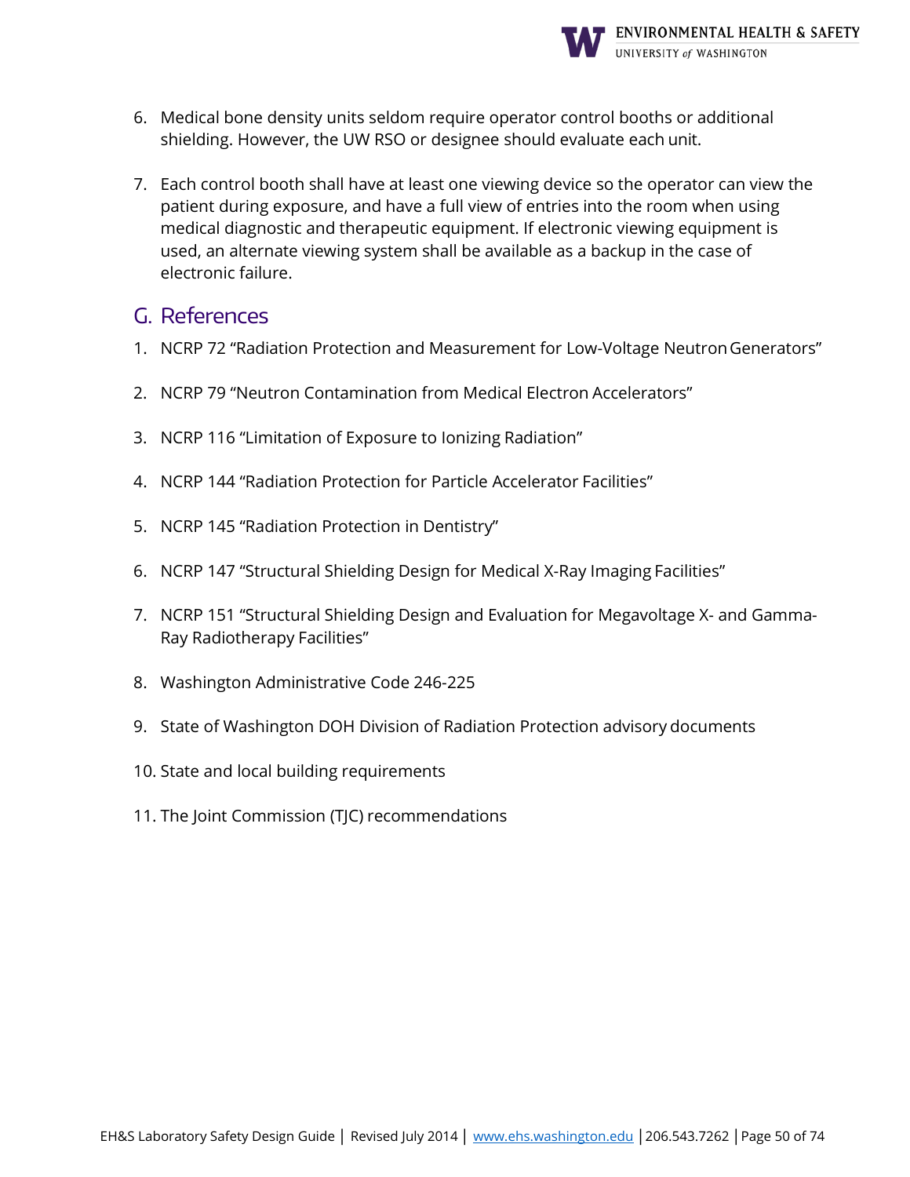6. Medical bone density units seldom require operator control booths or additional shielding. However, the UW RSO or designee should evaluate each unit.

7. Each control booth shall have at least one viewing device so the operator can view the patient during exposure, and have a full view of entries into the room when using medical diagnostic and therapeutic equipment. If electronic viewing equipment is used, an alternate viewing system shall be available as a backup in the case of electronic failure.

## G. References

1. NCRP 72 "Radiation Protection and Measurement for Low-Voltage Neutron Generators"

2. NCRP 79 "Neutron Contamination from Medical Electron Accelerators"

3. NCRP 116 "Limitation of Exposure to Ionizing Radiation"

4. NCRP 144 "Radiation Protection for Particle Accelerator Facilities"

5. NCRP 145 "Radiation Protection in Dentistry"

6. NCRP 147 "Structural Shielding Design for Medical X-Ray Imaging Facilities"

7. NCRP 151 "Structural Shielding Design and Evaluation for Megavoltage X- and Gamma-Ray Radiotherapy Facilities"

8. Washington Administrative Code 246-225

9. State of Washington DOH Division of Radiation Protection advisory documents

10. State and local building requirements

11. The Joint Commission (TJC) recommendations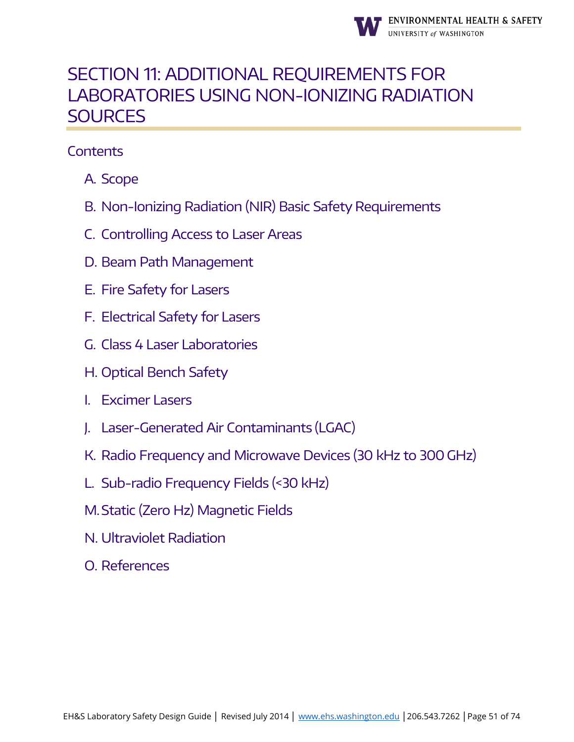# SECTION 11: ADDITIONAL REQUIREMENTS FOR LABORATORIES USING NON-IONIZING RADIATION SOURCES

## Contents

A. Scope

B. Non-Ionizing Radiation (NIR) Basic Safety Requirements

C. Controlling Access to Laser Areas

D. Beam Path Management

E. Fire Safety for Lasers

F. Electrical Safety for Lasers

G. Class 4 Laser Laboratories

H. Optical Bench Safety

I. Excimer Lasers

J. Laser-Generated Air Contaminants (LGAC)

K. Radio Frequency and Microwave Devices (30 kHz to 300 GHz)

L. Sub-radio Frequency Fields (<30 kHz)

M. Static (Zero Hz) Magnetic Fields

N. Ultraviolet Radiation

O. References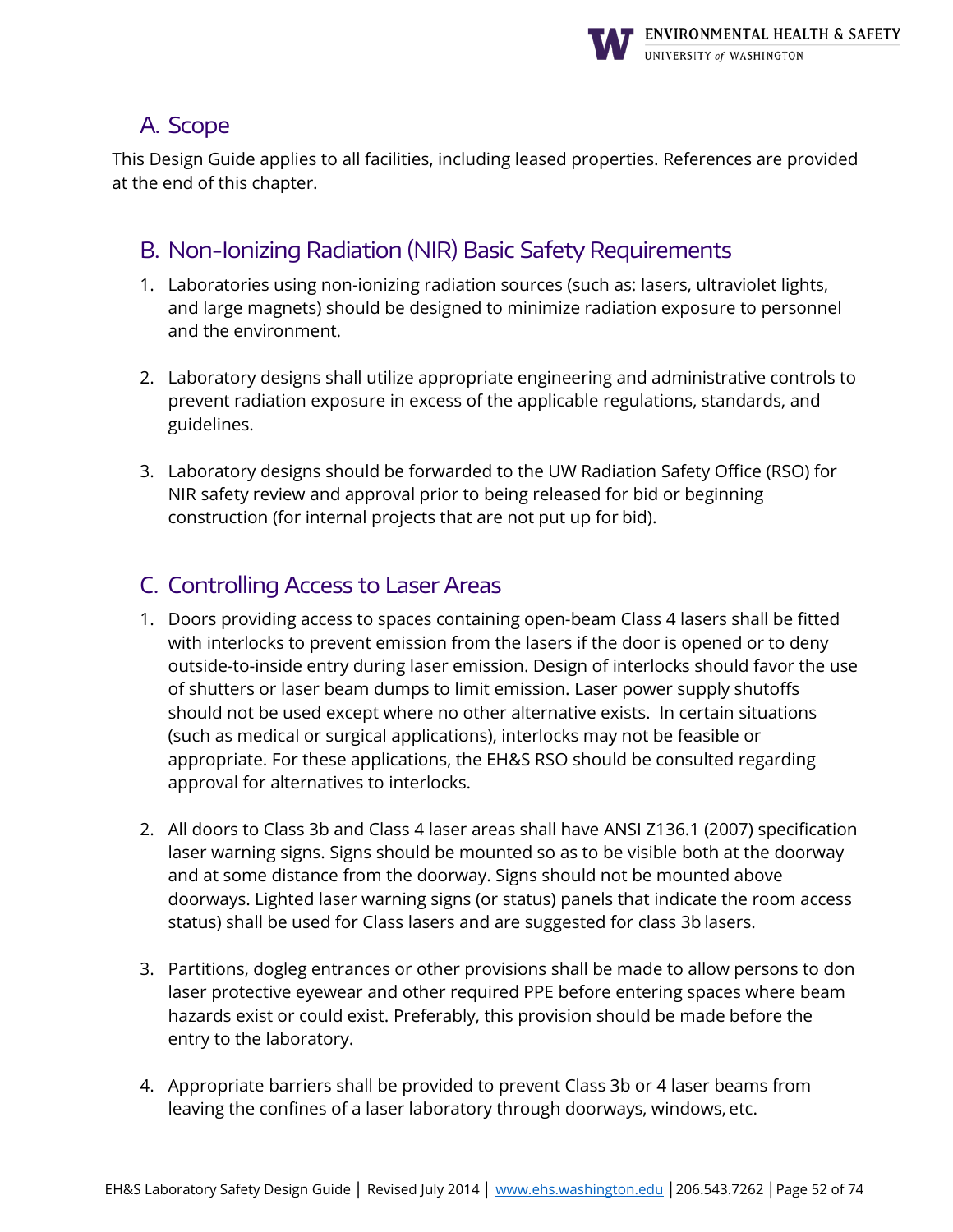## A. Scope

This Design Guide applies to all facilities, including leased properties. References are provided at the end of this chapter.

## B. Non-Ionizing Radiation (NIR) Basic Safety Requirements

1. Laboratories using non-ionizing radiation sources (such as: lasers, ultraviolet lights, and large magnets) should be designed to minimize radiation exposure to personnel and the environment.

2. Laboratory designs shall utilize appropriate engineering and administrative controls to prevent radiation exposure in excess of the applicable regulations, standards, and guidelines.

3. Laboratory designs should be forwarded to the UW Radiation Safety Office (RSO) for NIR safety review and approval prior to being released for bid or beginning construction (for internal projects that are not put up for bid).

## C. Controlling Access to Laser Areas

1. Doors providing access to spaces containing open-beam Class 4 lasers shall be fitted with interlocks to prevent emission from the lasers if the door is opened or to deny outside-to-inside entry during laser emission. Design of interlocks should favor the use of shutters or laser beam dumps to limit emission. Laser power supply shutoffs should not be used except where no other alternative exists. In certain situations (such as medical or surgical applications), interlocks may not be feasible or appropriate. For these applications, the EH&S RSO should be consulted regarding approval for alternatives to interlocks.

2. All doors to Class 3b and Class 4 laser areas shall have ANSI Z136.1 (2007) specification laser warning signs. Signs should be mounted so as to be visible both at the doorway and at some distance from the doorway. Signs should not be mounted above doorways. Lighted laser warning signs (or status) panels that indicate the room access status) shall be used for Class lasers and are suggested for class 3b lasers.

3. Partitions, dogleg entrances or other provisions shall be made to allow persons to don laser protective eyewear and other required PPE before entering spaces where beam hazards exist or could exist. Preferably, this provision should be made before the entry to the laboratory.

4. Appropriate barriers shall be provided to prevent Class 3b or 4 laser beams from leaving the confines of a laser laboratory through doorways, windows, etc.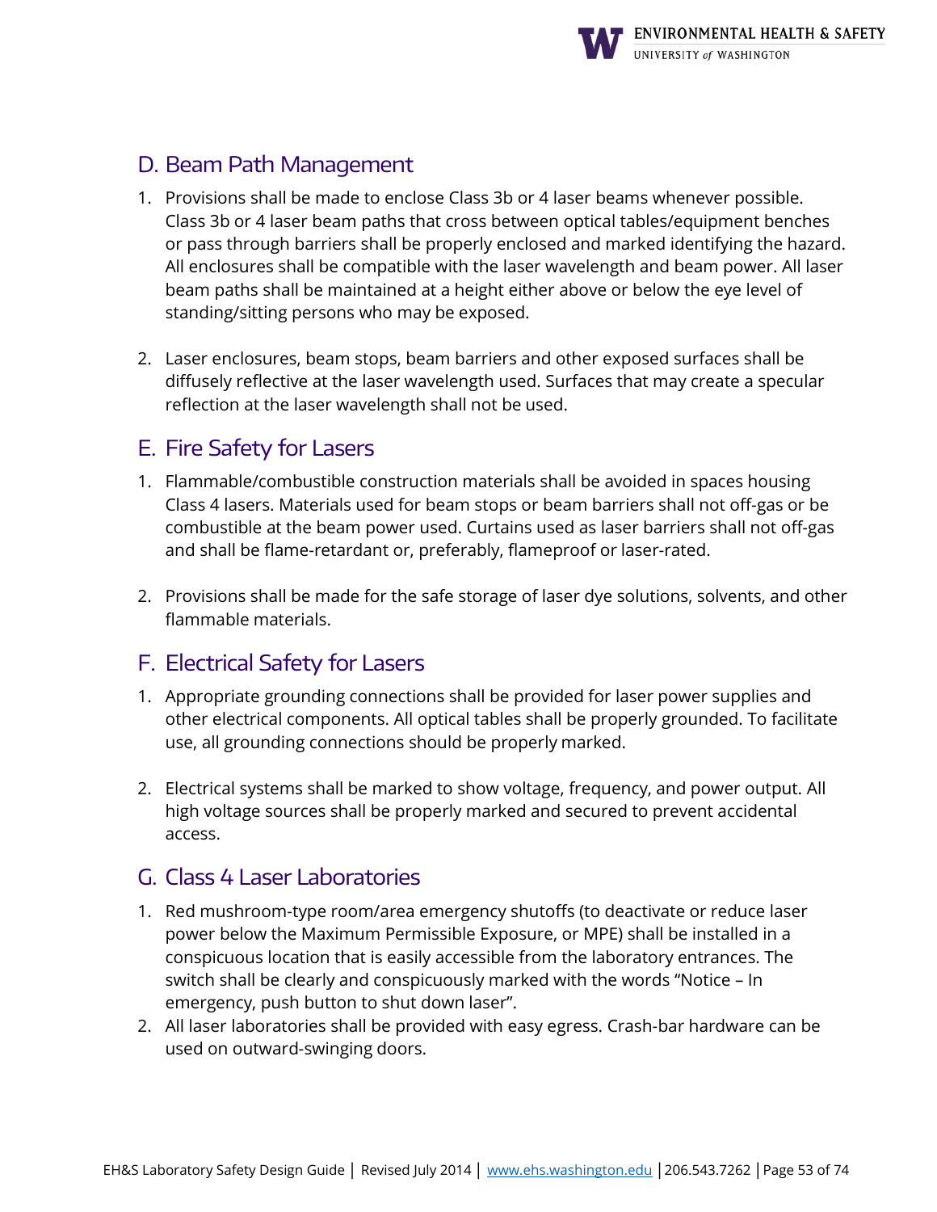## D. Beam Path Management

1. Provisions shall be made to enclose Class 3b or 4 laser beams whenever possible. Class 3b or 4 laser beam paths that cross between optical tables/equipment benches or pass through barriers shall be properly enclosed and marked identifying the hazard. All enclosures shall be compatible with the laser wavelength and beam power. All laser beam paths shall be maintained at a height either above or below the eye level of standing/sitting persons who may be exposed.

2. Laser enclosures, beam stops, beam barriers and other exposed surfaces shall be diffusely reflective at the laser wavelength used. Surfaces that may create a specular reflection at the laser wavelength shall not be used.

## E. Fire Safety for Lasers

1. Flammable/combustible construction materials shall be avoided in spaces housing Class 4 lasers. Materials used for beam stops or beam barriers shall not off-gas or be combustible at the beam power used. Curtains used as laser barriers shall not off-gas and shall be flame-retardant or, preferably, flameproof or laser-rated.

2. Provisions shall be made for the safe storage of laser dye solutions, solvents, and other flammable materials.

## F. Electrical Safety for Lasers

1. Appropriate grounding connections shall be provided for laser power supplies and other electrical components. All optical tables shall be properly grounded. To facilitate use, all grounding connections should be properly marked.

2. Electrical systems shall be marked to show voltage, frequency, and power output. All high voltage sources shall be properly marked and secured to prevent accidental access.

## G. Class 4 Laser Laboratories

1. Red mushroom-type room/area emergency shutoffs (to deactivate or reduce laser power below the Maximum Permissible Exposure, or MPE) shall be installed in a conspicuous location that is easily accessible from the laboratory entrances. The switch shall be clearly and conspicuously marked with the words "Notice – In emergency, push button to shut down laser".
2. All laser laboratories shall be provided with easy egress. Crash-bar hardware can be used on outward-swinging doors.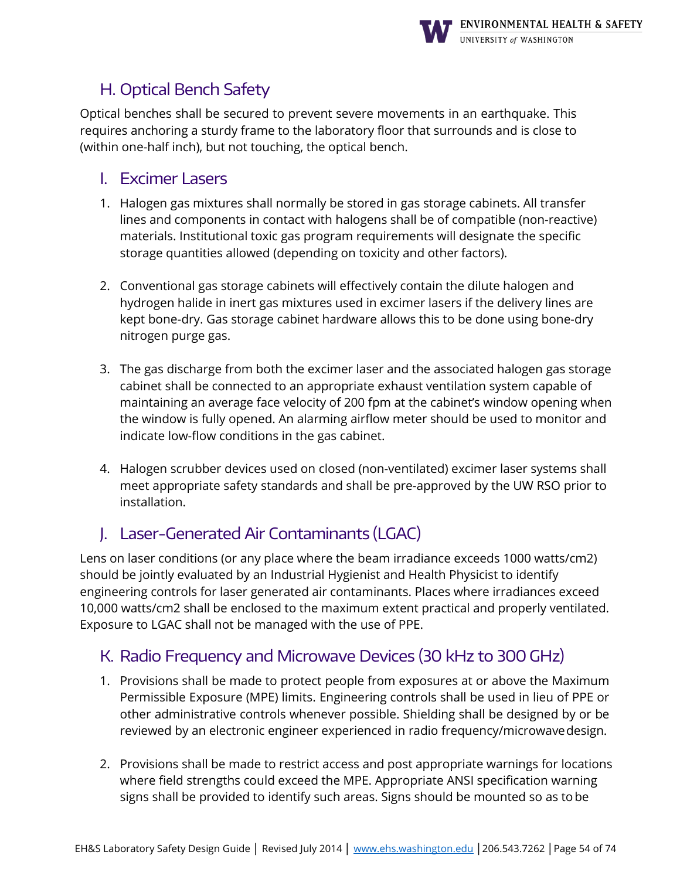## H. Optical Bench Safety

Optical benches shall be secured to prevent severe movements in an earthquake. This requires anchoring a sturdy frame to the laboratory floor that surrounds and is close to (within one-half inch), but not touching, the optical bench.

## I. Excimer Lasers

1. Halogen gas mixtures shall normally be stored in gas storage cabinets. All transfer lines and components in contact with halogens shall be of compatible (non-reactive) materials. Institutional toxic gas program requirements will designate the specific storage quantities allowed (depending on toxicity and other factors).

2. Conventional gas storage cabinets will effectively contain the dilute halogen and hydrogen halide in inert gas mixtures used in excimer lasers if the delivery lines are kept bone-dry. Gas storage cabinet hardware allows this to be done using bone-dry nitrogen purge gas.

3. The gas discharge from both the excimer laser and the associated halogen gas storage cabinet shall be connected to an appropriate exhaust ventilation system capable of maintaining an average face velocity of 200 fpm at the cabinet's window opening when the window is fully opened. An alarming airflow meter should be used to monitor and indicate low-flow conditions in the gas cabinet.

4. Halogen scrubber devices used on closed (non-ventilated) excimer laser systems shall meet appropriate safety standards and shall be pre-approved by the UW RSO prior to installation.

## J. Laser-Generated Air Contaminants (LGAC)

Lens on laser conditions (or any place where the beam irradiance exceeds 1000 watts/cm2) should be jointly evaluated by an Industrial Hygienist and Health Physicist to identify engineering controls for laser generated air contaminants. Places where irradiances exceed 10,000 watts/cm2 shall be enclosed to the maximum extent practical and properly ventilated. Exposure to LGAC shall not be managed with the use of PPE.

## K. Radio Frequency and Microwave Devices (30 kHz to 300 GHz)

1. Provisions shall be made to protect people from exposures at or above the Maximum Permissible Exposure (MPE) limits. Engineering controls shall be used in lieu of PPE or other administrative controls whenever possible. Shielding shall be designed by or be reviewed by an electronic engineer experienced in radio frequency/microwave design.

2. Provisions shall be made to restrict access and post appropriate warnings for locations where field strengths could exceed the MPE. Appropriate ANSI specification warning signs shall be provided to identify such areas. Signs should be mounted so as to be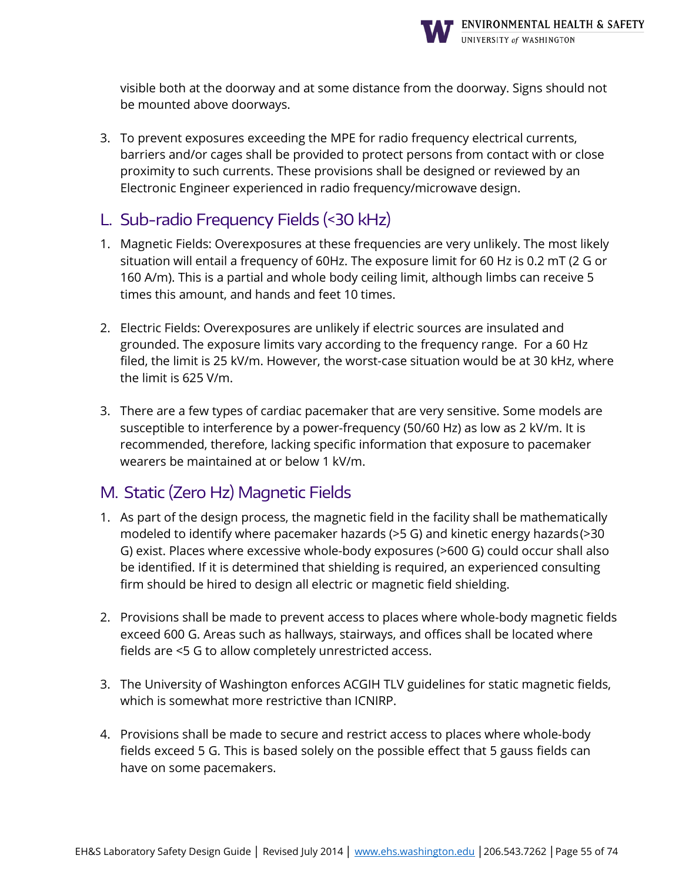visible both at the doorway and at some distance from the doorway. Signs should not be mounted above doorways.

3. To prevent exposures exceeding the MPE for radio frequency electrical currents, barriers and/or cages shall be provided to protect persons from contact with or close proximity to such currents. These provisions shall be designed or reviewed by an Electronic Engineer experienced in radio frequency/microwave design.

## L. Sub-radio Frequency Fields (<30 kHz)

1. Magnetic Fields: Overexposures at these frequencies are very unlikely. The most likely situation will entail a frequency of 60Hz. The exposure limit for 60 Hz is 0.2 mT (2 G or 160 A/m). This is a partial and whole body ceiling limit, although limbs can receive 5 times this amount, and hands and feet 10 times.

2. Electric Fields: Overexposures are unlikely if electric sources are insulated and grounded. The exposure limits vary according to the frequency range. For a 60 Hz filed, the limit is 25 kV/m. However, the worst-case situation would be at 30 kHz, where the limit is 625 V/m.

3. There are a few types of cardiac pacemaker that are very sensitive. Some models are susceptible to interference by a power-frequency (50/60 Hz) as low as 2 kV/m. It is recommended, therefore, lacking specific information that exposure to pacemaker wearers be maintained at or below 1 kV/m.

## M. Static (Zero Hz) Magnetic Fields

1. As part of the design process, the magnetic field in the facility shall be mathematically modeled to identify where pacemaker hazards (>5 G) and kinetic energy hazards (>30 G) exist. Places where excessive whole-body exposures (>600 G) could occur shall also be identified. If it is determined that shielding is required, an experienced consulting firm should be hired to design all electric or magnetic field shielding.

2. Provisions shall be made to prevent access to places where whole-body magnetic fields exceed 600 G. Areas such as hallways, stairways, and offices shall be located where fields are <5 G to allow completely unrestricted access.

3. The University of Washington enforces ACGIH TLV guidelines for static magnetic fields, which is somewhat more restrictive than ICNIRP.

4. Provisions shall be made to secure and restrict access to places where whole-body fields exceed 5 G. This is based solely on the possible effect that 5 gauss fields can have on some pacemakers.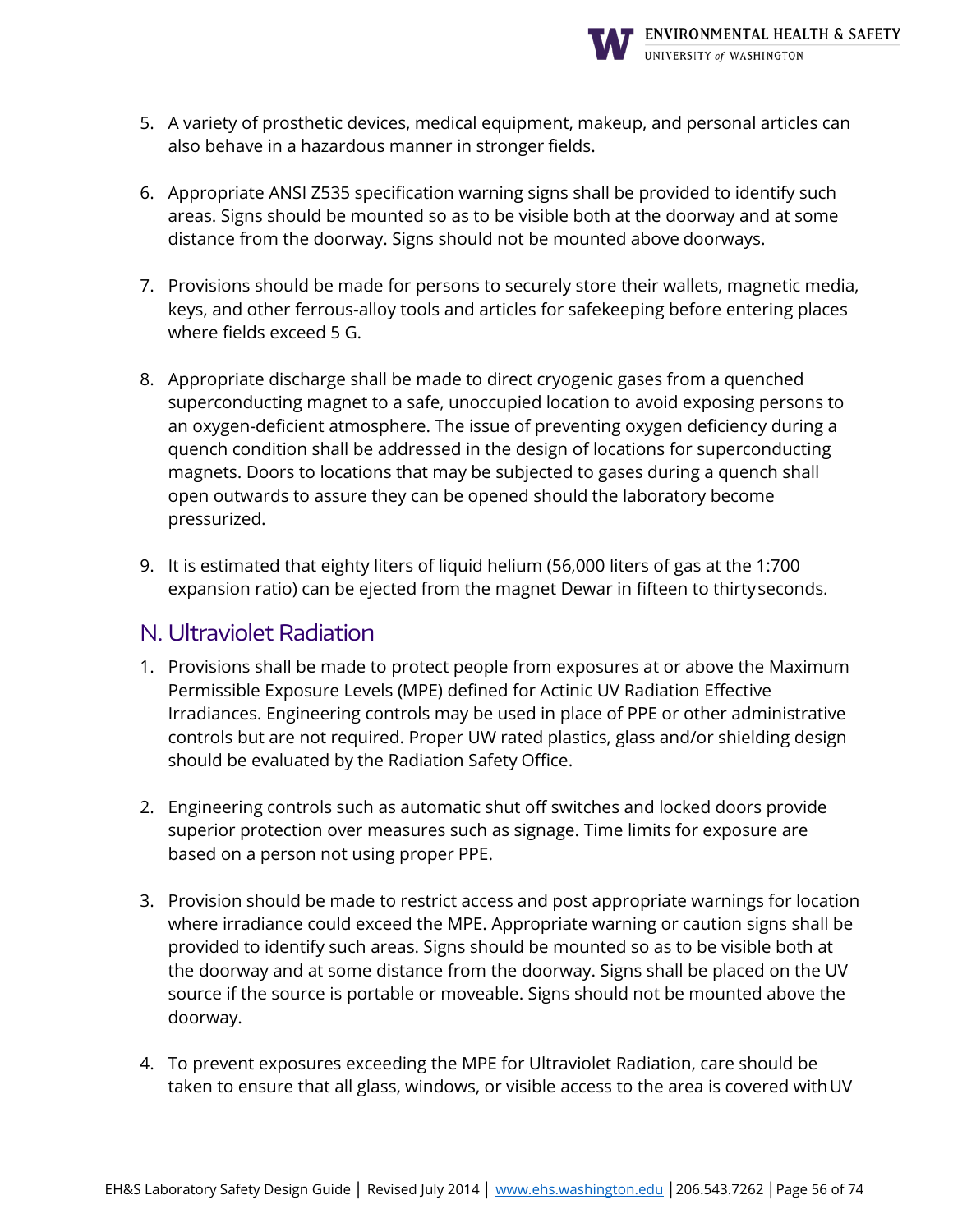5. A variety of prosthetic devices, medical equipment, makeup, and personal articles can also behave in a hazardous manner in stronger fields.

6. Appropriate ANSI Z535 specification warning signs shall be provided to identify such areas. Signs should be mounted so as to be visible both at the doorway and at some distance from the doorway. Signs should not be mounted above doorways.

7. Provisions should be made for persons to securely store their wallets, magnetic media, keys, and other ferrous-alloy tools and articles for safekeeping before entering places where fields exceed 5 G.

8. Appropriate discharge shall be made to direct cryogenic gases from a quenched superconducting magnet to a safe, unoccupied location to avoid exposing persons to an oxygen-deficient atmosphere. The issue of preventing oxygen deficiency during a quench condition shall be addressed in the design of locations for superconducting magnets. Doors to locations that may be subjected to gases during a quench shall open outwards to assure they can be opened should the laboratory become pressurized.

9. It is estimated that eighty liters of liquid helium (56,000 liters of gas at the 1:700 expansion ratio) can be ejected from the magnet Dewar in fifteen to thirty seconds.

## N. Ultraviolet Radiation

1. Provisions shall be made to protect people from exposures at or above the Maximum Permissible Exposure Levels (MPE) defined for Actinic UV Radiation Effective Irradiances. Engineering controls may be used in place of PPE or other administrative controls but are not required. Proper UW rated plastics, glass and/or shielding design should be evaluated by the Radiation Safety Office.

2. Engineering controls such as automatic shut off switches and locked doors provide superior protection over measures such as signage. Time limits for exposure are based on a person not using proper PPE.

3. Provision should be made to restrict access and post appropriate warnings for location where irradiance could exceed the MPE. Appropriate warning or caution signs shall be provided to identify such areas. Signs should be mounted so as to be visible both at the doorway and at some distance from the doorway. Signs shall be placed on the UV source if the source is portable or moveable. Signs should not be mounted above the doorway.

4. To prevent exposures exceeding the MPE for Ultraviolet Radiation, care should be taken to ensure that all glass, windows, or visible access to the area is covered with UV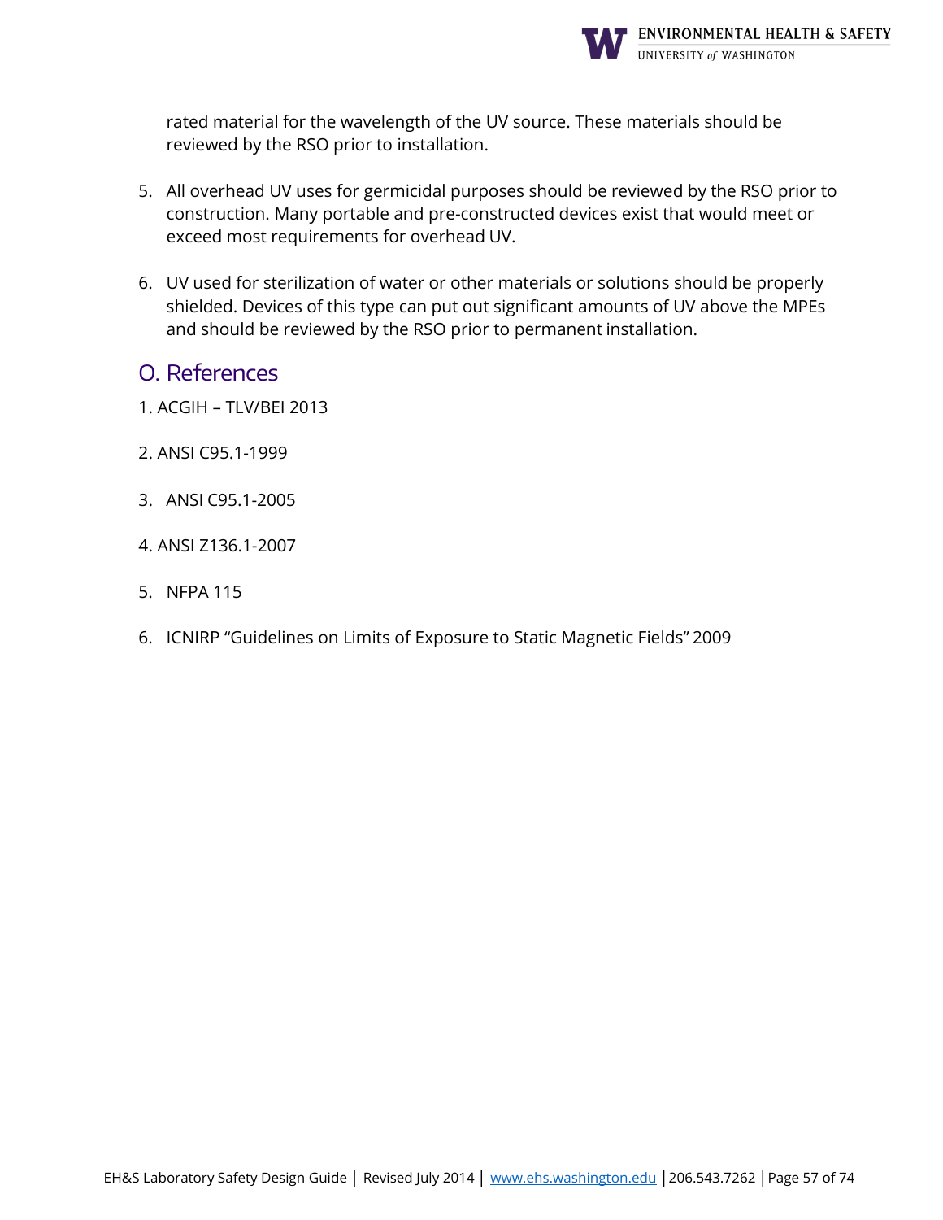rated material for the wavelength of the UV source. These materials should be reviewed by the RSO prior to installation.

5. All overhead UV uses for germicidal purposes should be reviewed by the RSO prior to construction. Many portable and pre-constructed devices exist that would meet or exceed most requirements for overhead UV.

6. UV used for sterilization of water or other materials or solutions should be properly shielded. Devices of this type can put out significant amounts of UV above the MPEs and should be reviewed by the RSO prior to permanent installation.

## O. References

1. ACGIH – TLV/BEI 2013

2. ANSI C95.1-1999

3. ANSI C95.1-2005

4. ANSI Z136.1-2007

5. NFPA 115

6. ICNIRP "Guidelines on Limits of Exposure to Static Magnetic Fields" 2009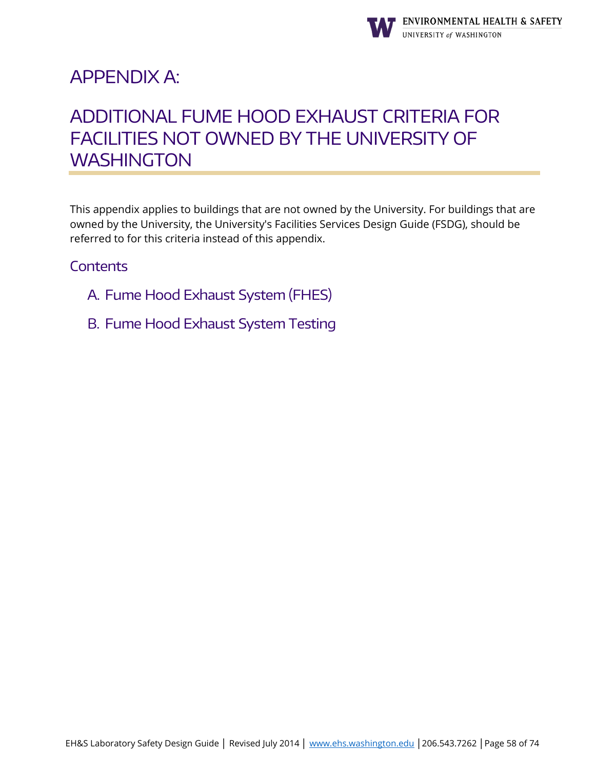# APPENDIX A:

# ADDITIONAL FUME HOOD EXHAUST CRITERIA FOR FACILITIES NOT OWNED BY THE UNIVERSITY OF WASHINGTON

This appendix applies to buildings that are not owned by the University. For buildings that are owned by the University, the University's Facilities Services Design Guide (FSDG), should be referred to for this criteria instead of this appendix.

## Contents

A. Fume Hood Exhaust System (FHES)

B. Fume Hood Exhaust System Testing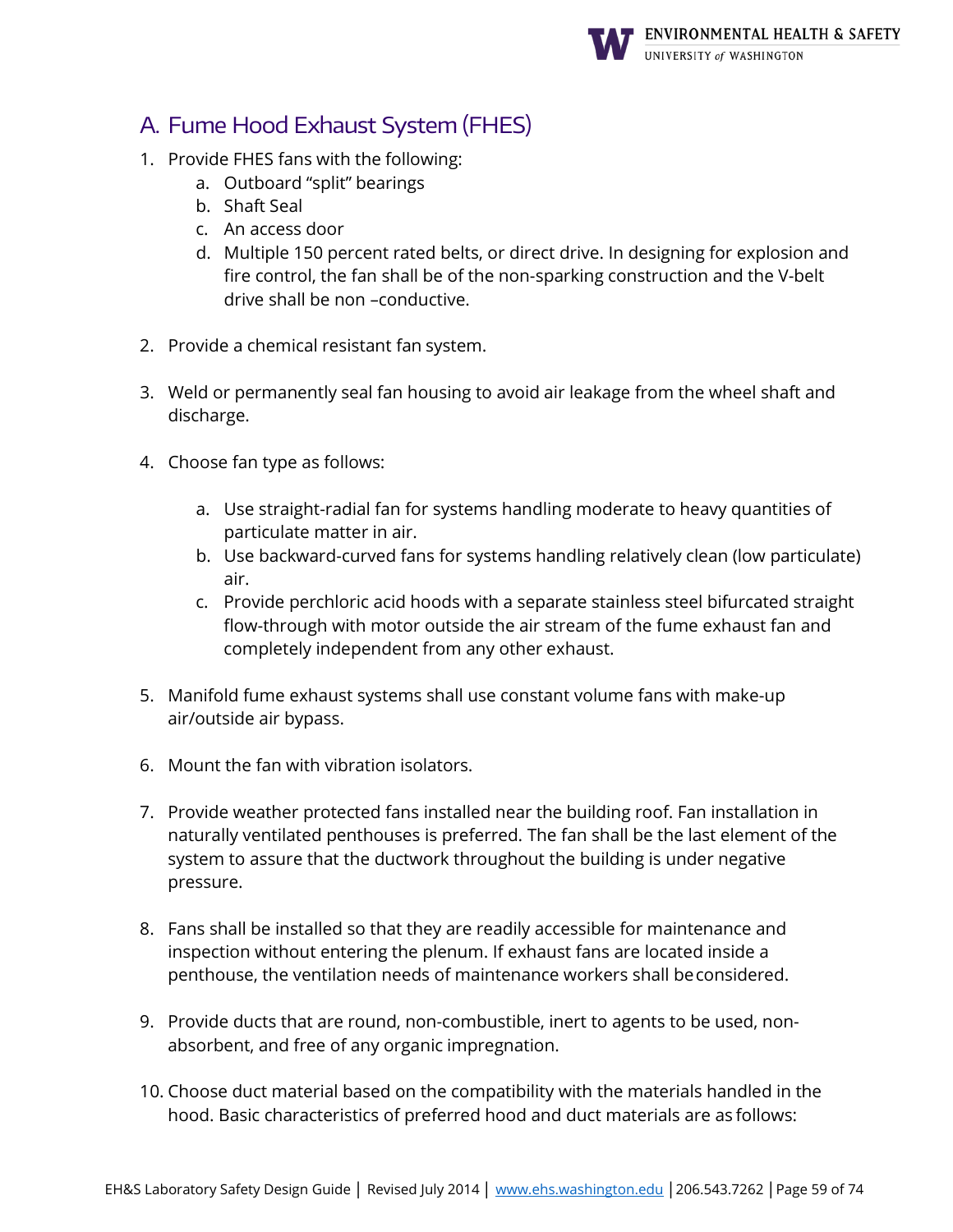## A. Fume Hood Exhaust System (FHES)

1. Provide FHES fans with the following:
    a. Outboard "split" bearings
    b. Shaft Seal
    c. An access door
    d. Multiple 150 percent rated belts, or direct drive. In designing for explosion and fire control, the fan shall be of the non-sparking construction and the V-belt drive shall be non –conductive.

2. Provide a chemical resistant fan system.

3. Weld or permanently seal fan housing to avoid air leakage from the wheel shaft and discharge.

4. Choose fan type as follows:

    a. Use straight-radial fan for systems handling moderate to heavy quantities of particulate matter in air.
    b. Use backward-curved fans for systems handling relatively clean (low particulate) air.
    c. Provide perchloric acid hoods with a separate stainless steel bifurcated straight flow-through with motor outside the air stream of the fume exhaust fan and completely independent from any other exhaust.

5. Manifold fume exhaust systems shall use constant volume fans with make-up air/outside air bypass.

6. Mount the fan with vibration isolators.

7. Provide weather protected fans installed near the building roof. Fan installation in naturally ventilated penthouses is preferred. The fan shall be the last element of the system to assure that the ductwork throughout the building is under negative pressure.

8. Fans shall be installed so that they are readily accessible for maintenance and inspection without entering the plenum. If exhaust fans are located inside a penthouse, the ventilation needs of maintenance workers shall be considered.

9. Provide ducts that are round, non-combustible, inert to agents to be used, non-absorbent, and free of any organic impregnation.

10. Choose duct material based on the compatibility with the materials handled in the hood. Basic characteristics of preferred hood and duct materials are as follows: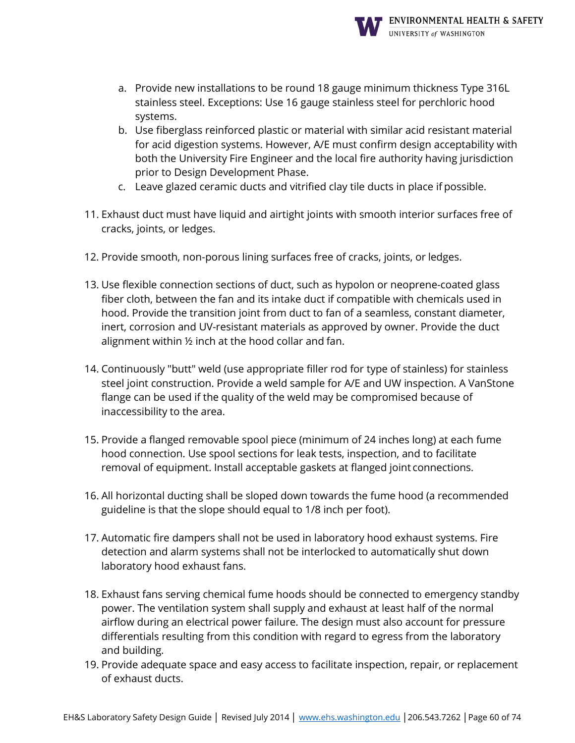a. Provide new installations to be round 18 gauge minimum thickness Type 316L stainless steel. Exceptions: Use 16 gauge stainless steel for perchloric hood systems.
b. Use fiberglass reinforced plastic or material with similar acid resistant material for acid digestion systems. However, A/E must confirm design acceptability with both the University Fire Engineer and the local fire authority having jurisdiction prior to Design Development Phase.
c. Leave glazed ceramic ducts and vitrified clay tile ducts in place if possible.

11. Exhaust duct must have liquid and airtight joints with smooth interior surfaces free of cracks, joints, or ledges.

12. Provide smooth, non-porous lining surfaces free of cracks, joints, or ledges.

13. Use flexible connection sections of duct, such as hypolon or neoprene-coated glass fiber cloth, between the fan and its intake duct if compatible with chemicals used in hood. Provide the transition joint from duct to fan of a seamless, constant diameter, inert, corrosion and UV-resistant materials as approved by owner. Provide the duct alignment within ½ inch at the hood collar and fan.

14. Continuously "butt" weld (use appropriate filler rod for type of stainless) for stainless steel joint construction. Provide a weld sample for A/E and UW inspection. A VanStone flange can be used if the quality of the weld may be compromised because of inaccessibility to the area.

15. Provide a flanged removable spool piece (minimum of 24 inches long) at each fume hood connection. Use spool sections for leak tests, inspection, and to facilitate removal of equipment. Install acceptable gaskets at flanged joint connections.

16. All horizontal ducting shall be sloped down towards the fume hood (a recommended guideline is that the slope should equal to 1/8 inch per foot).

17. Automatic fire dampers shall not be used in laboratory hood exhaust systems. Fire detection and alarm systems shall not be interlocked to automatically shut down laboratory hood exhaust fans.

18. Exhaust fans serving chemical fume hoods should be connected to emergency standby power. The ventilation system shall supply and exhaust at least half of the normal airflow during an electrical power failure. The design must also account for pressure differentials resulting from this condition with regard to egress from the laboratory and building.

19. Provide adequate space and easy access to facilitate inspection, repair, or replacement of exhaust ducts.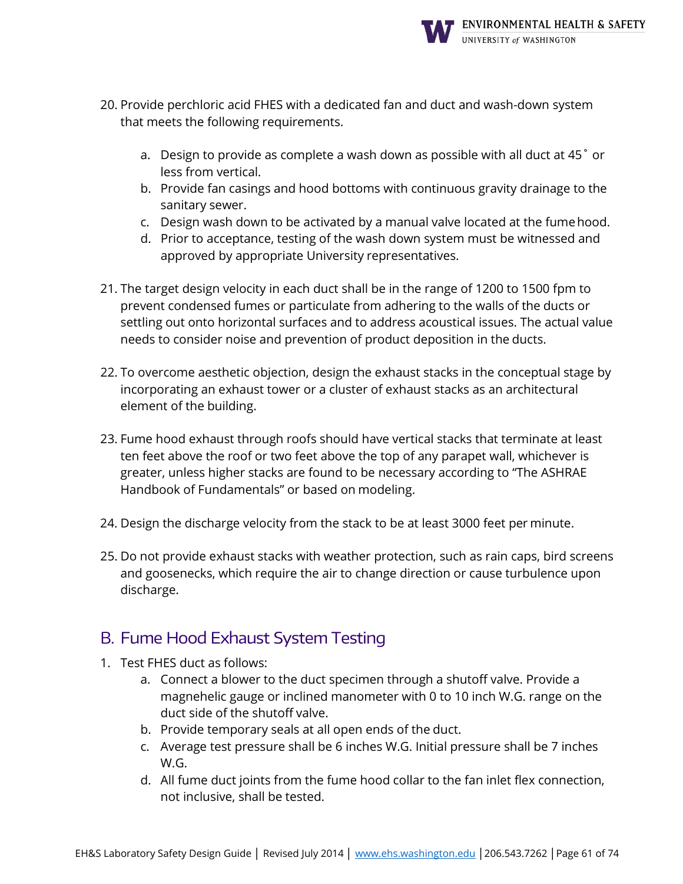20. Provide perchloric acid FHES with a dedicated fan and duct and wash-down system that meets the following requirements.

    a. Design to provide as complete a wash down as possible with all duct at 45˚ or less from vertical.
    b. Provide fan casings and hood bottoms with continuous gravity drainage to the sanitary sewer.
    c. Design wash down to be activated by a manual valve located at the fume hood.
    d. Prior to acceptance, testing of the wash down system must be witnessed and approved by appropriate University representatives.

21. The target design velocity in each duct shall be in the range of 1200 to 1500 fpm to prevent condensed fumes or particulate from adhering to the walls of the ducts or settling out onto horizontal surfaces and to address acoustical issues. The actual value needs to consider noise and prevention of product deposition in the ducts.

22. To overcome aesthetic objection, design the exhaust stacks in the conceptual stage by incorporating an exhaust tower or a cluster of exhaust stacks as an architectural element of the building.

23. Fume hood exhaust through roofs should have vertical stacks that terminate at least ten feet above the roof or two feet above the top of any parapet wall, whichever is greater, unless higher stacks are found to be necessary according to "The ASHRAE Handbook of Fundamentals" or based on modeling.

24. Design the discharge velocity from the stack to be at least 3000 feet per minute.

25. Do not provide exhaust stacks with weather protection, such as rain caps, bird screens and goosenecks, which require the air to change direction or cause turbulence upon discharge.

## B. Fume Hood Exhaust System Testing

1. Test FHES duct as follows:
    a. Connect a blower to the duct specimen through a shutoff valve. Provide a magnehelic gauge or inclined manometer with 0 to 10 inch W.G. range on the duct side of the shutoff valve.
    b. Provide temporary seals at all open ends of the duct.
    c. Average test pressure shall be 6 inches W.G. Initial pressure shall be 7 inches W.G.
    d. All fume duct joints from the fume hood collar to the fan inlet flex connection, not inclusive, shall be tested.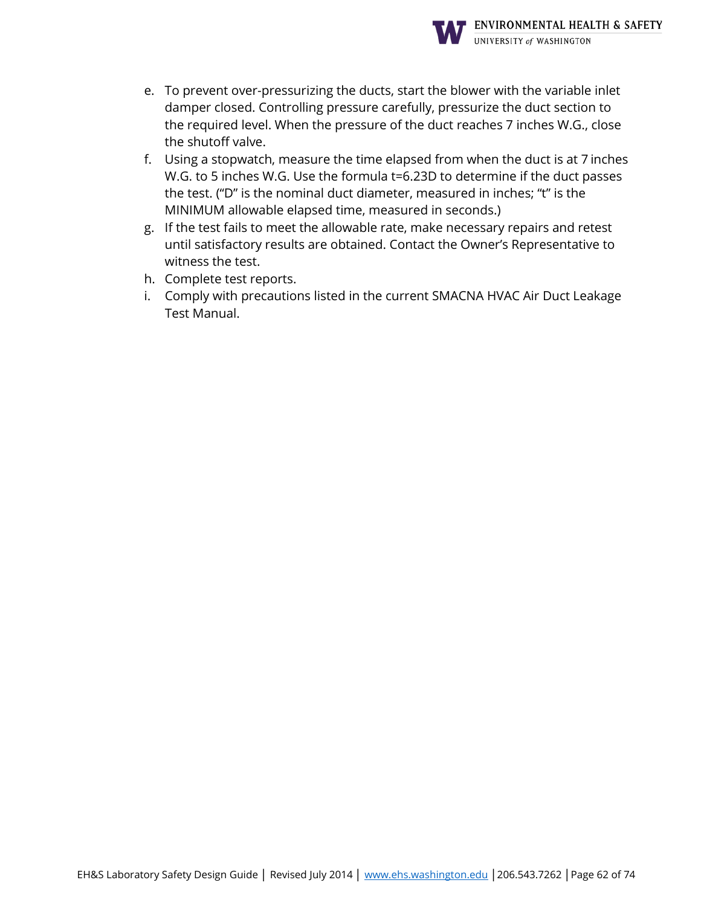e. To prevent over-pressurizing the ducts, start the blower with the variable inlet damper closed. Controlling pressure carefully, pressurize the duct section to the required level. When the pressure of the duct reaches 7 inches W.G., close the shutoff valve.
f. Using a stopwatch, measure the time elapsed from when the duct is at 7 inches W.G. to 5 inches W.G. Use the formula $t=6.23D$ to determine if the duct passes the test. ("D" is the nominal duct diameter, measured in inches; "t" is the MINIMUM allowable elapsed time, measured in seconds.)
g. If the test fails to meet the allowable rate, make necessary repairs and retest until satisfactory results are obtained. Contact the Owner's Representative to witness the test.
h. Complete test reports.
i. Comply with precautions listed in the current SMACNA HVAC Air Duct Leakage Test Manual.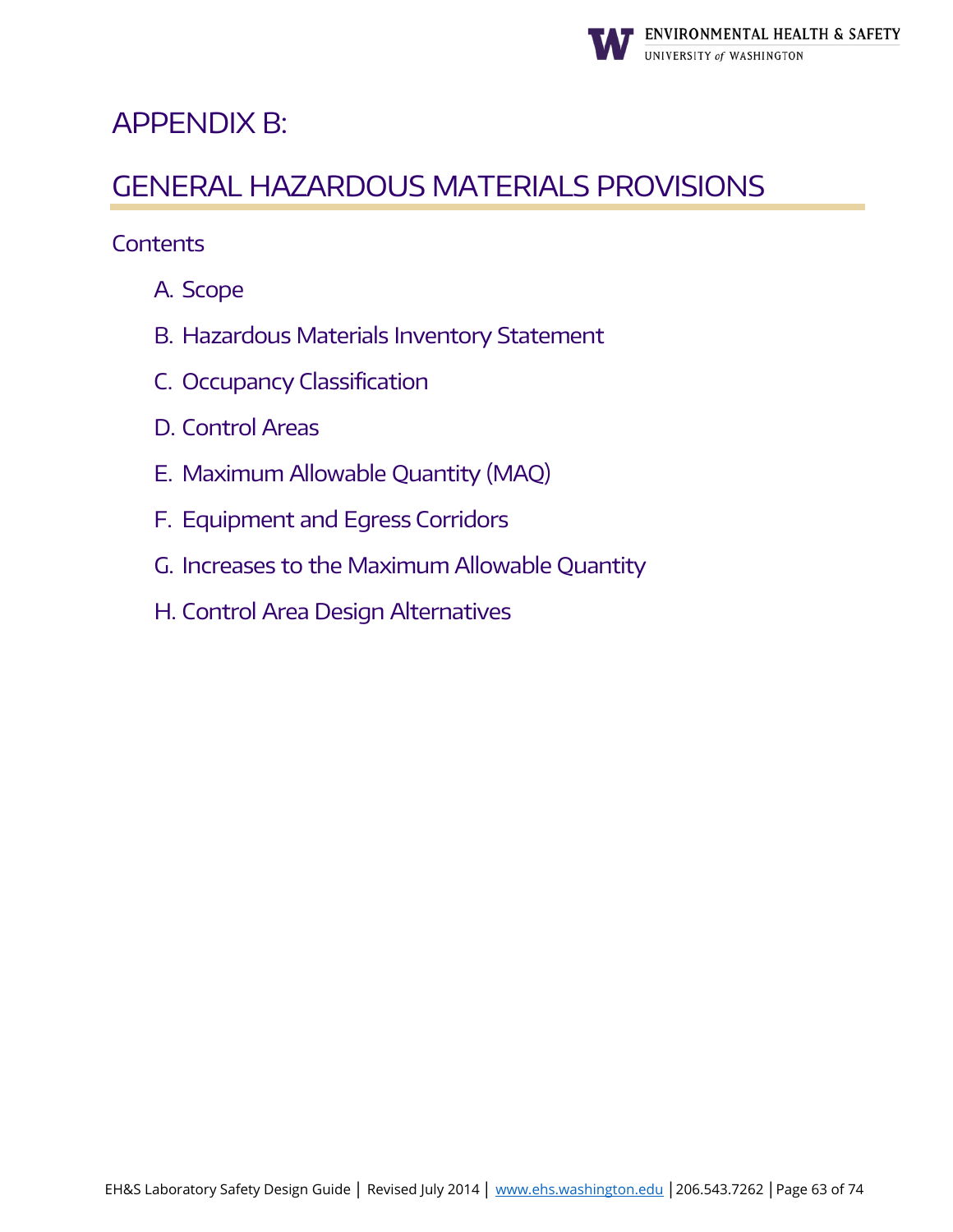# APPENDIX B:

# GENERAL HAZARDOUS MATERIALS PROVISIONS

## Contents

A. Scope

B. Hazardous Materials Inventory Statement

C. Occupancy Classification

D. Control Areas

E. Maximum Allowable Quantity (MAQ)

F. Equipment and Egress Corridors

G. Increases to the Maximum Allowable Quantity

H. Control Area Design Alternatives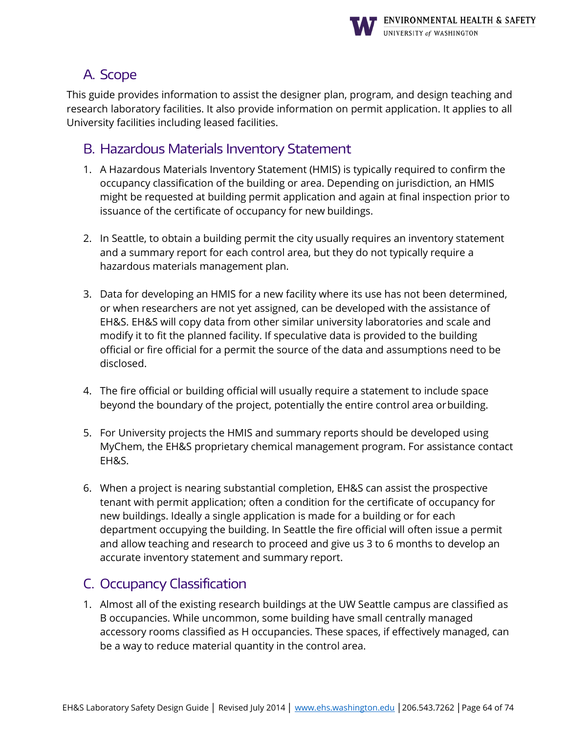## A. Scope

This guide provides information to assist the designer plan, program, and design teaching and research laboratory facilities. It also provide information on permit application. It applies to all University facilities including leased facilities.

## B. Hazardous Materials Inventory Statement

1. A Hazardous Materials Inventory Statement (HMIS) is typically required to confirm the occupancy classification of the building or area. Depending on jurisdiction, an HMIS might be requested at building permit application and again at final inspection prior to issuance of the certificate of occupancy for new buildings.

2. In Seattle, to obtain a building permit the city usually requires an inventory statement and a summary report for each control area, but they do not typically require a hazardous materials management plan.

3. Data for developing an HMIS for a new facility where its use has not been determined, or when researchers are not yet assigned, can be developed with the assistance of EH&S. EH&S will copy data from other similar university laboratories and scale and modify it to fit the planned facility. If speculative data is provided to the building official or fire official for a permit the source of the data and assumptions need to be disclosed.

4. The fire official or building official will usually require a statement to include space beyond the boundary of the project, potentially the entire control area or building.

5. For University projects the HMIS and summary reports should be developed using MyChem, the EH&S proprietary chemical management program. For assistance contact EH&S.

6. When a project is nearing substantial completion, EH&S can assist the prospective tenant with permit application; often a condition for the certificate of occupancy for new buildings. Ideally a single application is made for a building or for each department occupying the building. In Seattle the fire official will often issue a permit and allow teaching and research to proceed and give us 3 to 6 months to develop an accurate inventory statement and summary report.

## C. Occupancy Classification

1. Almost all of the existing research buildings at the UW Seattle campus are classified as B occupancies. While uncommon, some building have small centrally managed accessory rooms classified as H occupancies. These spaces, if effectively managed, can be a way to reduce material quantity in the control area.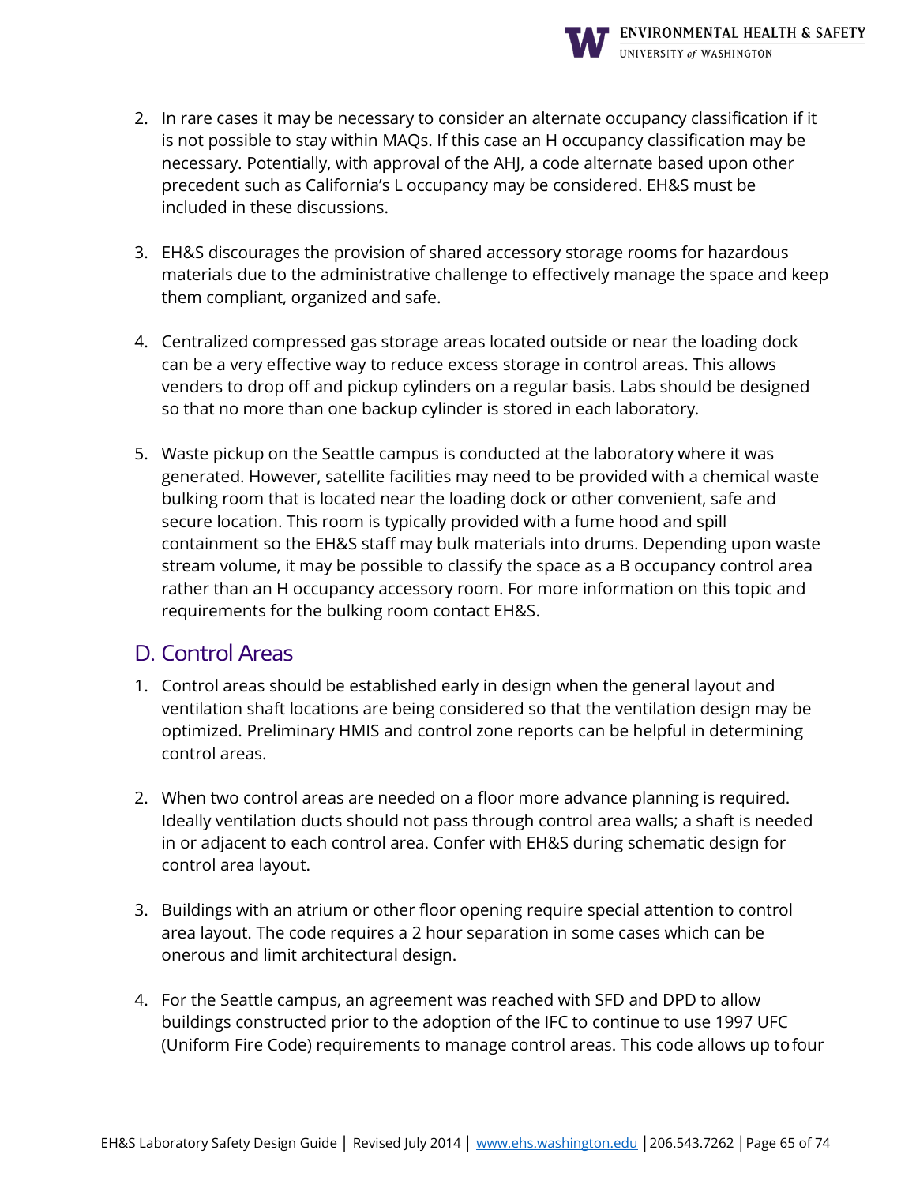2. In rare cases it may be necessary to consider an alternate occupancy classification if it is not possible to stay within MAQs. If this case an H occupancy classification may be necessary. Potentially, with approval of the AHJ, a code alternate based upon other precedent such as California's L occupancy may be considered. EH&S must be included in these discussions.

3. EH&S discourages the provision of shared accessory storage rooms for hazardous materials due to the administrative challenge to effectively manage the space and keep them compliant, organized and safe.

4. Centralized compressed gas storage areas located outside or near the loading dock can be a very effective way to reduce excess storage in control areas. This allows venders to drop off and pickup cylinders on a regular basis. Labs should be designed so that no more than one backup cylinder is stored in each laboratory.

5. Waste pickup on the Seattle campus is conducted at the laboratory where it was generated. However, satellite facilities may need to be provided with a chemical waste bulking room that is located near the loading dock or other convenient, safe and secure location. This room is typically provided with a fume hood and spill containment so the EH&S staff may bulk materials into drums. Depending upon waste stream volume, it may be possible to classify the space as a B occupancy control area rather than an H occupancy accessory room. For more information on this topic and requirements for the bulking room contact EH&S.

## D. Control Areas

1. Control areas should be established early in design when the general layout and ventilation shaft locations are being considered so that the ventilation design may be optimized. Preliminary HMIS and control zone reports can be helpful in determining control areas.

2. When two control areas are needed on a floor more advance planning is required. Ideally ventilation ducts should not pass through control area walls; a shaft is needed in or adjacent to each control area. Confer with EH&S during schematic design for control area layout.

3. Buildings with an atrium or other floor opening require special attention to control area layout. The code requires a 2 hour separation in some cases which can be onerous and limit architectural design.

4. For the Seattle campus, an agreement was reached with SFD and DPD to allow buildings constructed prior to the adoption of the IFC to continue to use 1997 UFC (Uniform Fire Code) requirements to manage control areas. This code allows up to four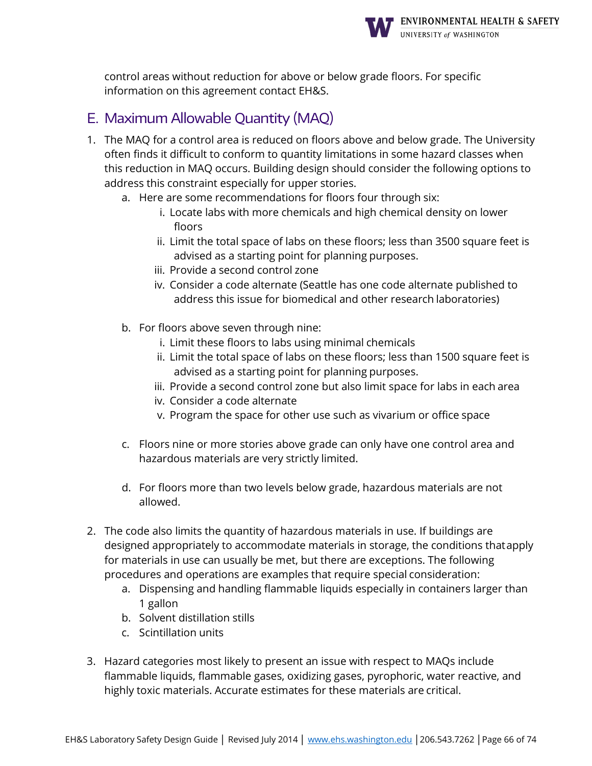control areas without reduction for above or below grade floors. For specific information on this agreement contact EH&S.

## E. Maximum Allowable Quantity (MAQ)

1. The MAQ for a control area is reduced on floors above and below grade. The University often finds it difficult to conform to quantity limitations in some hazard classes when this reduction in MAQ occurs. Building design should consider the following options to address this constraint especially for upper stories.
   a. Here are some recommendations for floors four through six:
      i. Locate labs with more chemicals and high chemical density on lower floors
      ii. Limit the total space of labs on these floors; less than 3500 square feet is advised as a starting point for planning purposes.
      iii. Provide a second control zone
      iv. Consider a code alternate (Seattle has one code alternate published to address this issue for biomedical and other research laboratories)

   b. For floors above seven through nine:
      i. Limit these floors to labs using minimal chemicals
      ii. Limit the total space of labs on these floors; less than 1500 square feet is advised as a starting point for planning purposes.
      iii. Provide a second control zone but also limit space for labs in each area
      iv. Consider a code alternate
      v. Program the space for other use such as vivarium or office space

   c. Floors nine or more stories above grade can only have one control area and hazardous materials are very strictly limited.

   d. For floors more than two levels below grade, hazardous materials are not allowed.

2. The code also limits the quantity of hazardous materials in use. If buildings are designed appropriately to accommodate materials in storage, the conditions that apply for materials in use can usually be met, but there are exceptions. The following procedures and operations are examples that require special consideration:
   a. Dispensing and handling flammable liquids especially in containers larger than 1 gallon
   b. Solvent distillation stills
   c. Scintillation units

3. Hazard categories most likely to present an issue with respect to MAQs include flammable liquids, flammable gases, oxidizing gases, pyrophoric, water reactive, and highly toxic materials. Accurate estimates for these materials are critical.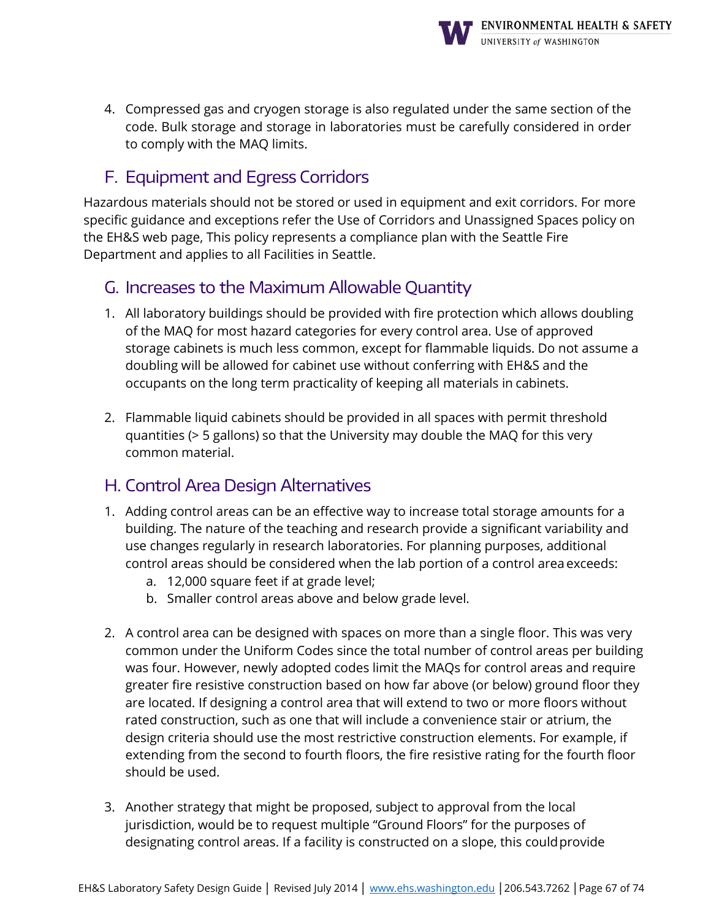4. Compressed gas and cryogen storage is also regulated under the same section of the code. Bulk storage and storage in laboratories must be carefully considered in order to comply with the MAQ limits.

## F. Equipment and Egress Corridors

Hazardous materials should not be stored or used in equipment and exit corridors. For more specific guidance and exceptions refer the Use of Corridors and Unassigned Spaces policy on the EH&S web page, This policy represents a compliance plan with the Seattle Fire Department and applies to all Facilities in Seattle.

## G. Increases to the Maximum Allowable Quantity

1. All laboratory buildings should be provided with fire protection which allows doubling of the MAQ for most hazard categories for every control area. Use of approved storage cabinets is much less common, except for flammable liquids. Do not assume a doubling will be allowed for cabinet use without conferring with EH&S and the occupants on the long term practicality of keeping all materials in cabinets.

2. Flammable liquid cabinets should be provided in all spaces with permit threshold quantities (> 5 gallons) so that the University may double the MAQ for this very common material.

## H. Control Area Design Alternatives

1. Adding control areas can be an effective way to increase total storage amounts for a building. The nature of the teaching and research provide a significant variability and use changes regularly in research laboratories. For planning purposes, additional control areas should be considered when the lab portion of a control area exceeds:
   a. 12,000 square feet if at grade level;
   b. Smaller control areas above and below grade level.

2. A control area can be designed with spaces on more than a single floor. This was very common under the Uniform Codes since the total number of control areas per building was four. However, newly adopted codes limit the MAQs for control areas and require greater fire resistive construction based on how far above (or below) ground floor they are located. If designing a control area that will extend to two or more floors without rated construction, such as one that will include a convenience stair or atrium, the design criteria should use the most restrictive construction elements. For example, if extending from the second to fourth floors, the fire resistive rating for the fourth floor should be used.

3. Another strategy that might be proposed, subject to approval from the local jurisdiction, would be to request multiple "Ground Floors" for the purposes of designating control areas. If a facility is constructed on a slope, this could provide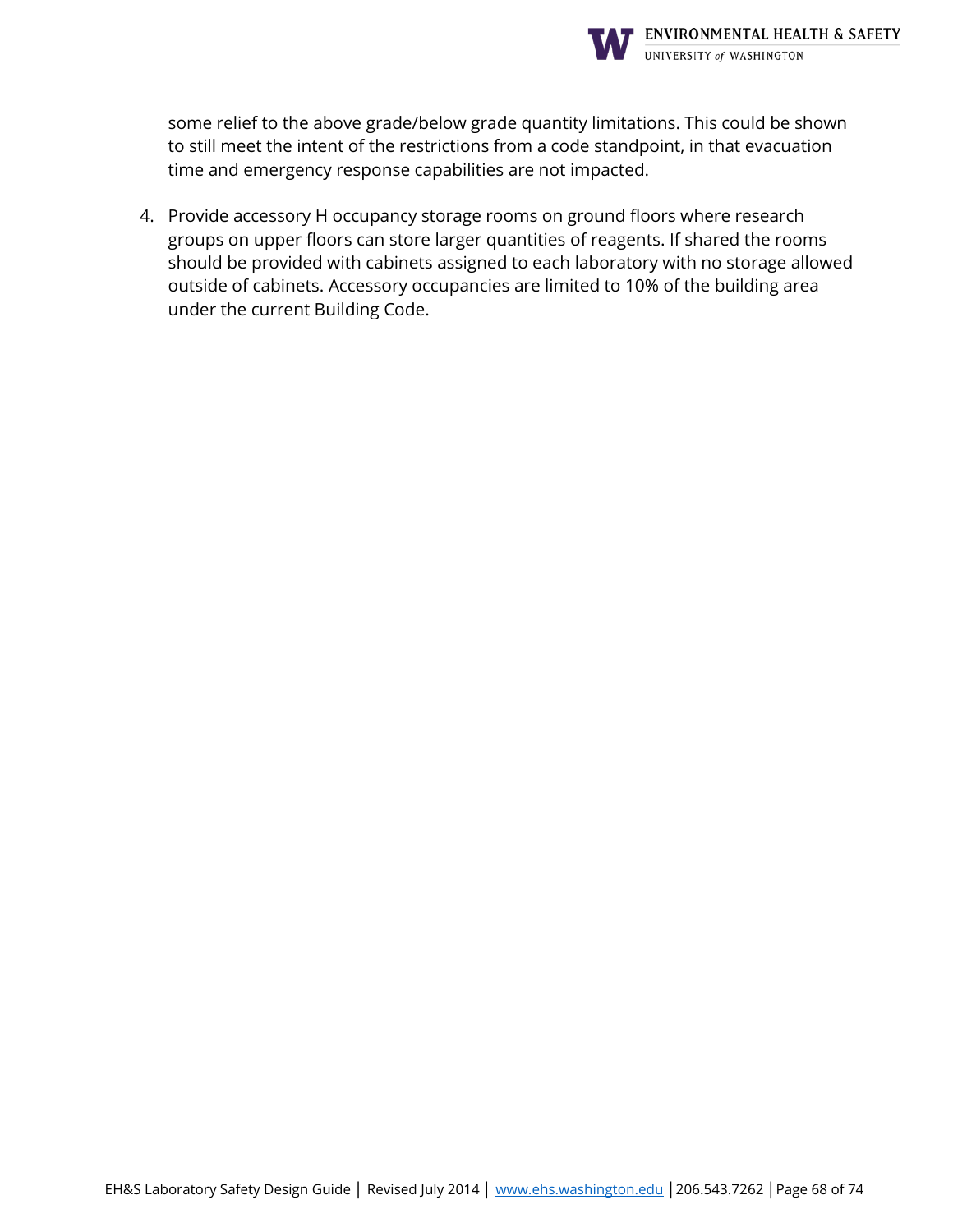some relief to the above grade/below grade quantity limitations. This could be shown to still meet the intent of the restrictions from a code standpoint, in that evacuation time and emergency response capabilities are not impacted.

4. Provide accessory H occupancy storage rooms on ground floors where research groups on upper floors can store larger quantities of reagents. If shared the rooms should be provided with cabinets assigned to each laboratory with no storage allowed outside of cabinets. Accessory occupancies are limited to 10% of the building area under the current Building Code.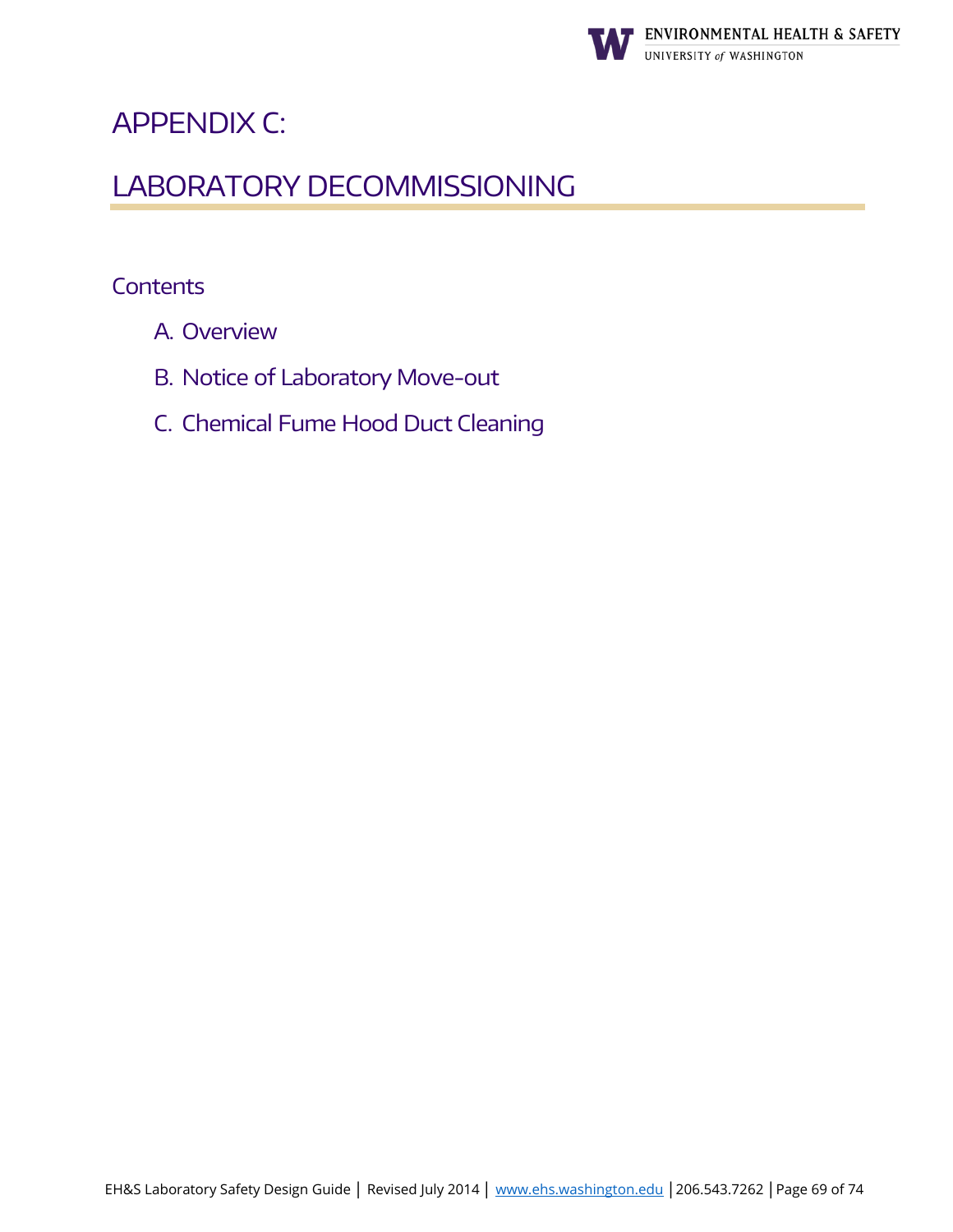# APPENDIX C:

# LABORATORY DECOMMISSIONING

## Contents

A. Overview

B. Notice of Laboratory Move-out

C. Chemical Fume Hood Duct Cleaning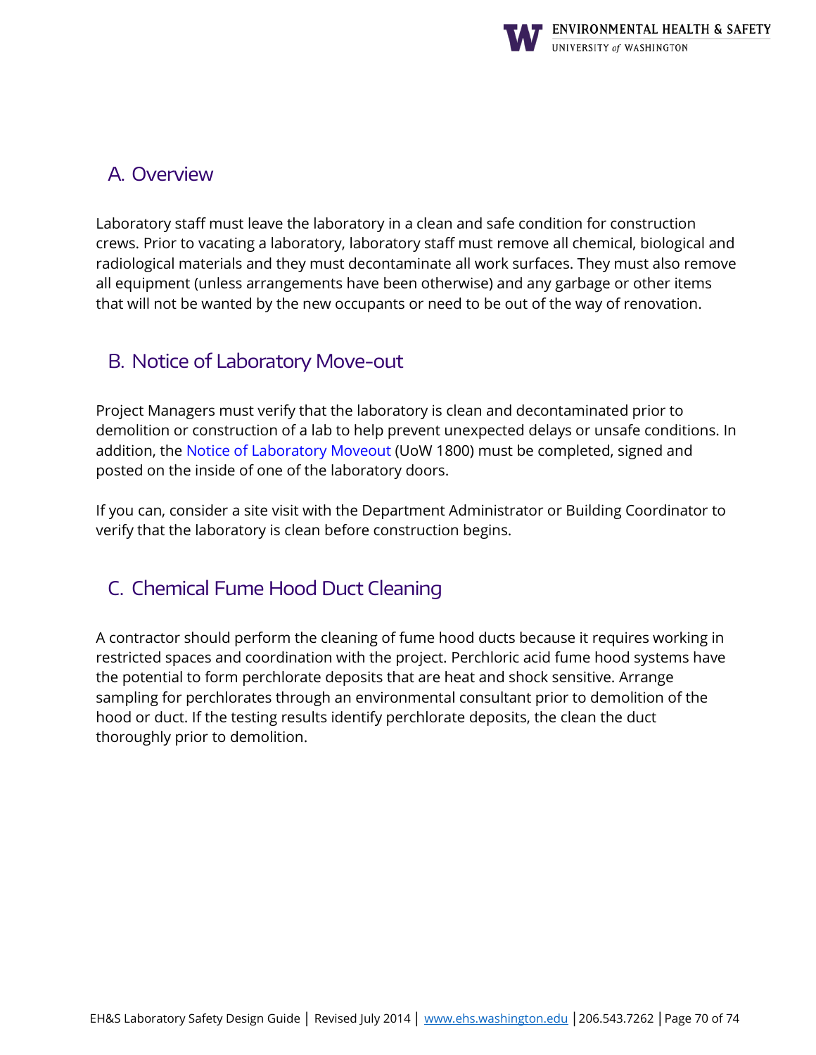## A. Overview

Laboratory staff must leave the laboratory in a clean and safe condition for construction crews. Prior to vacating a laboratory, laboratory staff must remove all chemical, biological and radiological materials and they must decontaminate all work surfaces. They must also remove all equipment (unless arrangements have been otherwise) and any garbage or other items that will not be wanted by the new occupants or need to be out of the way of renovation.

## B. Notice of Laboratory Move-out

Project Managers must verify that the laboratory is clean and decontaminated prior to demolition or construction of a lab to help prevent unexpected delays or unsafe conditions. In addition, the Notice of Laboratory Moveout (UoW 1800) must be completed, signed and posted on the inside of one of the laboratory doors.

If you can, consider a site visit with the Department Administrator or Building Coordinator to verify that the laboratory is clean before construction begins.

## C. Chemical Fume Hood Duct Cleaning

A contractor should perform the cleaning of fume hood ducts because it requires working in restricted spaces and coordination with the project. Perchloric acid fume hood systems have the potential to form perchlorate deposits that are heat and shock sensitive. Arrange sampling for perchlorates through an environmental consultant prior to demolition of the hood or duct. If the testing results identify perchlorate deposits, the clean the duct thoroughly prior to demolition.